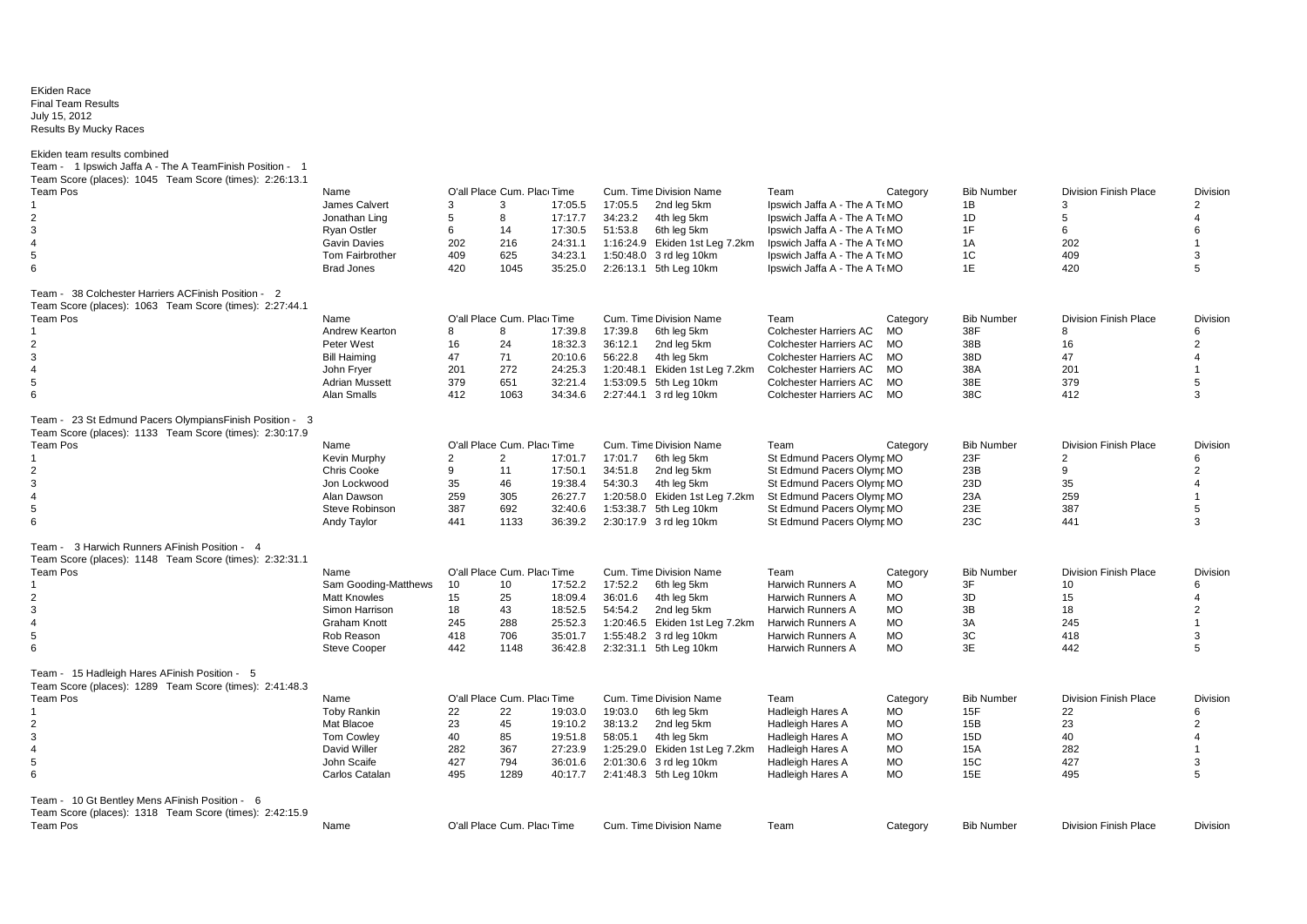EKiden Race
Final Team Results
July 15, 2012
Results By Mucky Races

Ekiden team results combined

Team - 1 Ipswich Jaffa A - The A TeamFinish Position - 1
Team Score (places): 1045 Team Score (times): 2:26:13.1

| Team Pos | Name | O'all Place | Cum. Place | Time | Cum. Time | Division Name | Team | Category | Bib Number | Division Finish Place | Division |
|---|---|---|---|---|---|---|---|---|---|---|---|
| 1 | James Calvert | 3 | 3 | 17:05.5 | 17:05.5 | 2nd leg 5km | Ipswich Jaffa A - The A Te | MO | 1B | 3 | 2 |
| 2 | Jonathan Ling | 5 | 8 | 17:17.7 | 34:23.2 | 4th leg 5km | Ipswich Jaffa A - The A Te | MO | 1D | 5 | 4 |
| 3 | Ryan Ostler | 6 | 14 | 17:30.5 | 51:53.8 | 6th leg 5km | Ipswich Jaffa A - The A Te | MO | 1F | 6 | 6 |
| 4 | Gavin Davies | 202 | 216 | 24:31.1 | 1:16:24.9 | Ekiden 1st Leg 7.2km | Ipswich Jaffa A - The A Te | MO | 1A | 202 | 1 |
| 5 | Tom Fairbrother | 409 | 625 | 34:23.1 | 1:50:48.0 | 3 rd leg 10km | Ipswich Jaffa A - The A Te | MO | 1C | 409 | 3 |
| 6 | Brad Jones | 420 | 1045 | 35:25.0 | 2:26:13.1 | 5th Leg 10km | Ipswich Jaffa A - The A Te | MO | 1E | 420 | 5 |

Team - 38 Colchester Harriers ACFinish Position - 2
Team Score (places): 1063 Team Score (times): 2:27:44.1

| Team Pos | Name | O'all Place | Cum. Place | Time | Cum. Time | Division Name | Team | Category | Bib Number | Division Finish Place | Division |
|---|---|---|---|---|---|---|---|---|---|---|---|
| 1 | Andrew Kearton | 8 | 8 | 17:39.8 | 17:39.8 | 6th leg 5km | Colchester Harriers AC | MO | 38F | 8 | 6 |
| 2 | Peter West | 16 | 24 | 18:32.3 | 36:12.1 | 2nd leg 5km | Colchester Harriers AC | MO | 38B | 16 | 2 |
| 3 | Bill Haiming | 47 | 71 | 20:10.6 | 56:22.8 | 4th leg 5km | Colchester Harriers AC | MO | 38D | 47 | 4 |
| 4 | John Fryer | 201 | 272 | 24:25.3 | 1:20:48.1 | Ekiden 1st Leg 7.2km | Colchester Harriers AC | MO | 38A | 201 | 1 |
| 5 | Adrian Mussett | 379 | 651 | 32:21.4 | 1:53:09.5 | 5th Leg 10km | Colchester Harriers AC | MO | 38E | 379 | 5 |
| 6 | Alan Smalls | 412 | 1063 | 34:34.6 | 2:27:44.1 | 3 rd leg 10km | Colchester Harriers AC | MO | 38C | 412 | 3 |

Team - 23 St Edmund Pacers OlympiansFinish Position - 3
Team Score (places): 1133 Team Score (times): 2:30:17.9

| Team Pos | Name | O'all Place | Cum. Place | Time | Cum. Time | Division Name | Team | Category | Bib Number | Division Finish Place | Division |
|---|---|---|---|---|---|---|---|---|---|---|---|
| 1 | Kevin Murphy | 2 | 2 | 17:01.7 | 17:01.7 | 6th leg 5km | St Edmund Pacers Olymp | MO | 23F | 2 | 6 |
| 2 | Chris Cooke | 9 | 11 | 17:50.1 | 34:51.8 | 2nd leg 5km | St Edmund Pacers Olymp | MO | 23B | 9 | 2 |
| 3 | Jon Lockwood | 35 | 46 | 19:38.4 | 54:30.3 | 4th leg 5km | St Edmund Pacers Olymp | MO | 23D | 35 | 4 |
| 4 | Alan Dawson | 259 | 305 | 26:27.7 | 1:20:58.0 | Ekiden 1st Leg 7.2km | St Edmund Pacers Olymp | MO | 23A | 259 | 1 |
| 5 | Steve Robinson | 387 | 692 | 32:40.6 | 1:53:38.7 | 5th Leg 10km | St Edmund Pacers Olymp | MO | 23E | 387 | 5 |
| 6 | Andy Taylor | 441 | 1133 | 36:39.2 | 2:30:17.9 | 3 rd leg 10km | St Edmund Pacers Olymp | MO | 23C | 441 | 3 |

Team - 3 Harwich Runners AFinish Position - 4
Team Score (places): 1148 Team Score (times): 2:32:31.1

| Team Pos | Name | O'all Place | Cum. Place | Time | Cum. Time | Division Name | Team | Category | Bib Number | Division Finish Place | Division |
|---|---|---|---|---|---|---|---|---|---|---|---|
| 1 | Sam Gooding-Matthews | 10 | 10 | 17:52.2 | 17:52.2 | 6th leg 5km | Harwich Runners A | MO | 3F | 10 | 6 |
| 2 | Matt Knowles | 15 | 25 | 18:09.4 | 36:01.6 | 4th leg 5km | Harwich Runners A | MO | 3D | 15 | 4 |
| 3 | Simon Harrison | 18 | 43 | 18:52.5 | 54:54.2 | 2nd leg 5km | Harwich Runners A | MO | 3B | 18 | 2 |
| 4 | Graham Knott | 245 | 288 | 25:52.3 | 1:20:46.5 | Ekiden 1st Leg 7.2km | Harwich Runners A | MO | 3A | 245 | 1 |
| 5 | Rob Reason | 418 | 706 | 35:01.7 | 1:55:48.2 | 3 rd leg 10km | Harwich Runners A | MO | 3C | 418 | 3 |
| 6 | Steve Cooper | 442 | 1148 | 36:42.8 | 2:32:31.1 | 5th Leg 10km | Harwich Runners A | MO | 3E | 442 | 5 |

Team - 15 Hadleigh Hares AFinish Position - 5
Team Score (places): 1289 Team Score (times): 2:41:48.3

| Team Pos | Name | O'all Place | Cum. Place | Time | Cum. Time | Division Name | Team | Category | Bib Number | Division Finish Place | Division |
|---|---|---|---|---|---|---|---|---|---|---|---|
| 1 | Toby Rankin | 22 | 22 | 19:03.0 | 19:03.0 | 6th leg 5km | Hadleigh Hares A | MO | 15F | 22 | 6 |
| 2 | Mat Blacoe | 23 | 45 | 19:10.2 | 38:13.2 | 2nd leg 5km | Hadleigh Hares A | MO | 15B | 23 | 2 |
| 3 | Tom Cowley | 40 | 85 | 19:51.8 | 58:05.1 | 4th leg 5km | Hadleigh Hares A | MO | 15D | 40 | 4 |
| 4 | David Willer | 282 | 367 | 27:23.9 | 1:25:29.0 | Ekiden 1st Leg 7.2km | Hadleigh Hares A | MO | 15A | 282 | 1 |
| 5 | John Scaife | 427 | 794 | 36:01.6 | 2:01:30.6 | 3 rd leg 10km | Hadleigh Hares A | MO | 15C | 427 | 3 |
| 6 | Carlos Catalan | 495 | 1289 | 40:17.7 | 2:41:48.3 | 5th Leg 10km | Hadleigh Hares A | MO | 15E | 495 | 5 |

Team - 10 Gt Bentley Mens AFinish Position - 6
Team Score (places): 1318 Team Score (times): 2:42:15.9

| Team Pos | Name | O'all Place | Cum. Place | Time | Cum. Time | Division Name | Team | Category | Bib Number | Division Finish Place | Division |
|---|---|---|---|---|---|---|---|---|---|---|---|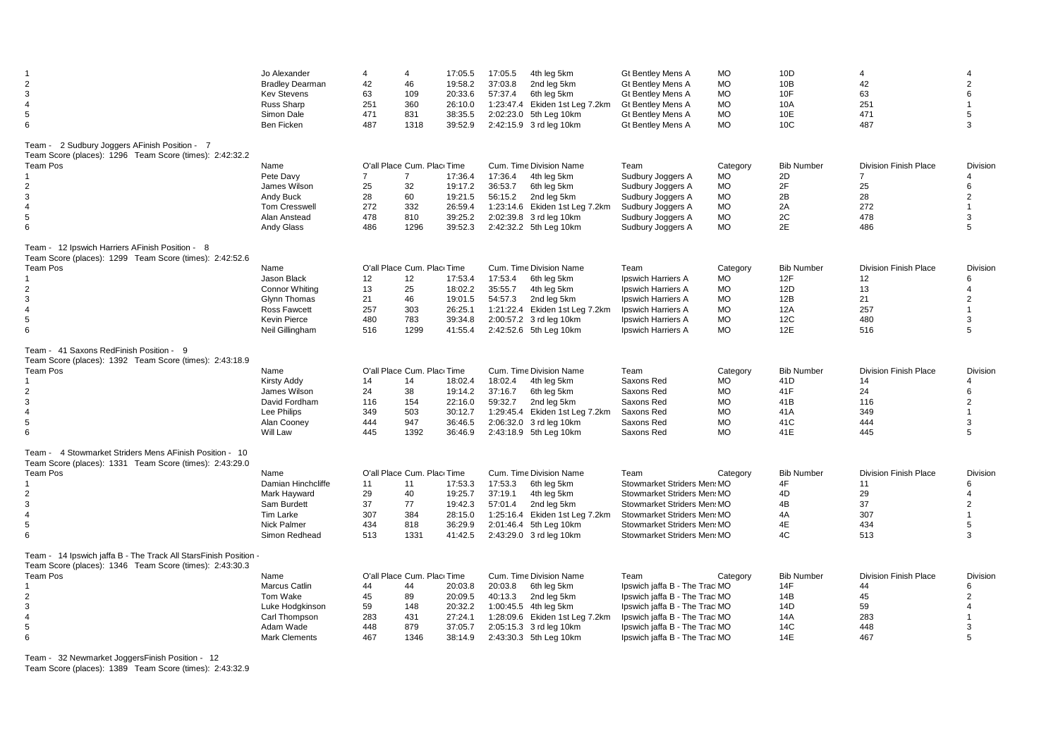| | | | | | | | | | | | | |
|---|---|---|---|---|---|---|---|---|---|---|---|---|
| 1 | Jo Alexander | 4 | 4 | 17:05.5 | 17:05.5 | 4th leg 5km | Gt Bentley Mens A | MO | 10D | 4 | 4 |
| 2 | Bradley Dearman | 42 | 46 | 19:58.2 | 37:03.8 | 2nd leg 5km | Gt Bentley Mens A | MO | 10B | 42 | 2 |
| 3 | Kev Stevens | 63 | 109 | 20:33.6 | 57:37.4 | 6th leg 5km | Gt Bentley Mens A | MO | 10F | 63 | 6 |
| 4 | Russ Sharp | 251 | 360 | 26:10.0 | 1:23:47.4 | Ekiden 1st Leg 7.2km | Gt Bentley Mens A | MO | 10A | 251 | 1 |
| 5 | Simon Dale | 471 | 831 | 38:35.5 | 2:02:23.0 | 5th Leg 10km | Gt Bentley Mens A | MO | 10E | 471 | 5 |
| 6 | Ben Ficken | 487 | 1318 | 39:52.9 | 2:42:15.9 | 3 rd leg 10km | Gt Bentley Mens A | MO | 10C | 487 | 3 |

Team - 2 Sudbury Joggers AFinish Position - 7
Team Score (places): 1296 Team Score (times): 2:42:32.2

| Team Pos | Name | O'all Place | Cum. Place | Time | Cum. Time | Division Name | Team | Category | Bib Number | Division Finish Place | Division |
|---|---|---|---|---|---|---|---|---|---|---|---|
| 1 | Pete Davy | 7 | 7 | 17:36.4 | 17:36.4 | 4th leg 5km | Sudbury Joggers A | MO | 2D | 7 | 4 |
| 2 | James Wilson | 25 | 32 | 19:17.2 | 36:53.7 | 6th leg 5km | Sudbury Joggers A | MO | 2F | 25 | 6 |
| 3 | Andy Buck | 28 | 60 | 19:21.5 | 56:15.2 | 2nd leg 5km | Sudbury Joggers A | MO | 2B | 28 | 2 |
| 4 | Tom Cresswell | 272 | 332 | 26:59.4 | 1:23:14.6 | Ekiden 1st Leg 7.2km | Sudbury Joggers A | MO | 2A | 272 | 1 |
| 5 | Alan Anstead | 478 | 810 | 39:25.2 | 2:02:39.8 | 3 rd leg 10km | Sudbury Joggers A | MO | 2C | 478 | 3 |
| 6 | Andy Glass | 486 | 1296 | 39:52.3 | 2:42:32.2 | 5th Leg 10km | Sudbury Joggers A | MO | 2E | 486 | 5 |

Team - 12 Ipswich Harriers AFinish Position - 8
Team Score (places): 1299 Team Score (times): 2:42:52.6

| Team Pos | Name | O'all Place | Cum. Place | Time | Cum. Time | Division Name | Team | Category | Bib Number | Division Finish Place | Division |
|---|---|---|---|---|---|---|---|---|---|---|---|
| 1 | Jason Black | 12 | 12 | 17:53.4 | 17:53.4 | 6th leg 5km | Ipswich Harriers A | MO | 12F | 12 | 6 |
| 2 | Connor Whiting | 13 | 25 | 18:02.2 | 35:55.7 | 4th leg 5km | Ipswich Harriers A | MO | 12D | 13 | 4 |
| 3 | Glynn Thomas | 21 | 46 | 19:01.5 | 54:57.3 | 2nd leg 5km | Ipswich Harriers A | MO | 12B | 21 | 2 |
| 4 | Ross Fawcett | 257 | 303 | 26:25.1 | 1:21:22.4 | Ekiden 1st Leg 7.2km | Ipswich Harriers A | MO | 12A | 257 | 1 |
| 5 | Kevin Pierce | 480 | 783 | 39:34.8 | 2:00:57.2 | 3 rd leg 10km | Ipswich Harriers A | MO | 12C | 480 | 3 |
| 6 | Neil Gillingham | 516 | 1299 | 41:55.4 | 2:42:52.6 | 5th Leg 10km | Ipswich Harriers A | MO | 12E | 516 | 5 |

Team - 41 Saxons RedFinish Position - 9
Team Score (places): 1392 Team Score (times): 2:43:18.9

| Team Pos | Name | O'all Place | Cum. Place | Time | Cum. Time | Division Name | Team | Category | Bib Number | Division Finish Place | Division |
|---|---|---|---|---|---|---|---|---|---|---|---|
| 1 | Kirsty Addy | 14 | 14 | 18:02.4 | 18:02.4 | 4th leg 5km | Saxons Red | MO | 41D | 14 | 4 |
| 2 | James Wilson | 24 | 38 | 19:14.2 | 37:16.7 | 6th leg 5km | Saxons Red | MO | 41F | 24 | 6 |
| 3 | David Fordham | 116 | 154 | 22:16.0 | 59:32.7 | 2nd leg 5km | Saxons Red | MO | 41B | 116 | 2 |
| 4 | Lee Philips | 349 | 503 | 30:12.7 | 1:29:45.4 | Ekiden 1st Leg 7.2km | Saxons Red | MO | 41A | 349 | 1 |
| 5 | Alan Cooney | 444 | 947 | 36:46.5 | 2:06:32.0 | 3 rd leg 10km | Saxons Red | MO | 41C | 444 | 3 |
| 6 | Will Law | 445 | 1392 | 36:46.9 | 2:43:18.9 | 5th Leg 10km | Saxons Red | MO | 41E | 445 | 5 |

Team - 4 Stowmarket Striders Mens AFinish Position - 10
Team Score (places): 1331 Team Score (times): 2:43:29.0

| Team Pos | Name | O'all Place | Cum. Place | Time | Cum. Time | Division Name | Team | Category | Bib Number | Division Finish Place | Division |
|---|---|---|---|---|---|---|---|---|---|---|---|
| 1 | Damian Hinchcliffe | 11 | 11 | 17:53.3 | 17:53.3 | 6th leg 5km | Stowmarket Striders Mens | MO | 4F | 11 | 6 |
| 2 | Mark Hayward | 29 | 40 | 19:25.7 | 37:19.1 | 4th leg 5km | Stowmarket Striders Mens | MO | 4D | 29 | 4 |
| 3 | Sam Burdett | 37 | 77 | 19:42.3 | 57:01.4 | 2nd leg 5km | Stowmarket Striders Mens | MO | 4B | 37 | 2 |
| 4 | Tim Larke | 307 | 384 | 28:15.0 | 1:25:16.4 | Ekiden 1st Leg 7.2km | Stowmarket Striders Mens | MO | 4A | 307 | 1 |
| 5 | Nick Palmer | 434 | 818 | 36:29.9 | 2:01:46.4 | 5th Leg 10km | Stowmarket Striders Mens | MO | 4E | 434 | 5 |
| 6 | Simon Redhead | 513 | 1331 | 41:42.5 | 2:43:29.0 | 3 rd leg 10km | Stowmarket Striders Mens | MO | 4C | 513 | 3 |

Team - 14 Ipswich jaffa B - The Track All StarsFinish Position -
Team Score (places): 1346 Team Score (times): 2:43:30.3

| Team Pos | Name | O'all Place | Cum. Place | Time | Cum. Time | Division Name | Team | Category | Bib Number | Division Finish Place | Division |
|---|---|---|---|---|---|---|---|---|---|---|---|
| 1 | Marcus Catlin | 44 | 44 | 20:03.8 | 20:03.8 | 6th leg 5km | Ipswich jaffa B - The Trac | MO | 14F | 44 | 6 |
| 2 | Tom Wake | 45 | 89 | 20:09.5 | 40:13.3 | 2nd leg 5km | Ipswich jaffa B - The Trac | MO | 14B | 45 | 2 |
| 3 | Luke Hodgkinson | 59 | 148 | 20:32.2 | 1:00:45.5 | 4th leg 5km | Ipswich jaffa B - The Trac | MO | 14D | 59 | 4 |
| 4 | Carl Thompson | 283 | 431 | 27:24.1 | 1:28:09.6 | Ekiden 1st Leg 7.2km | Ipswich jaffa B - The Trac | MO | 14A | 283 | 1 |
| 5 | Adam Wade | 448 | 879 | 37:05.7 | 2:05:15.3 | 3 rd leg 10km | Ipswich jaffa B - The Trac | MO | 14C | 448 | 3 |
| 6 | Mark Clements | 467 | 1346 | 38:14.9 | 2:43:30.3 | 5th Leg 10km | Ipswich jaffa B - The Trac | MO | 14E | 467 | 5 |

Team - 32 Newmarket JoggersFinish Position - 12
Team Score (places): 1389 Team Score (times): 2:43:32.9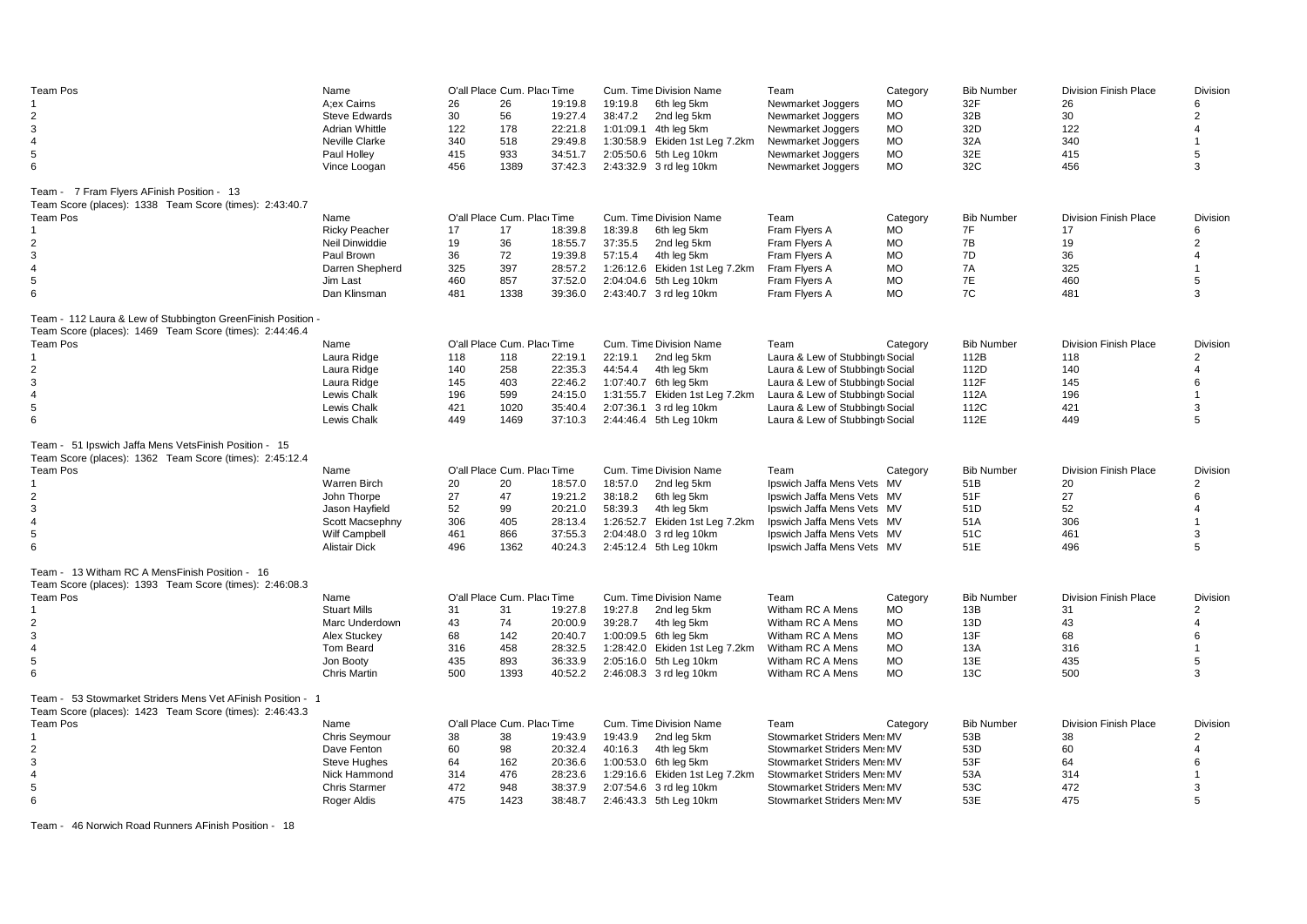| Team Pos | Name | O'all Place | Cum. Place | Time | Cum. Time | Division Name | Team | Category | Bib Number | Division Finish Place | Division |
|---|---|---|---|---|---|---|---|---|---|---|---|
| 1 | A;ex Cairns | 26 | 26 | 19:19.8 | 19:19.8 | 6th leg 5km | Newmarket Joggers | MO | 32F | 26 | 6 |
| 2 | Steve Edwards | 30 | 56 | 19:27.4 | 38:47.2 | 2nd leg 5km | Newmarket Joggers | MO | 32B | 30 | 2 |
| 3 | Adrian Whittle | 122 | 178 | 22:21.8 | 1:01:09.1 | 4th leg 5km | Newmarket Joggers | MO | 32D | 122 | 4 |
| 4 | Neville Clarke | 340 | 518 | 29:49.8 | 1:30:58.9 | Ekiden 1st Leg 7.2km | Newmarket Joggers | MO | 32A | 340 | 1 |
| 5 | Paul Holley | 415 | 933 | 34:51.7 | 2:05:50.6 | 5th Leg 10km | Newmarket Joggers | MO | 32E | 415 | 5 |
| 6 | Vince Loogan | 456 | 1389 | 37:42.3 | 2:43:32.9 | 3 rd leg 10km | Newmarket Joggers | MO | 32C | 456 | 3 |

Team - 7 Fram Flyers AFinish Position - 13
Team Score (places): 1338 Team Score (times): 2:43:40.7

| Team Pos | Name | O'all Place | Cum. Place | Time | Cum. Time | Division Name | Team | Category | Bib Number | Division Finish Place | Division |
|---|---|---|---|---|---|---|---|---|---|---|---|
| 1 | Ricky Peacher | 17 | 17 | 18:39.8 | 18:39.8 | 6th leg 5km | Fram Flyers A | MO | 7F | 17 | 6 |
| 2 | Neil Dinwiddie | 19 | 36 | 18:55.7 | 37:35.5 | 2nd leg 5km | Fram Flyers A | MO | 7B | 19 | 2 |
| 3 | Paul Brown | 36 | 72 | 19:39.8 | 57:15.4 | 4th leg 5km | Fram Flyers A | MO | 7D | 36 | 4 |
| 4 | Darren Shepherd | 325 | 397 | 28:57.2 | 1:26:12.6 | Ekiden 1st Leg 7.2km | Fram Flyers A | MO | 7A | 325 | 1 |
| 5 | Jim Last | 460 | 857 | 37:52.0 | 2:04:04.6 | 5th Leg 10km | Fram Flyers A | MO | 7E | 460 | 5 |
| 6 | Dan Klinsman | 481 | 1338 | 39:36.0 | 2:43:40.7 | 3 rd leg 10km | Fram Flyers A | MO | 7C | 481 | 3 |

Team - 112 Laura & Lew of Stubbington GreenFinish Position -
Team Score (places): 1469 Team Score (times): 2:44:46.4

| Team Pos | Name | O'all Place | Cum. Place | Time | Cum. Time | Division Name | Team | Category | Bib Number | Division Finish Place | Division |
|---|---|---|---|---|---|---|---|---|---|---|---|
| 1 | Laura Ridge | 118 | 118 | 22:19.1 | 22:19.1 | 2nd leg 5km | Laura & Lew of Stubbingt | Social | 112B | 118 | 2 |
| 2 | Laura Ridge | 140 | 258 | 22:35.3 | 44:54.4 | 4th leg 5km | Laura & Lew of Stubbingt | Social | 112D | 140 | 4 |
| 3 | Laura Ridge | 145 | 403 | 22:46.2 | 1:07:40.7 | 6th leg 5km | Laura & Lew of Stubbingt | Social | 112F | 145 | 6 |
| 4 | Lewis Chalk | 196 | 599 | 24:15.0 | 1:31:55.7 | Ekiden 1st Leg 7.2km | Laura & Lew of Stubbingt | Social | 112A | 196 | 1 |
| 5 | Lewis Chalk | 421 | 1020 | 35:40.4 | 2:07:36.1 | 3 rd leg 10km | Laura & Lew of Stubbingt | Social | 112C | 421 | 3 |
| 6 | Lewis Chalk | 449 | 1469 | 37:10.3 | 2:44:46.4 | 5th Leg 10km | Laura & Lew of Stubbingt | Social | 112E | 449 | 5 |

Team - 51 Ipswich Jaffa Mens VetsFinish Position - 15
Team Score (places): 1362 Team Score (times): 2:45:12.4

| Team Pos | Name | O'all Place | Cum. Place | Time | Cum. Time | Division Name | Team | Category | Bib Number | Division Finish Place | Division |
|---|---|---|---|---|---|---|---|---|---|---|---|
| 1 | Warren Birch | 20 | 20 | 18:57.0 | 18:57.0 | 2nd leg 5km | Ipswich Jaffa Mens Vets | MV | 51B | 20 | 2 |
| 2 | John Thorpe | 27 | 47 | 19:21.2 | 38:18.2 | 6th leg 5km | Ipswich Jaffa Mens Vets | MV | 51F | 27 | 6 |
| 3 | Jason Hayfield | 52 | 99 | 20:21.0 | 58:39.3 | 4th leg 5km | Ipswich Jaffa Mens Vets | MV | 51D | 52 | 4 |
| 4 | Scott Macsephny | 306 | 405 | 28:13.4 | 1:26:52.7 | Ekiden 1st Leg 7.2km | Ipswich Jaffa Mens Vets | MV | 51A | 306 | 1 |
| 5 | Wilf Campbell | 461 | 866 | 37:55.3 | 2:04:48.0 | 3 rd leg 10km | Ipswich Jaffa Mens Vets | MV | 51C | 461 | 3 |
| 6 | Alistair Dick | 496 | 1362 | 40:24.3 | 2:45:12.4 | 5th Leg 10km | Ipswich Jaffa Mens Vets | MV | 51E | 496 | 5 |

Team - 13 Witham RC A MensFinish Position - 16
Team Score (places): 1393 Team Score (times): 2:46:08.3

| Team Pos | Name | O'all Place | Cum. Place | Time | Cum. Time | Division Name | Team | Category | Bib Number | Division Finish Place | Division |
|---|---|---|---|---|---|---|---|---|---|---|---|
| 1 | Stuart Mills | 31 | 31 | 19:27.8 | 19:27.8 | 2nd leg 5km | Witham RC A Mens | MO | 13B | 31 | 2 |
| 2 | Marc Underdown | 43 | 74 | 20:00.9 | 39:28.7 | 4th leg 5km | Witham RC A Mens | MO | 13D | 43 | 4 |
| 3 | Alex Stuckey | 68 | 142 | 20:40.7 | 1:00:09.5 | 6th leg 5km | Witham RC A Mens | MO | 13F | 68 | 6 |
| 4 | Tom Beard | 316 | 458 | 28:32.5 | 1:28:42.0 | Ekiden 1st Leg 7.2km | Witham RC A Mens | MO | 13A | 316 | 1 |
| 5 | Jon Booty | 435 | 893 | 36:33.9 | 2:05:16.0 | 5th Leg 10km | Witham RC A Mens | MO | 13E | 435 | 5 |
| 6 | Chris Martin | 500 | 1393 | 40:52.2 | 2:46:08.3 | 3 rd leg 10km | Witham RC A Mens | MO | 13C | 500 | 3 |

Team - 53 Stowmarket Striders Mens Vet AFinish Position - 1
Team Score (places): 1423 Team Score (times): 2:46:43.3

| Team Pos | Name | O'all Place | Cum. Place | Time | Cum. Time | Division Name | Team | Category | Bib Number | Division Finish Place | Division |
|---|---|---|---|---|---|---|---|---|---|---|---|
| 1 | Chris Seymour | 38 | 38 | 19:43.9 | 19:43.9 | 2nd leg 5km | Stowmarket Striders Mens | MV | 53B | 38 | 2 |
| 2 | Dave Fenton | 60 | 98 | 20:32.4 | 40:16.3 | 4th leg 5km | Stowmarket Striders Mens | MV | 53D | 60 | 4 |
| 3 | Steve Hughes | 64 | 162 | 20:36.6 | 1:00:53.0 | 6th leg 5km | Stowmarket Striders Mens | MV | 53F | 64 | 6 |
| 4 | Nick Hammond | 314 | 476 | 28:23.6 | 1:29:16.6 | Ekiden 1st Leg 7.2km | Stowmarket Striders Mens | MV | 53A | 314 | 1 |
| 5 | Chris Starmer | 472 | 948 | 38:37.9 | 2:07:54.6 | 3 rd leg 10km | Stowmarket Striders Mens | MV | 53C | 472 | 3 |
| 6 | Roger Aldis | 475 | 1423 | 38:48.7 | 2:46:43.3 | 5th Leg 10km | Stowmarket Striders Mens | MV | 53E | 475 | 5 |

Team - 46 Norwich Road Runners AFinish Position - 18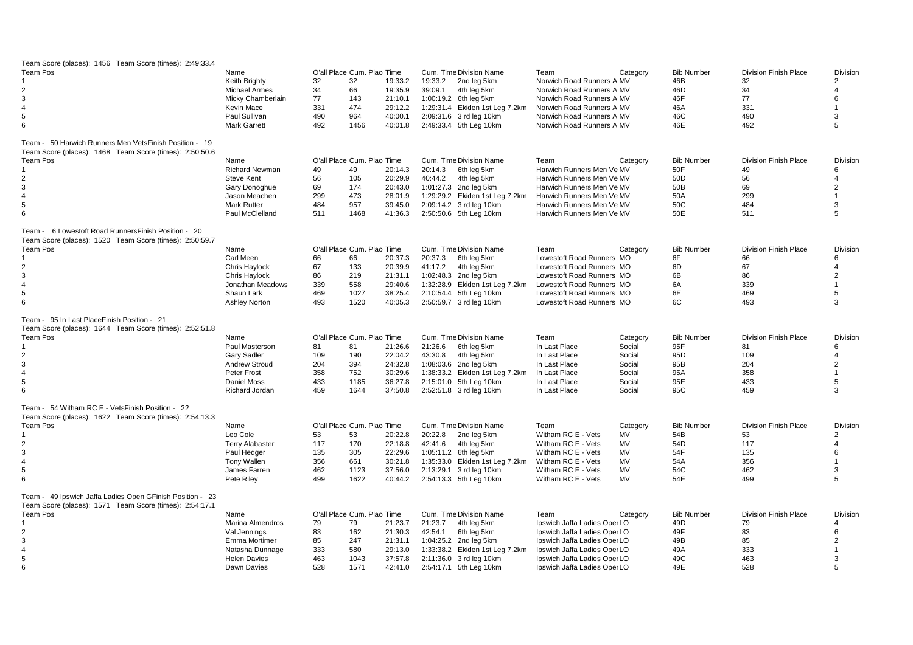Team Score (places): 1456 Team Score (times): 2:49:33.4

| Team Pos | Name | O'all Place | Cum. Place | Time | Cum. Time | Division Name | Team | Category | Bib Number | Division Finish Place | Division |
|---|---|---|---|---|---|---|---|---|---|---|---|
| 1 | Keith Brighty | 32 | 32 | 19:33.2 | 19:33.2 | 2nd leg 5km | Norwich Road Runners A | MV | 46B | 32 | 2 |
| 2 | Michael Armes | 34 | 66 | 19:35.9 | 39:09.1 | 4th leg 5km | Norwich Road Runners A | MV | 46D | 34 | 4 |
| 3 | Micky Chamberlain | 77 | 143 | 21:10.1 | 1:00:19.2 | 6th leg 5km | Norwich Road Runners A | MV | 46F | 77 | 6 |
| 4 | Kevin Mace | 331 | 474 | 29:12.2 | 1:29:31.4 | Ekiden 1st Leg 7.2km | Norwich Road Runners A | MV | 46A | 331 | 1 |
| 5 | Paul Sullivan | 490 | 964 | 40:00.1 | 2:09:31.6 | 3 rd leg 10km | Norwich Road Runners A | MV | 46C | 490 | 3 |
| 6 | Mark Garrett | 492 | 1456 | 40:01.8 | 2:49:33.4 | 5th Leg 10km | Norwich Road Runners A | MV | 46E | 492 | 5 |

Team - 50 Harwich Runners Men VetsFinish Position - 19
Team Score (places): 1468 Team Score (times): 2:50:50.6

| Team Pos | Name | O'all Place | Cum. Place | Time | Cum. Time | Division Name | Team | Category | Bib Number | Division Finish Place | Division |
|---|---|---|---|---|---|---|---|---|---|---|---|
| 1 | Richard Newman | 49 | 49 | 20:14.3 | 20:14.3 | 6th leg 5km | Harwich Runners Men Ve | MV | 50F | 49 | 6 |
| 2 | Steve Kent | 56 | 105 | 20:29.9 | 40:44.2 | 4th leg 5km | Harwich Runners Men Ve | MV | 50D | 56 | 4 |
| 3 | Gary Donoghue | 69 | 174 | 20:43.0 | 1:01:27.3 | 2nd leg 5km | Harwich Runners Men Ve | MV | 50B | 69 | 2 |
| 4 | Jason Meachen | 299 | 473 | 28:01.9 | 1:29:29.2 | Ekiden 1st Leg 7.2km | Harwich Runners Men Ve | MV | 50A | 299 | 1 |
| 5 | Mark Rutter | 484 | 957 | 39:45.0 | 2:09:14.2 | 3 rd leg 10km | Harwich Runners Men Ve | MV | 50C | 484 | 3 |
| 6 | Paul McClelland | 511 | 1468 | 41:36.3 | 2:50:50.6 | 5th Leg 10km | Harwich Runners Men Ve | MV | 50E | 511 | 5 |

Team - 6 Lowestoft Road RunnersFinish Position - 20
Team Score (places): 1520 Team Score (times): 2:50:59.7

| Team Pos | Name | O'all Place | Cum. Place | Time | Cum. Time | Division Name | Team | Category | Bib Number | Division Finish Place | Division |
|---|---|---|---|---|---|---|---|---|---|---|---|
| 1 | Carl Meen | 66 | 66 | 20:37.3 | 20:37.3 | 6th leg 5km | Lowestoft Road Runners | MO | 6F | 66 | 6 |
| 2 | Chris Haylock | 67 | 133 | 20:39.9 | 41:17.2 | 4th leg 5km | Lowestoft Road Runners | MO | 6D | 67 | 4 |
| 3 | Chris Haylock | 86 | 219 | 21:31.1 | 1:02:48.3 | 2nd leg 5km | Lowestoft Road Runners | MO | 6B | 86 | 2 |
| 4 | Jonathan Meadows | 339 | 558 | 29:40.6 | 1:32:28.9 | Ekiden 1st Leg 7.2km | Lowestoft Road Runners | MO | 6A | 339 | 1 |
| 5 | Shaun Lark | 469 | 1027 | 38:25.4 | 2:10:54.4 | 5th Leg 10km | Lowestoft Road Runners | MO | 6E | 469 | 5 |
| 6 | Ashley Norton | 493 | 1520 | 40:05.3 | 2:50:59.7 | 3 rd leg 10km | Lowestoft Road Runners | MO | 6C | 493 | 3 |

Team - 95 In Last PlaceFinish Position - 21
Team Score (places): 1644 Team Score (times): 2:52:51.8

| Team Pos | Name | O'all Place | Cum. Place | Time | Cum. Time | Division Name | Team | Category | Bib Number | Division Finish Place | Division |
|---|---|---|---|---|---|---|---|---|---|---|---|
| 1 | Paul Masterson | 81 | 81 | 21:26.6 | 21:26.6 | 6th leg 5km | In Last Place | Social | 95F | 81 | 6 |
| 2 | Gary Sadler | 109 | 190 | 22:04.2 | 43:30.8 | 4th leg 5km | In Last Place | Social | 95D | 109 | 4 |
| 3 | Andrew Stroud | 204 | 394 | 24:32.8 | 1:08:03.6 | 2nd leg 5km | In Last Place | Social | 95B | 204 | 2 |
| 4 | Peter Frost | 358 | 752 | 30:29.6 | 1:38:33.2 | Ekiden 1st Leg 7.2km | In Last Place | Social | 95A | 358 | 1 |
| 5 | Daniel Moss | 433 | 1185 | 36:27.8 | 2:15:01.0 | 5th Leg 10km | In Last Place | Social | 95E | 433 | 5 |
| 6 | Richard Jordan | 459 | 1644 | 37:50.8 | 2:52:51.8 | 3 rd leg 10km | In Last Place | Social | 95C | 459 | 3 |

Team - 54 Witham RC E - VetsFinish Position - 22
Team Score (places): 1622 Team Score (times): 2:54:13.3

| Team Pos | Name | O'all Place | Cum. Place | Time | Cum. Time | Division Name | Team | Category | Bib Number | Division Finish Place | Division |
|---|---|---|---|---|---|---|---|---|---|---|---|
| 1 | Leo Cole | 53 | 53 | 20:22.8 | 20:22.8 | 2nd leg 5km | Witham RC E - Vets | MV | 54B | 53 | 2 |
| 2 | Terry Alabaster | 117 | 170 | 22:18.8 | 42:41.6 | 4th leg 5km | Witham RC E - Vets | MV | 54D | 117 | 4 |
| 3 | Paul Hedger | 135 | 305 | 22:29.6 | 1:05:11.2 | 6th leg 5km | Witham RC E - Vets | MV | 54F | 135 | 6 |
| 4 | Tony Wallen | 356 | 661 | 30:21.8 | 1:35:33.0 | Ekiden 1st Leg 7.2km | Witham RC E - Vets | MV | 54A | 356 | 1 |
| 5 | James Farren | 462 | 1123 | 37:56.0 | 2:13:29.1 | 3 rd leg 10km | Witham RC E - Vets | MV | 54C | 462 | 3 |
| 6 | Pete Riley | 499 | 1622 | 40:44.2 | 2:54:13.3 | 5th Leg 10km | Witham RC E - Vets | MV | 54E | 499 | 5 |

Team - 49 Ipswich Jaffa Ladies Open GFinish Position - 23
Team Score (places): 1571 Team Score (times): 2:54:17.1

| Team Pos | Name | O'all Place | Cum. Place | Time | Cum. Time | Division Name | Team | Category | Bib Number | Division Finish Place | Division |
|---|---|---|---|---|---|---|---|---|---|---|---|
| 1 | Marina Almendros | 79 | 79 | 21:23.7 | 21:23.7 | 4th leg 5km | Ipswich Jaffa Ladies Oper | LO | 49D | 79 | 4 |
| 2 | Val Jennings | 83 | 162 | 21:30.3 | 42:54.1 | 6th leg 5km | Ipswich Jaffa Ladies Oper | LO | 49F | 83 | 6 |
| 3 | Emma Mortimer | 85 | 247 | 21:31.1 | 1:04:25.2 | 2nd leg 5km | Ipswich Jaffa Ladies Oper | LO | 49B | 85 | 2 |
| 4 | Natasha Dunnage | 333 | 580 | 29:13.0 | 1:33:38.2 | Ekiden 1st Leg 7.2km | Ipswich Jaffa Ladies Oper | LO | 49A | 333 | 1 |
| 5 | Helen Davies | 463 | 1043 | 37:57.8 | 2:11:36.0 | 3 rd leg 10km | Ipswich Jaffa Ladies Oper | LO | 49C | 463 | 3 |
| 6 | Dawn Davies | 528 | 1571 | 42:41.0 | 2:54:17.1 | 5th Leg 10km | Ipswich Jaffa Ladies Oper | LO | 49E | 528 | 5 |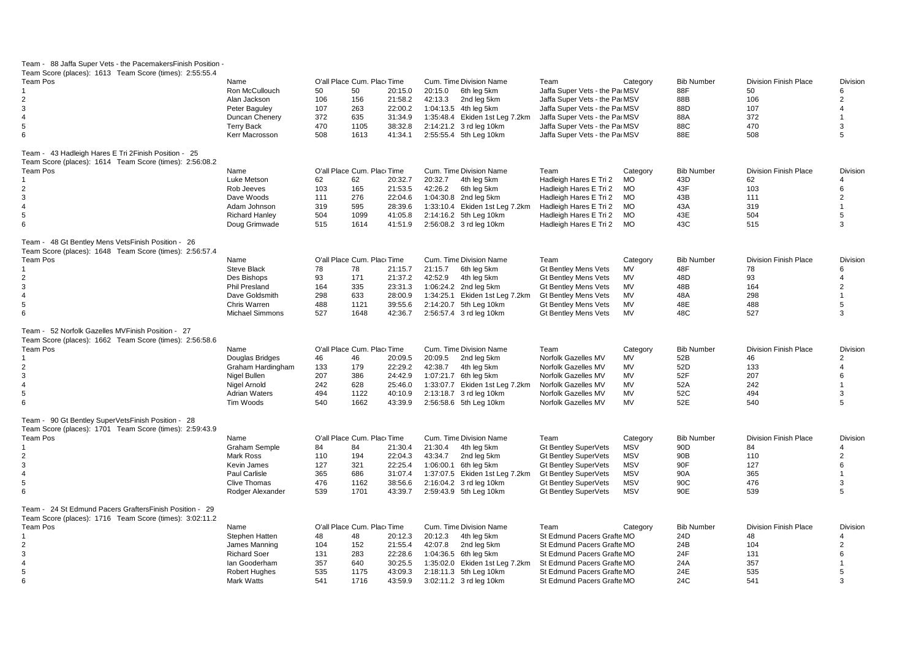Team - 88 Jaffa Super Vets - the PacemakersFinish Position -
Team Score (places): 1613 Team Score (times): 2:55:55.4

| Team Pos | Name | O'all Place | Cum. Plac | Time | Cum. Time | Division Name | Team | Category | Bib Number | Division Finish Place | Division |
|---|---|---|---|---|---|---|---|---|---|---|---|
| 1 | Ron McCullouch | 50 | 50 | 20:15.0 | 20:15.0 | 6th leg 5km | Jaffa Super Vets - the Pa | MSV | 88F | 50 | 6 |
| 2 | Alan Jackson | 106 | 156 | 21:58.2 | 42:13.3 | 2nd leg 5km | Jaffa Super Vets - the Pa | MSV | 88B | 106 | 2 |
| 3 | Peter Baguley | 107 | 263 | 22:00.2 | 1:04:13.5 | 4th leg 5km | Jaffa Super Vets - the Pa | MSV | 88D | 107 | 4 |
| 4 | Duncan Chenery | 372 | 635 | 31:34.9 | 1:35:48.4 | Ekiden 1st Leg 7.2km | Jaffa Super Vets - the Pa | MSV | 88A | 372 | 1 |
| 5 | Terry Back | 470 | 1105 | 38:32.8 | 2:14:21.2 | 3 rd leg 10km | Jaffa Super Vets - the Pa | MSV | 88C | 470 | 3 |
| 6 | Kerr Macrosson | 508 | 1613 | 41:34.1 | 2:55:55.4 | 5th Leg 10km | Jaffa Super Vets - the Pa | MSV | 88E | 508 | 5 |

Team - 43 Hadleigh Hares E Tri 2Finish Position - 25
Team Score (places): 1614 Team Score (times): 2:56:08.2

| Team Pos | Name | O'all Place | Cum. Plac | Time | Cum. Time | Division Name | Team | Category | Bib Number | Division Finish Place | Division |
|---|---|---|---|---|---|---|---|---|---|---|---|
| 1 | Luke Metson | 62 | 62 | 20:32.7 | 20:32.7 | 4th leg 5km | Hadleigh Hares E Tri 2 | MO | 43D | 62 | 4 |
| 2 | Rob Jeeves | 103 | 165 | 21:53.5 | 42:26.2 | 6th leg 5km | Hadleigh Hares E Tri 2 | MO | 43F | 103 | 6 |
| 3 | Dave Woods | 111 | 276 | 22:04.6 | 1:04:30.8 | 2nd leg 5km | Hadleigh Hares E Tri 2 | MO | 43B | 111 | 2 |
| 4 | Adam Johnson | 319 | 595 | 28:39.6 | 1:33:10.4 | Ekiden 1st Leg 7.2km | Hadleigh Hares E Tri 2 | MO | 43A | 319 | 1 |
| 5 | Richard Hanley | 504 | 1099 | 41:05.8 | 2:14:16.2 | 5th Leg 10km | Hadleigh Hares E Tri 2 | MO | 43E | 504 | 5 |
| 6 | Doug Grimwade | 515 | 1614 | 41:51.9 | 2:56:08.2 | 3 rd leg 10km | Hadleigh Hares E Tri 2 | MO | 43C | 515 | 3 |

Team - 48 Gt Bentley Mens VetsFinish Position - 26
Team Score (places): 1648 Team Score (times): 2:56:57.4

| Team Pos | Name | O'all Place | Cum. Plac | Time | Cum. Time | Division Name | Team | Category | Bib Number | Division Finish Place | Division |
|---|---|---|---|---|---|---|---|---|---|---|---|
| 1 | Steve Black | 78 | 78 | 21:15.7 | 21:15.7 | 6th leg 5km | Gt Bentley Mens Vets | MV | 48F | 78 | 6 |
| 2 | Des Bishops | 93 | 171 | 21:37.2 | 42:52.9 | 4th leg 5km | Gt Bentley Mens Vets | MV | 48D | 93 | 4 |
| 3 | Phil Presland | 164 | 335 | 23:31.3 | 1:06:24.2 | 2nd leg 5km | Gt Bentley Mens Vets | MV | 48B | 164 | 2 |
| 4 | Dave Goldsmith | 298 | 633 | 28:00.9 | 1:34:25.1 | Ekiden 1st Leg 7.2km | Gt Bentley Mens Vets | MV | 48A | 298 | 1 |
| 5 | Chris Warren | 488 | 1121 | 39:55.6 | 2:14:20.7 | 5th Leg 10km | Gt Bentley Mens Vets | MV | 48E | 488 | 5 |
| 6 | Michael Simmons | 527 | 1648 | 42:36.7 | 2:56:57.4 | 3 rd leg 10km | Gt Bentley Mens Vets | MV | 48C | 527 | 3 |

Team - 52 Norfolk Gazelles MVFinish Position - 27
Team Score (places): 1662 Team Score (times): 2:56:58.6

| Team Pos | Name | O'all Place | Cum. Plac | Time | Cum. Time | Division Name | Team | Category | Bib Number | Division Finish Place | Division |
|---|---|---|---|---|---|---|---|---|---|---|---|
| 1 | Douglas Bridges | 46 | 46 | 20:09.5 | 20:09.5 | 2nd leg 5km | Norfolk Gazelles MV | MV | 52B | 46 | 2 |
| 2 | Graham Hardingham | 133 | 179 | 22:29.2 | 42:38.7 | 4th leg 5km | Norfolk Gazelles MV | MV | 52D | 133 | 4 |
| 3 | Nigel Bullen | 207 | 386 | 24:42.9 | 1:07:21.7 | 6th leg 5km | Norfolk Gazelles MV | MV | 52F | 207 | 6 |
| 4 | Nigel Arnold | 242 | 628 | 25:46.0 | 1:33:07.7 | Ekiden 1st Leg 7.2km | Norfolk Gazelles MV | MV | 52A | 242 | 1 |
| 5 | Adrian Waters | 494 | 1122 | 40:10.9 | 2:13:18.7 | 3 rd leg 10km | Norfolk Gazelles MV | MV | 52C | 494 | 3 |
| 6 | Tim Woods | 540 | 1662 | 43:39.9 | 2:56:58.6 | 5th Leg 10km | Norfolk Gazelles MV | MV | 52E | 540 | 5 |

Team - 90 Gt Bentley SuperVetsFinish Position - 28
Team Score (places): 1701 Team Score (times): 2:59:43.9

| Team Pos | Name | O'all Place | Cum. Plac | Time | Cum. Time | Division Name | Team | Category | Bib Number | Division Finish Place | Division |
|---|---|---|---|---|---|---|---|---|---|---|---|
| 1 | Graham Semple | 84 | 84 | 21:30.4 | 21:30.4 | 4th leg 5km | Gt Bentley SuperVets | MSV | 90D | 84 | 4 |
| 2 | Mark Ross | 110 | 194 | 22:04.3 | 43:34.7 | 2nd leg 5km | Gt Bentley SuperVets | MSV | 90B | 110 | 2 |
| 3 | Kevin James | 127 | 321 | 22:25.4 | 1:06:00.1 | 6th leg 5km | Gt Bentley SuperVets | MSV | 90F | 127 | 6 |
| 4 | Paul Carlisle | 365 | 686 | 31:07.4 | 1:37:07.5 | Ekiden 1st Leg 7.2km | Gt Bentley SuperVets | MSV | 90A | 365 | 1 |
| 5 | Clive Thomas | 476 | 1162 | 38:56.6 | 2:16:04.2 | 3 rd leg 10km | Gt Bentley SuperVets | MSV | 90C | 476 | 3 |
| 6 | Rodger Alexander | 539 | 1701 | 43:39.7 | 2:59:43.9 | 5th Leg 10km | Gt Bentley SuperVets | MSV | 90E | 539 | 5 |

Team - 24 St Edmund Pacers GraftersFinish Position - 29
Team Score (places): 1716 Team Score (times): 3:02:11.2

| Team Pos | Name | O'all Place | Cum. Plac | Time | Cum. Time | Division Name | Team | Category | Bib Number | Division Finish Place | Division |
|---|---|---|---|---|---|---|---|---|---|---|---|
| 1 | Stephen Hatten | 48 | 48 | 20:12.3 | 20:12.3 | 4th leg 5km | St Edmund Pacers Grafte | MO | 24D | 48 | 4 |
| 2 | James Manning | 104 | 152 | 21:55.4 | 42:07.8 | 2nd leg 5km | St Edmund Pacers Grafte | MO | 24B | 104 | 2 |
| 3 | Richard Soer | 131 | 283 | 22:28.6 | 1:04:36.5 | 6th leg 5km | St Edmund Pacers Grafte | MO | 24F | 131 | 6 |
| 4 | Ian Gooderham | 357 | 640 | 30:25.5 | 1:35:02.0 | Ekiden 1st Leg 7.2km | St Edmund Pacers Grafte | MO | 24A | 357 | 1 |
| 5 | Robert Hughes | 535 | 1175 | 43:09.3 | 2:18:11.3 | 5th Leg 10km | St Edmund Pacers Grafte | MO | 24E | 535 | 5 |
| 6 | Mark Watts | 541 | 1716 | 43:59.9 | 3:02:11.2 | 3 rd leg 10km | St Edmund Pacers Grafte | MO | 24C | 541 | 3 |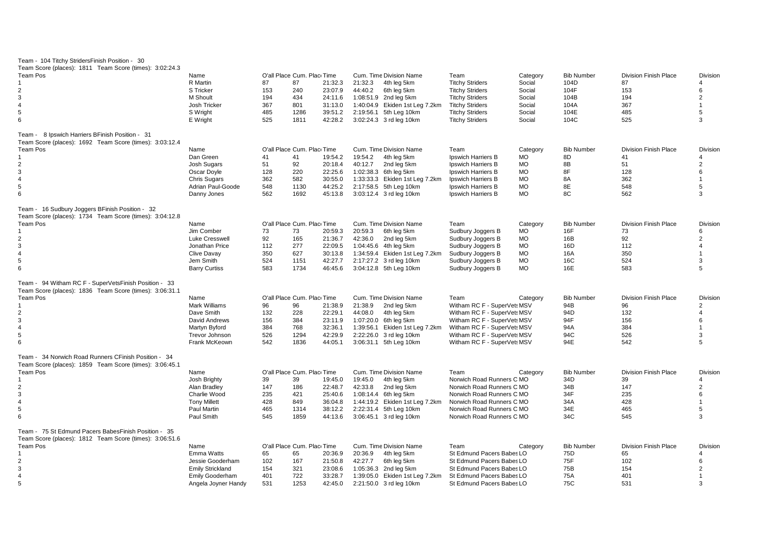Team - 104 Titchy StridersFinish Position - 30
Team Score (places): 1811 Team Score (times): 3:02:24.3

| Team Pos | Name | O'all Place | Cum. Place | Time | Cum. Time | Division Name | Team | Category | Bib Number | Division Finish Place | Division |
|---|---|---|---|---|---|---|---|---|---|---|---|
| 1 | R Martin | 87 | 87 | 21:32.3 | 21:32.3 | 4th leg 5km | Titchy Striders | Social | 104D | 87 | 4 |
| 2 | S Tricker | 153 | 240 | 23:07.9 | 44:40.2 | 6th leg 5km | Titchy Striders | Social | 104F | 153 | 6 |
| 3 | M Shoult | 194 | 434 | 24:11.6 | 1:08:51.9 | 2nd leg 5km | Titchy Striders | Social | 104B | 194 | 2 |
| 4 | Josh Tricker | 367 | 801 | 31:13.0 | 1:40:04.9 | Ekiden 1st Leg 7.2km | Titchy Striders | Social | 104A | 367 | 1 |
| 5 | S Wright | 485 | 1286 | 39:51.2 | 2:19:56.1 | 5th Leg 10km | Titchy Striders | Social | 104E | 485 | 5 |
| 6 | E Wright | 525 | 1811 | 42:28.2 | 3:02:24.3 | 3 rd leg 10km | Titchy Striders | Social | 104C | 525 | 3 |

Team - 8 Ipswich Harriers BFinish Position - 31
Team Score (places): 1692 Team Score (times): 3:03:12.4

| Team Pos | Name | O'all Place | Cum. Place | Time | Cum. Time | Division Name | Team | Category | Bib Number | Division Finish Place | Division |
|---|---|---|---|---|---|---|---|---|---|---|---|
| 1 | Dan Green | 41 | 41 | 19:54.2 | 19:54.2 | 4th leg 5km | Ipswich Harriers B | MO | 8D | 41 | 4 |
| 2 | Josh Sugars | 51 | 92 | 20:18.4 | 40:12.7 | 2nd leg 5km | Ipswich Harriers B | MO | 8B | 51 | 2 |
| 3 | Oscar Doyle | 128 | 220 | 22:25.6 | 1:02:38.3 | 6th leg 5km | Ipswich Harriers B | MO | 8F | 128 | 6 |
| 4 | Chris Sugars | 362 | 582 | 30:55.0 | 1:33:33.3 | Ekiden 1st Leg 7.2km | Ipswich Harriers B | MO | 8A | 362 | 1 |
| 5 | Adrian Paul-Goode | 548 | 1130 | 44:25.2 | 2:17:58.5 | 5th Leg 10km | Ipswich Harriers B | MO | 8E | 548 | 5 |
| 6 | Danny Jones | 562 | 1692 | 45:13.8 | 3:03:12.4 | 3 rd leg 10km | Ipswich Harriers B | MO | 8C | 562 | 3 |

Team - 16 Sudbury Joggers BFinish Position - 32
Team Score (places): 1734 Team Score (times): 3:04:12.8

| Team Pos | Name | O'all Place | Cum. Place | Time | Cum. Time | Division Name | Team | Category | Bib Number | Division Finish Place | Division |
|---|---|---|---|---|---|---|---|---|---|---|---|
| 1 | Jim Comber | 73 | 73 | 20:59.3 | 20:59.3 | 6th leg 5km | Sudbury Joggers B | MO | 16F | 73 | 6 |
| 2 | Luke Cresswell | 92 | 165 | 21:36.7 | 42:36.0 | 2nd leg 5km | Sudbury Joggers B | MO | 16B | 92 | 2 |
| 3 | Jonathan Price | 112 | 277 | 22:09.5 | 1:04:45.6 | 4th leg 5km | Sudbury Joggers B | MO | 16D | 112 | 4 |
| 4 | Clive Davay | 350 | 627 | 30:13.8 | 1:34:59.4 | Ekiden 1st Leg 7.2km | Sudbury Joggers B | MO | 16A | 350 | 1 |
| 5 | Jem Smith | 524 | 1151 | 42:27.7 | 2:17:27.2 | 3 rd leg 10km | Sudbury Joggers B | MO | 16C | 524 | 3 |
| 6 | Barry Curtiss | 583 | 1734 | 46:45.6 | 3:04:12.8 | 5th Leg 10km | Sudbury Joggers B | MO | 16E | 583 | 5 |

Team - 94 Witham RC F - SuperVetsFinish Position - 33
Team Score (places): 1836 Team Score (times): 3:06:31.1

| Team Pos | Name | O'all Place | Cum. Place | Time | Cum. Time | Division Name | Team | Category | Bib Number | Division Finish Place | Division |
|---|---|---|---|---|---|---|---|---|---|---|---|
| 1 | Mark Williams | 96 | 96 | 21:38.9 | 21:38.9 | 2nd leg 5km | Witham RC F - SuperVets | MSV | 94B | 96 | 2 |
| 2 | Dave Smith | 132 | 228 | 22:29.1 | 44:08.0 | 4th leg 5km | Witham RC F - SuperVets | MSV | 94D | 132 | 4 |
| 3 | David Andrews | 156 | 384 | 23:11.9 | 1:07:20.0 | 6th leg 5km | Witham RC F - SuperVets | MSV | 94F | 156 | 6 |
| 4 | Martyn Byford | 384 | 768 | 32:36.1 | 1:39:56.1 | Ekiden 1st Leg 7.2km | Witham RC F - SuperVets | MSV | 94A | 384 | 1 |
| 5 | Trevor Johnson | 526 | 1294 | 42:29.9 | 2:22:26.0 | 3 rd leg 10km | Witham RC F - SuperVets | MSV | 94C | 526 | 3 |
| 6 | Frank McKeown | 542 | 1836 | 44:05.1 | 3:06:31.1 | 5th Leg 10km | Witham RC F - SuperVets | MSV | 94E | 542 | 5 |

Team - 34 Norwich Road Runners CFinish Position - 34
Team Score (places): 1859 Team Score (times): 3:06:45.1

| Team Pos | Name | O'all Place | Cum. Place | Time | Cum. Time | Division Name | Team | Category | Bib Number | Division Finish Place | Division |
|---|---|---|---|---|---|---|---|---|---|---|---|
| 1 | Josh Brighty | 39 | 39 | 19:45.0 | 19:45.0 | 4th leg 5km | Norwich Road Runners C | MO | 34D | 39 | 4 |
| 2 | Alan Bradley | 147 | 186 | 22:48.7 | 42:33.8 | 2nd leg 5km | Norwich Road Runners C | MO | 34B | 147 | 2 |
| 3 | Charlie Wood | 235 | 421 | 25:40.6 | 1:08:14.4 | 6th leg 5km | Norwich Road Runners C | MO | 34F | 235 | 6 |
| 4 | Tony Millett | 428 | 849 | 36:04.8 | 1:44:19.2 | Ekiden 1st Leg 7.2km | Norwich Road Runners C | MO | 34A | 428 | 1 |
| 5 | Paul Martin | 465 | 1314 | 38:12.2 | 2:22:31.4 | 5th Leg 10km | Norwich Road Runners C | MO | 34E | 465 | 5 |
| 6 | Paul Smith | 545 | 1859 | 44:13.6 | 3:06:45.1 | 3 rd leg 10km | Norwich Road Runners C | MO | 34C | 545 | 3 |

Team - 75 St Edmund Pacers BabesFinish Position - 35
Team Score (places): 1812 Team Score (times): 3:06:51.6

| Team Pos | Name | O'all Place | Cum. Place | Time | Cum. Time | Division Name | Team | Category | Bib Number | Division Finish Place | Division |
|---|---|---|---|---|---|---|---|---|---|---|---|
| 1 | Emma Watts | 65 | 65 | 20:36.9 | 20:36.9 | 4th leg 5km | St Edmund Pacers Babes | LO | 75D | 65 | 4 |
| 2 | Jessie Gooderham | 102 | 167 | 21:50.8 | 42:27.7 | 6th leg 5km | St Edmund Pacers Babes | LO | 75F | 102 | 6 |
| 3 | Emily Strickland | 154 | 321 | 23:08.6 | 1:05:36.3 | 2nd leg 5km | St Edmund Pacers Babes | LO | 75B | 154 | 2 |
| 4 | Emily Gooderham | 401 | 722 | 33:28.7 | 1:39:05.0 | Ekiden 1st Leg 7.2km | St Edmund Pacers Babes | LO | 75A | 401 | 1 |
| 5 | Angela Joyner Handy | 531 | 1253 | 42:45.0 | 2:21:50.0 | 3 rd leg 10km | St Edmund Pacers Babes | LO | 75C | 531 | 3 |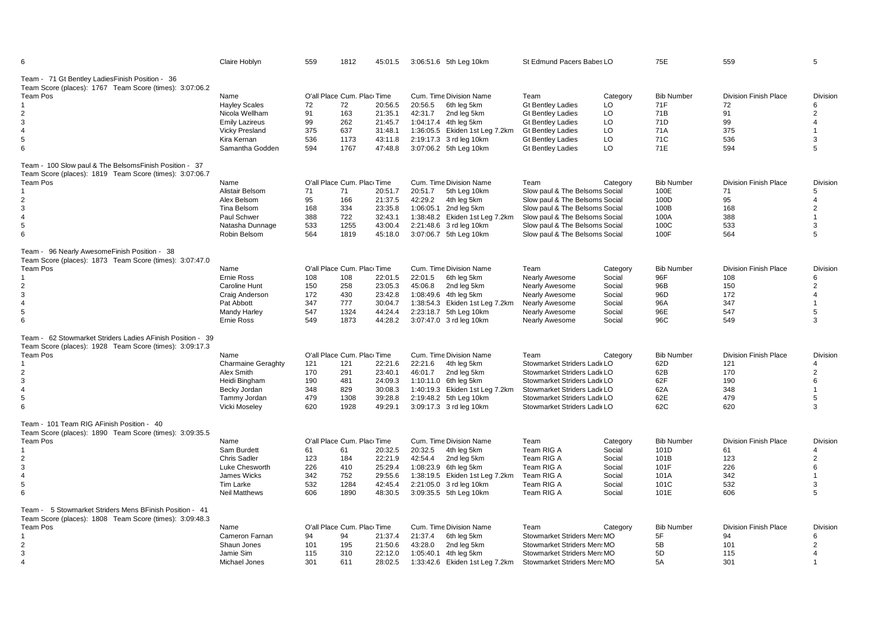| 6 | Claire Hoblyn | 559 | 1812 | 45:01.5 | 3:06:51.6 | 5th Leg 10km | St Edmund Pacers Babes | LO | 75E | 559 | 5 |
|---|---|---|---|---|---|---|---|---|---|---|---|

Team - 71 Gt Bentley LadiesFinish Position - 36
Team Score (places): 1767 Team Score (times): 3:07:06.2

| Team Pos | Name | O'all Place | Cum. Place | Time | Cum. Time | Division Name | Team | Category | Bib Number | Division Finish Place | Division |
|---|---|---|---|---|---|---|---|---|---|---|---|
| 1 | Hayley Scales | 72 | 72 | 20:56.5 | 20:56.5 | 6th leg 5km | Gt Bentley Ladies | LO | 71F | 72 | 6 |
| 2 | Nicola Wellham | 91 | 163 | 21:35.1 | 42:31.7 | 2nd leg 5km | Gt Bentley Ladies | LO | 71B | 91 | 2 |
| 3 | Emily Lazireus | 99 | 262 | 21:45.7 | 1:04:17.4 | 4th leg 5km | Gt Bentley Ladies | LO | 71D | 99 | 4 |
| 4 | Vicky Presland | 375 | 637 | 31:48.1 | 1:36:05.5 | Ekiden 1st Leg 7.2km | Gt Bentley Ladies | LO | 71A | 375 | 1 |
| 5 | Kira Kernan | 536 | 1173 | 43:11.8 | 2:19:17.3 | 3 rd leg 10km | Gt Bentley Ladies | LO | 71C | 536 | 3 |
| 6 | Samantha Godden | 594 | 1767 | 47:48.8 | 3:07:06.2 | 5th Leg 10km | Gt Bentley Ladies | LO | 71E | 594 | 5 |

Team - 100 Slow paul & The BelsomsFinish Position - 37
Team Score (places): 1819 Team Score (times): 3:07:06.7

| Team Pos | Name | O'all Place | Cum. Place | Time | Cum. Time | Division Name | Team | Category | Bib Number | Division Finish Place | Division |
|---|---|---|---|---|---|---|---|---|---|---|---|
| 1 | Alistair Belsom | 71 | 71 | 20:51.7 | 20:51.7 | 5th Leg 10km | Slow paul & The Belsoms | Social | 100E | 71 | 5 |
| 2 | Alex Belsom | 95 | 166 | 21:37.5 | 42:29.2 | 4th leg 5km | Slow paul & The Belsoms | Social | 100D | 95 | 4 |
| 3 | Tina Belsom | 168 | 334 | 23:35.8 | 1:06:05.1 | 2nd leg 5km | Slow paul & The Belsoms | Social | 100B | 168 | 2 |
| 4 | Paul Schwer | 388 | 722 | 32:43.1 | 1:38:48.2 | Ekiden 1st Leg 7.2km | Slow paul & The Belsoms | Social | 100A | 388 | 1 |
| 5 | Natasha Dunnage | 533 | 1255 | 43:00.4 | 2:21:48.6 | 3 rd leg 10km | Slow paul & The Belsoms | Social | 100C | 533 | 3 |
| 6 | Robin Belsom | 564 | 1819 | 45:18.0 | 3:07:06.7 | 5th Leg 10km | Slow paul & The Belsoms | Social | 100F | 564 | 5 |

Team - 96 Nearly AwesomeFinish Position - 38
Team Score (places): 1873 Team Score (times): 3:07:47.0

| Team Pos | Name | O'all Place | Cum. Place | Time | Cum. Time | Division Name | Team | Category | Bib Number | Division Finish Place | Division |
|---|---|---|---|---|---|---|---|---|---|---|---|
| 1 | Ernie Ross | 108 | 108 | 22:01.5 | 22:01.5 | 6th leg 5km | Nearly Awesome | Social | 96F | 108 | 6 |
| 2 | Caroline Hunt | 150 | 258 | 23:05.3 | 45:06.8 | 2nd leg 5km | Nearly Awesome | Social | 96B | 150 | 2 |
| 3 | Craig Anderson | 172 | 430 | 23:42.8 | 1:08:49.6 | 4th leg 5km | Nearly Awesome | Social | 96D | 172 | 4 |
| 4 | Pat Abbott | 347 | 777 | 30:04.7 | 1:38:54.3 | Ekiden 1st Leg 7.2km | Nearly Awesome | Social | 96A | 347 | 1 |
| 5 | Mandy Harley | 547 | 1324 | 44:24.4 | 2:23:18.7 | 5th Leg 10km | Nearly Awesome | Social | 96E | 547 | 5 |
| 6 | Ernie Ross | 549 | 1873 | 44:28.2 | 3:07:47.0 | 3 rd leg 10km | Nearly Awesome | Social | 96C | 549 | 3 |

Team - 62 Stowmarket Striders Ladies AFinish Position - 39
Team Score (places): 1928 Team Score (times): 3:09:17.3

| Team Pos | Name | O'all Place | Cum. Place | Time | Cum. Time | Division Name | Team | Category | Bib Number | Division Finish Place | Division |
|---|---|---|---|---|---|---|---|---|---|---|---|
| 1 | Charmaine Geraghty | 121 | 121 | 22:21.6 | 22:21.6 | 4th leg 5km | Stowmarket Striders Ladi | LO | 62D | 121 | 4 |
| 2 | Alex Smith | 170 | 291 | 23:40.1 | 46:01.7 | 2nd leg 5km | Stowmarket Striders Ladi | LO | 62B | 170 | 2 |
| 3 | Heidi Bingham | 190 | 481 | 24:09.3 | 1:10:11.0 | 6th leg 5km | Stowmarket Striders Ladi | LO | 62F | 190 | 6 |
| 4 | Becky Jordan | 348 | 829 | 30:08.3 | 1:40:19.3 | Ekiden 1st Leg 7.2km | Stowmarket Striders Ladi | LO | 62A | 348 | 1 |
| 5 | Tammy Jordan | 479 | 1308 | 39:28.8 | 2:19:48.2 | 5th Leg 10km | Stowmarket Striders Ladi | LO | 62E | 479 | 5 |
| 6 | Vicki Moseley | 620 | 1928 | 49:29.1 | 3:09:17.3 | 3 rd leg 10km | Stowmarket Striders Ladi | LO | 62C | 620 | 3 |

Team - 101 Team RIG AFinish Position - 40
Team Score (places): 1890 Team Score (times): 3:09:35.5

| Team Pos | Name | O'all Place | Cum. Place | Time | Cum. Time | Division Name | Team | Category | Bib Number | Division Finish Place | Division |
|---|---|---|---|---|---|---|---|---|---|---|---|
| 1 | Sam Burdett | 61 | 61 | 20:32.5 | 20:32.5 | 4th leg 5km | Team RIG A | Social | 101D | 61 | 4 |
| 2 | Chris Sadler | 123 | 184 | 22:21.9 | 42:54.4 | 2nd leg 5km | Team RIG A | Social | 101B | 123 | 2 |
| 3 | Luke Chesworth | 226 | 410 | 25:29.4 | 1:08:23.9 | 6th leg 5km | Team RIG A | Social | 101F | 226 | 6 |
| 4 | James Wicks | 342 | 752 | 29:55.6 | 1:38:19.5 | Ekiden 1st Leg 7.2km | Team RIG A | Social | 101A | 342 | 1 |
| 5 | Tim Larke | 532 | 1284 | 42:45.4 | 2:21:05.0 | 3 rd leg 10km | Team RIG A | Social | 101C | 532 | 3 |
| 6 | Neil Matthews | 606 | 1890 | 48:30.5 | 3:09:35.5 | 5th Leg 10km | Team RIG A | Social | 101E | 606 | 5 |

Team - 5 Stowmarket Striders Mens BFinish Position - 41
Team Score (places): 1808 Team Score (times): 3:09:48.3

| Team Pos | Name | O'all Place | Cum. Place | Time | Cum. Time | Division Name | Team | Category | Bib Number | Division Finish Place | Division |
|---|---|---|---|---|---|---|---|---|---|---|---|
| 1 | Cameron Farnan | 94 | 94 | 21:37.4 | 21:37.4 | 6th leg 5km | Stowmarket Striders Mens | MO | 5F | 94 | 6 |
| 2 | Shaun Jones | 101 | 195 | 21:50.6 | 43:28.0 | 2nd leg 5km | Stowmarket Striders Mens | MO | 5B | 101 | 2 |
| 3 | Jamie Sim | 115 | 310 | 22:12.0 | 1:05:40.1 | 4th leg 5km | Stowmarket Striders Mens | MO | 5D | 115 | 4 |
| 4 | Michael Jones | 301 | 611 | 28:02.5 | 1:33:42.6 | Ekiden 1st Leg 7.2km | Stowmarket Striders Mens | MO | 5A | 301 | 1 |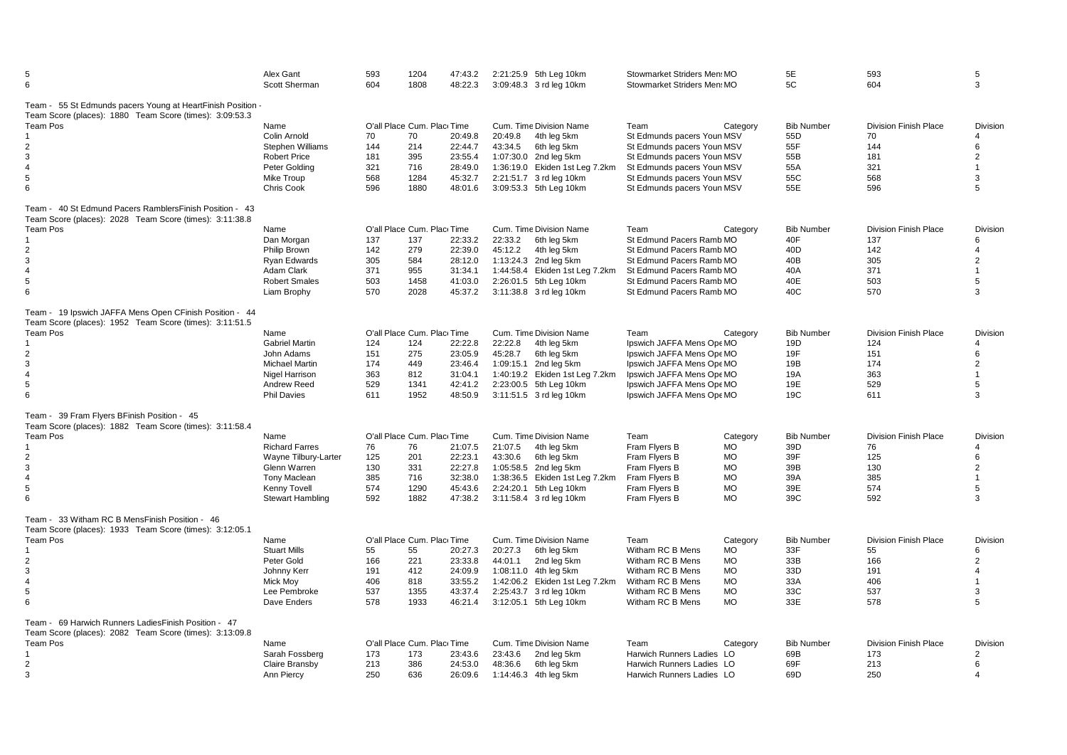| | Name | O'all Place | Cum. Place | Time | Cum. Time | Division Name | Team | Category | Bib Number | Division Finish Place | Division |
|---|---|---|---|---|---|---|---|---|---|---|---|
| 5 | Alex Gant | 593 | 1204 | 47:43.2 | 2:21:25.9 | 5th Leg 10km | Stowmarket Striders Men: | MO | 5E | 593 | 5 |
| 6 | Scott Sherman | 604 | 1808 | 48:22.3 | 3:09:48.3 | 3 rd leg 10km | Stowmarket Striders Men: | MO | 5C | 604 | 3 |

Team - 55 St Edmunds pacers Young at HeartFinish Position -
Team Score (places): 1880 Team Score (times): 3:09:53.3

| Team Pos | Name | O'all Place | Cum. Place | Time | Cum. Time | Division Name | Team | Category | Bib Number | Division Finish Place | Division |
|---|---|---|---|---|---|---|---|---|---|---|---|
| 1 | Colin Arnold | 70 | 70 | 20:49.8 | 20:49.8 | 4th leg 5km | St Edmunds pacers Youn | MSV | 55D | 70 | 4 |
| 2 | Stephen Williams | 144 | 214 | 22:44.7 | 43:34.5 | 6th leg 5km | St Edmunds pacers Youn | MSV | 55F | 144 | 6 |
| 3 | Robert Price | 181 | 395 | 23:55.4 | 1:07:30.0 | 2nd leg 5km | St Edmunds pacers Youn | MSV | 55B | 181 | 2 |
| 4 | Peter Golding | 321 | 716 | 28:49.0 | 1:36:19.0 | Ekiden 1st Leg 7.2km | St Edmunds pacers Youn | MSV | 55A | 321 | 1 |
| 5 | Mike Troup | 568 | 1284 | 45:32.7 | 2:21:51.7 | 3 rd leg 10km | St Edmunds pacers Youn | MSV | 55C | 568 | 3 |
| 6 | Chris Cook | 596 | 1880 | 48:01.6 | 3:09:53.3 | 5th Leg 10km | St Edmunds pacers Youn | MSV | 55E | 596 | 5 |

Team - 40 St Edmund Pacers RamblersFinish Position - 43
Team Score (places): 2028 Team Score (times): 3:11:38.8

| Team Pos | Name | O'all Place | Cum. Place | Time | Cum. Time | Division Name | Team | Category | Bib Number | Division Finish Place | Division |
|---|---|---|---|---|---|---|---|---|---|---|---|
| 1 | Dan Morgan | 137 | 137 | 22:33.2 | 22:33.2 | 6th leg 5km | St Edmund Pacers Ramb | MO | 40F | 137 | 6 |
| 2 | Philip Brown | 142 | 279 | 22:39.0 | 45:12.2 | 4th leg 5km | St Edmund Pacers Ramb | MO | 40D | 142 | 4 |
| 3 | Ryan Edwards | 305 | 584 | 28:12.0 | 1:13:24.3 | 2nd leg 5km | St Edmund Pacers Ramb | MO | 40B | 305 | 2 |
| 4 | Adam Clark | 371 | 955 | 31:34.1 | 1:44:58.4 | Ekiden 1st Leg 7.2km | St Edmund Pacers Ramb | MO | 40A | 371 | 1 |
| 5 | Robert Smales | 503 | 1458 | 41:03.0 | 2:26:01.5 | 5th Leg 10km | St Edmund Pacers Ramb | MO | 40E | 503 | 5 |
| 6 | Liam Brophy | 570 | 2028 | 45:37.2 | 3:11:38.8 | 3 rd leg 10km | St Edmund Pacers Ramb | MO | 40C | 570 | 3 |

Team - 19 Ipswich JAFFA Mens Open CFinish Position - 44
Team Score (places): 1952 Team Score (times): 3:11:51.5

| Team Pos | Name | O'all Place | Cum. Place | Time | Cum. Time | Division Name | Team | Category | Bib Number | Division Finish Place | Division |
|---|---|---|---|---|---|---|---|---|---|---|---|
| 1 | Gabriel Martin | 124 | 124 | 22:22.8 | 22:22.8 | 4th leg 5km | Ipswich JAFFA Mens Ope | MO | 19D | 124 | 4 |
| 2 | John Adams | 151 | 275 | 23:05.9 | 45:28.7 | 6th leg 5km | Ipswich JAFFA Mens Ope | MO | 19F | 151 | 6 |
| 3 | Michael Martin | 174 | 449 | 23:46.4 | 1:09:15.1 | 2nd leg 5km | Ipswich JAFFA Mens Ope | MO | 19B | 174 | 2 |
| 4 | Nigel Harrison | 363 | 812 | 31:04.1 | 1:40:19.2 | Ekiden 1st Leg 7.2km | Ipswich JAFFA Mens Ope | MO | 19A | 363 | 1 |
| 5 | Andrew Reed | 529 | 1341 | 42:41.2 | 2:23:00.5 | 5th Leg 10km | Ipswich JAFFA Mens Ope | MO | 19E | 529 | 5 |
| 6 | Phil Davies | 611 | 1952 | 48:50.9 | 3:11:51.5 | 3 rd leg 10km | Ipswich JAFFA Mens Ope | MO | 19C | 611 | 3 |

Team - 39 Fram Flyers BFinish Position - 45
Team Score (places): 1882 Team Score (times): 3:11:58.4

| Team Pos | Name | O'all Place | Cum. Place | Time | Cum. Time | Division Name | Team | Category | Bib Number | Division Finish Place | Division |
|---|---|---|---|---|---|---|---|---|---|---|---|
| 1 | Richard Farres | 76 | 76 | 21:07.5 | 21:07.5 | 4th leg 5km | Fram Flyers B | MO | 39D | 76 | 4 |
| 2 | Wayne Tilbury-Larter | 125 | 201 | 22:23.1 | 43:30.6 | 6th leg 5km | Fram Flyers B | MO | 39F | 125 | 6 |
| 3 | Glenn Warren | 130 | 331 | 22:27.8 | 1:05:58.5 | 2nd leg 5km | Fram Flyers B | MO | 39B | 130 | 2 |
| 4 | Tony Maclean | 385 | 716 | 32:38.0 | 1:38:36.5 | Ekiden 1st Leg 7.2km | Fram Flyers B | MO | 39A | 385 | 1 |
| 5 | Kenny Tovell | 574 | 1290 | 45:43.6 | 2:24:20.1 | 5th Leg 10km | Fram Flyers B | MO | 39E | 574 | 5 |
| 6 | Stewart Hambling | 592 | 1882 | 47:38.2 | 3:11:58.4 | 3 rd leg 10km | Fram Flyers B | MO | 39C | 592 | 3 |

Team - 33 Witham RC B MensFinish Position - 46
Team Score (places): 1933 Team Score (times): 3:12:05.1

| Team Pos | Name | O'all Place | Cum. Place | Time | Cum. Time | Division Name | Team | Category | Bib Number | Division Finish Place | Division |
|---|---|---|---|---|---|---|---|---|---|---|---|
| 1 | Stuart Mills | 55 | 55 | 20:27.3 | 20:27.3 | 6th leg 5km | Witham RC B Mens | MO | 33F | 55 | 6 |
| 2 | Peter Gold | 166 | 221 | 23:33.8 | 44:01.1 | 2nd leg 5km | Witham RC B Mens | MO | 33B | 166 | 2 |
| 3 | Johnny Kerr | 191 | 412 | 24:09.9 | 1:08:11.0 | 4th leg 5km | Witham RC B Mens | MO | 33D | 191 | 4 |
| 4 | Mick Moy | 406 | 818 | 33:55.2 | 1:42:06.2 | Ekiden 1st Leg 7.2km | Witham RC B Mens | MO | 33A | 406 | 1 |
| 5 | Lee Pembroke | 537 | 1355 | 43:37.4 | 2:25:43.7 | 3 rd leg 10km | Witham RC B Mens | MO | 33C | 537 | 3 |
| 6 | Dave Enders | 578 | 1933 | 46:21.4 | 3:12:05.1 | 5th Leg 10km | Witham RC B Mens | MO | 33E | 578 | 5 |

Team - 69 Harwich Runners LadiesFinish Position - 47
Team Score (places): 2082 Team Score (times): 3:13:09.8

| Team Pos | Name | O'all Place | Cum. Place | Time | Cum. Time | Division Name | Team | Category | Bib Number | Division Finish Place | Division |
|---|---|---|---|---|---|---|---|---|---|---|---|
| 1 | Sarah Fossberg | 173 | 173 | 23:43.6 | 23:43.6 | 2nd leg 5km | Harwich Runners Ladies | LO | 69B | 173 | 2 |
| 2 | Claire Bransby | 213 | 386 | 24:53.0 | 48:36.6 | 6th leg 5km | Harwich Runners Ladies | LO | 69F | 213 | 6 |
| 3 | Ann Piercy | 250 | 636 | 26:09.6 | 1:14:46.3 | 4th leg 5km | Harwich Runners Ladies | LO | 69D | 250 | 4 |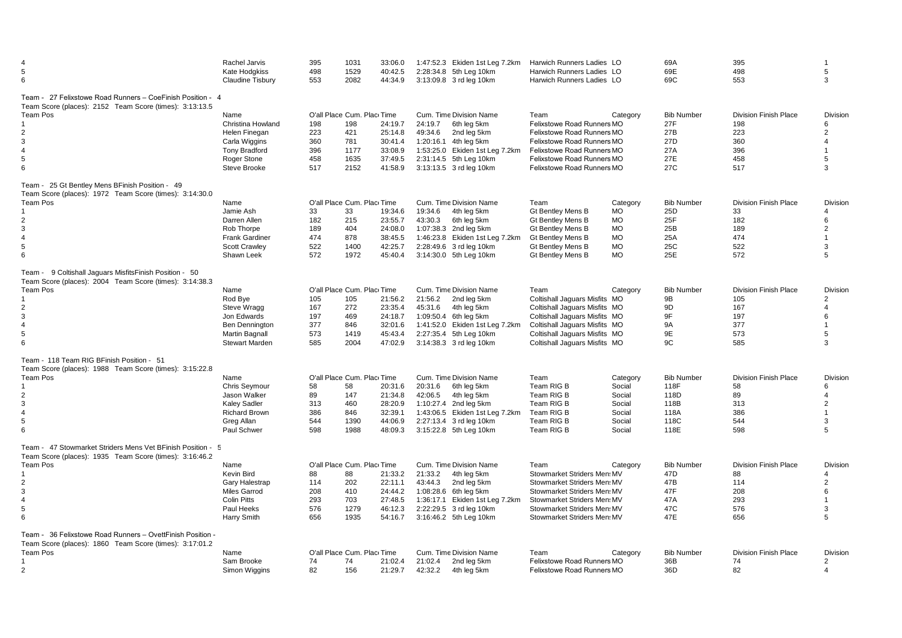| | | | | | | | | | | | |
|---|---|---|---|---|---|---|---|---|---|---|---|
| 4 | Rachel Jarvis | 395 | 1031 | 33:06.0 | 1:47:52.3 | Ekiden 1st Leg 7.2km | Harwich Runners Ladies | LO | 69A | 395 | 1 |
| 5 | Kate Hodgkiss | 498 | 1529 | 40:42.5 | 2:28:34.8 | 5th Leg 10km | Harwich Runners Ladies | LO | 69E | 498 | 5 |
| 6 | Claudine Tisbury | 553 | 2082 | 44:34.9 | 3:13:09.8 | 3 rd leg 10km | Harwich Runners Ladies | LO | 69C | 553 | 3 |

Team - 27 Felixstowe Road Runners – CoeFinish Position - 4
Team Score (places): 2152 Team Score (times): 3:13:13.5

| Team Pos | Name | O'all Place | Cum. Place | Time | Cum. Time | Division Name | Team | Category | Bib Number | Division Finish Place | Division |
|---|---|---|---|---|---|---|---|---|---|---|---|
| 1 | Christina Howland | 198 | 198 | 24:19.7 | 24:19.7 | 6th leg 5km | Felixstowe Road Runners | MO | 27F | 198 | 6 |
| 2 | Helen Finegan | 223 | 421 | 25:14.8 | 49:34.6 | 2nd leg 5km | Felixstowe Road Runners | MO | 27B | 223 | 2 |
| 3 | Carla Wiggins | 360 | 781 | 30:41.4 | 1:20:16.1 | 4th leg 5km | Felixstowe Road Runners | MO | 27D | 360 | 4 |
| 4 | Tony Bradford | 396 | 1177 | 33:08.9 | 1:53:25.0 | Ekiden 1st Leg 7.2km | Felixstowe Road Runners | MO | 27A | 396 | 1 |
| 5 | Roger Stone | 458 | 1635 | 37:49.5 | 2:31:14.5 | 5th Leg 10km | Felixstowe Road Runners | MO | 27E | 458 | 5 |
| 6 | Steve Brooke | 517 | 2152 | 41:58.9 | 3:13:13.5 | 3 rd leg 10km | Felixstowe Road Runners | MO | 27C | 517 | 3 |

Team - 25 Gt Bentley Mens BFinish Position - 49
Team Score (places): 1972 Team Score (times): 3:14:30.0

| Team Pos | Name | O'all Place | Cum. Place | Time | Cum. Time | Division Name | Team | Category | Bib Number | Division Finish Place | Division |
|---|---|---|---|---|---|---|---|---|---|---|---|
| 1 | Jamie Ash | 33 | 33 | 19:34.6 | 19:34.6 | 4th leg 5km | Gt Bentley Mens B | MO | 25D | 33 | 4 |
| 2 | Darren Allen | 182 | 215 | 23:55.7 | 43:30.3 | 6th leg 5km | Gt Bentley Mens B | MO | 25F | 182 | 6 |
| 3 | Rob Thorpe | 189 | 404 | 24:08.0 | 1:07:38.3 | 2nd leg 5km | Gt Bentley Mens B | MO | 25B | 189 | 2 |
| 4 | Frank Gardiner | 474 | 878 | 38:45.5 | 1:46:23.8 | Ekiden 1st Leg 7.2km | Gt Bentley Mens B | MO | 25A | 474 | 1 |
| 5 | Scott Crawley | 522 | 1400 | 42:25.7 | 2:28:49.6 | 3 rd leg 10km | Gt Bentley Mens B | MO | 25C | 522 | 3 |
| 6 | Shawn Leek | 572 | 1972 | 45:40.4 | 3:14:30.0 | 5th Leg 10km | Gt Bentley Mens B | MO | 25E | 572 | 5 |

Team - 9 Coltishall Jaguars MisfitsFinish Position - 50
Team Score (places): 2004 Team Score (times): 3:14:38.3

| Team Pos | Name | O'all Place | Cum. Place | Time | Cum. Time | Division Name | Team | Category | Bib Number | Division Finish Place | Division |
|---|---|---|---|---|---|---|---|---|---|---|---|
| 1 | Rod Bye | 105 | 105 | 21:56.2 | 21:56.2 | 2nd leg 5km | Coltishall Jaguars Misfits | MO | 9B | 105 | 2 |
| 2 | Steve Wragg | 167 | 272 | 23:35.4 | 45:31.6 | 4th leg 5km | Coltishall Jaguars Misfits | MO | 9D | 167 | 4 |
| 3 | Jon Edwards | 197 | 469 | 24:18.7 | 1:09:50.4 | 6th leg 5km | Coltishall Jaguars Misfits | MO | 9F | 197 | 6 |
| 4 | Ben Dennington | 377 | 846 | 32:01.6 | 1:41:52.0 | Ekiden 1st Leg 7.2km | Coltishall Jaguars Misfits | MO | 9A | 377 | 1 |
| 5 | Martin Bagnall | 573 | 1419 | 45:43.4 | 2:27:35.4 | 5th Leg 10km | Coltishall Jaguars Misfits | MO | 9E | 573 | 5 |
| 6 | Stewart Marden | 585 | 2004 | 47:02.9 | 3:14:38.3 | 3 rd leg 10km | Coltishall Jaguars Misfits | MO | 9C | 585 | 3 |

Team - 118 Team RIG BFinish Position - 51
Team Score (places): 1988 Team Score (times): 3:15:22.8

| Team Pos | Name | O'all Place | Cum. Place | Time | Cum. Time | Division Name | Team | Category | Bib Number | Division Finish Place | Division |
|---|---|---|---|---|---|---|---|---|---|---|---|
| 1 | Chris Seymour | 58 | 58 | 20:31.6 | 20:31.6 | 6th leg 5km | Team RIG B | Social | 118F | 58 | 6 |
| 2 | Jason Walker | 89 | 147 | 21:34.8 | 42:06.5 | 4th leg 5km | Team RIG B | Social | 118D | 89 | 4 |
| 3 | Kaley Sadler | 313 | 460 | 28:20.9 | 1:10:27.4 | 2nd leg 5km | Team RIG B | Social | 118B | 313 | 2 |
| 4 | Richard Brown | 386 | 846 | 32:39.1 | 1:43:06.5 | Ekiden 1st Leg 7.2km | Team RIG B | Social | 118A | 386 | 1 |
| 5 | Greg Allan | 544 | 1390 | 44:06.9 | 2:27:13.4 | 3 rd leg 10km | Team RIG B | Social | 118C | 544 | 3 |
| 6 | Paul Schwer | 598 | 1988 | 48:09.3 | 3:15:22.8 | 5th Leg 10km | Team RIG B | Social | 118E | 598 | 5 |

Team - 47 Stowmarket Striders Mens Vet BFinish Position - 5
Team Score (places): 1935 Team Score (times): 3:16:46.2

| Team Pos | Name | O'all Place | Cum. Place | Time | Cum. Time | Division Name | Team | Category | Bib Number | Division Finish Place | Division |
|---|---|---|---|---|---|---|---|---|---|---|---|
| 1 | Kevin Bird | 88 | 88 | 21:33.2 | 21:33.2 | 4th leg 5km | Stowmarket Striders Mens | MV | 47D | 88 | 4 |
| 2 | Gary Halestrap | 114 | 202 | 22:11.1 | 43:44.3 | 2nd leg 5km | Stowmarket Striders Mens | MV | 47B | 114 | 2 |
| 3 | Miles Garrod | 208 | 410 | 24:44.2 | 1:08:28.6 | 6th leg 5km | Stowmarket Striders Mens | MV | 47F | 208 | 6 |
| 4 | Colin Pitts | 293 | 703 | 27:48.5 | 1:36:17.1 | Ekiden 1st Leg 7.2km | Stowmarket Striders Mens | MV | 47A | 293 | 1 |
| 5 | Paul Heeks | 576 | 1279 | 46:12.3 | 2:22:29.5 | 3 rd leg 10km | Stowmarket Striders Mens | MV | 47C | 576 | 3 |
| 6 | Harry Smith | 656 | 1935 | 54:16.7 | 3:16:46.2 | 5th Leg 10km | Stowmarket Striders Mens | MV | 47E | 656 | 5 |

Team - 36 Felixstowe Road Runners – OvettFinish Position -
Team Score (places): 1860 Team Score (times): 3:17:01.2

| Team Pos | Name | O'all Place | Cum. Place | Time | Cum. Time | Division Name | Team | Category | Bib Number | Division Finish Place | Division |
|---|---|---|---|---|---|---|---|---|---|---|---|
| 1 | Sam Brooke | 74 | 74 | 21:02.4 | 21:02.4 | 2nd leg 5km | Felixstowe Road Runners | MO | 36B | 74 | 2 |
| 2 | Simon Wiggins | 82 | 156 | 21:29.7 | 42:32.2 | 4th leg 5km | Felixstowe Road Runners | MO | 36D | 82 | 4 |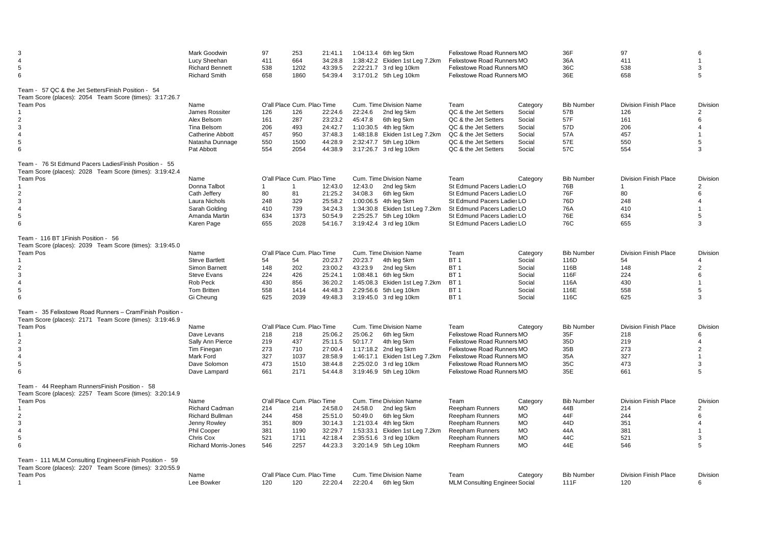| | | | | | | | | | | | |
|---|---|---|---|---|---|---|---|---|---|---|---|
| 3 | Mark Goodwin | 97 | 253 | 21:41.1 | 1:04:13.4 | 6th leg 5km | Felixstowe Road Runners MO | | 36F | 97 | 6 |
| 4 | Lucy Sheehan | 411 | 664 | 34:28.8 | 1:38:42.2 | Ekiden 1st Leg 7.2km | Felixstowe Road Runners MO | | 36A | 411 | 1 |
| 5 | Richard Bennett | 538 | 1202 | 43:39.5 | 2:22:21.7 | 3 rd leg 10km | Felixstowe Road Runners MO | | 36C | 538 | 3 |
| 6 | Richard Smith | 658 | 1860 | 54:39.4 | 3:17:01.2 | 5th Leg 10km | Felixstowe Road Runners MO | | 36E | 658 | 5 |

Team - 57 QC & the Jet SettersFinish Position - 54
Team Score (places): 2054 Team Score (times): 3:17:26.7

| Team Pos | Name | O'all Place | Cum. Place | Time | Cum. Time | Division Name | Team | Category | Bib Number | Division Finish Place | Division |
|---|---|---|---|---|---|---|---|---|---|---|---|
| 1 | James Rossiter | 126 | 126 | 22:24.6 | 22:24.6 | 2nd leg 5km | QC & the Jet Setters | Social | 57B | 126 | 2 |
| 2 | Alex Belsom | 161 | 287 | 23:23.2 | 45:47.8 | 6th leg 5km | QC & the Jet Setters | Social | 57F | 161 | 6 |
| 3 | Tina Belsom | 206 | 493 | 24:42.7 | 1:10:30.5 | 4th leg 5km | QC & the Jet Setters | Social | 57D | 206 | 4 |
| 4 | Catherine Abbott | 457 | 950 | 37:48.3 | 1:48:18.8 | Ekiden 1st Leg 7.2km | QC & the Jet Setters | Social | 57A | 457 | 1 |
| 5 | Natasha Dunnage | 550 | 1500 | 44:28.9 | 2:32:47.7 | 5th Leg 10km | QC & the Jet Setters | Social | 57E | 550 | 5 |
| 6 | Pat Abbott | 554 | 2054 | 44:38.9 | 3:17:26.7 | 3 rd leg 10km | QC & the Jet Setters | Social | 57C | 554 | 3 |

Team - 76 St Edmund Pacers LadiesFinish Position - 55
Team Score (places): 2028 Team Score (times): 3:19:42.4

| Team Pos | Name | O'all Place | Cum. Place | Time | Cum. Time | Division Name | Team | Category | Bib Number | Division Finish Place | Division |
|---|---|---|---|---|---|---|---|---|---|---|---|
| 1 | Donna Talbot | 1 | 1 | 12:43.0 | 12:43.0 | 2nd leg 5km | St Edmund Pacers Ladies LO | | 76B | 1 | 2 |
| 2 | Cath Jeffery | 80 | 81 | 21:25.2 | 34:08.3 | 6th leg 5km | St Edmund Pacers Ladies LO | | 76F | 80 | 6 |
| 3 | Laura Nichols | 248 | 329 | 25:58.2 | 1:00:06.5 | 4th leg 5km | St Edmund Pacers Ladies LO | | 76D | 248 | 4 |
| 4 | Sarah Golding | 410 | 739 | 34:24.3 | 1:34:30.8 | Ekiden 1st Leg 7.2km | St Edmund Pacers Ladies LO | | 76A | 410 | 1 |
| 5 | Amanda Martin | 634 | 1373 | 50:54.9 | 2:25:25.7 | 5th Leg 10km | St Edmund Pacers Ladies LO | | 76E | 634 | 5 |
| 6 | Karen Page | 655 | 2028 | 54:16.7 | 3:19:42.4 | 3 rd leg 10km | St Edmund Pacers Ladies LO | | 76C | 655 | 3 |

Team - 116 BT 1Finish Position - 56
Team Score (places): 2039 Team Score (times): 3:19:45.0

| Team Pos | Name | O'all Place | Cum. Place | Time | Cum. Time | Division Name | Team | Category | Bib Number | Division Finish Place | Division |
|---|---|---|---|---|---|---|---|---|---|---|---|
| 1 | Steve Bartlett | 54 | 54 | 20:23.7 | 20:23.7 | 4th leg 5km | BT 1 | Social | 116D | 54 | 4 |
| 2 | Simon Barnett | 148 | 202 | 23:00.2 | 43:23.9 | 2nd leg 5km | BT 1 | Social | 116B | 148 | 2 |
| 3 | Steve Evans | 224 | 426 | 25:24.1 | 1:08:48.1 | 6th leg 5km | BT 1 | Social | 116F | 224 | 6 |
| 4 | Rob Peck | 430 | 856 | 36:20.2 | 1:45:08.3 | Ekiden 1st Leg 7.2km | BT 1 | Social | 116A | 430 | 1 |
| 5 | Tom Britten | 558 | 1414 | 44:48.3 | 2:29:56.6 | 5th Leg 10km | BT 1 | Social | 116E | 558 | 5 |
| 6 | Gi Cheung | 625 | 2039 | 49:48.3 | 3:19:45.0 | 3 rd leg 10km | BT 1 | Social | 116C | 625 | 3 |

Team - 35 Felixstowe Road Runners – CramFinish Position -
Team Score (places): 2171 Team Score (times): 3:19:46.9

| Team Pos | Name | O'all Place | Cum. Place | Time | Cum. Time | Division Name | Team | Category | Bib Number | Division Finish Place | Division |
|---|---|---|---|---|---|---|---|---|---|---|---|
| 1 | Dave Levans | 218 | 218 | 25:06.2 | 25:06.2 | 6th leg 5km | Felixstowe Road Runners MO | | 35F | 218 | 6 |
| 2 | Sally Ann Pierce | 219 | 437 | 25:11.5 | 50:17.7 | 4th leg 5km | Felixstowe Road Runners MO | | 35D | 219 | 4 |
| 3 | Tim Finegan | 273 | 710 | 27:00.4 | 1:17:18.2 | 2nd leg 5km | Felixstowe Road Runners MO | | 35B | 273 | 2 |
| 4 | Mark Ford | 327 | 1037 | 28:58.9 | 1:46:17.1 | Ekiden 1st Leg 7.2km | Felixstowe Road Runners MO | | 35A | 327 | 1 |
| 5 | Dave Solomon | 473 | 1510 | 38:44.8 | 2:25:02.0 | 3 rd leg 10km | Felixstowe Road Runners MO | | 35C | 473 | 3 |
| 6 | Dave Lampard | 661 | 2171 | 54:44.8 | 3:19:46.9 | 5th Leg 10km | Felixstowe Road Runners MO | | 35E | 661 | 5 |

Team - 44 Reepham RunnersFinish Position - 58
Team Score (places): 2257 Team Score (times): 3:20:14.9

| Team Pos | Name | O'all Place | Cum. Place | Time | Cum. Time | Division Name | Team | Category | Bib Number | Division Finish Place | Division |
|---|---|---|---|---|---|---|---|---|---|---|---|
| 1 | Richard Cadman | 214 | 214 | 24:58.0 | 24:58.0 | 2nd leg 5km | Reepham Runners | MO | 44B | 214 | 2 |
| 2 | Richard Bullman | 244 | 458 | 25:51.0 | 50:49.0 | 6th leg 5km | Reepham Runners | MO | 44F | 244 | 6 |
| 3 | Jenny Rowley | 351 | 809 | 30:14.3 | 1:21:03.4 | 4th leg 5km | Reepham Runners | MO | 44D | 351 | 4 |
| 4 | Phil Cooper | 381 | 1190 | 32:29.7 | 1:53:33.1 | Ekiden 1st Leg 7.2km | Reepham Runners | MO | 44A | 381 | 1 |
| 5 | Chris Cox | 521 | 1711 | 42:18.4 | 2:35:51.6 | 3 rd leg 10km | Reepham Runners | MO | 44C | 521 | 3 |
| 6 | Richard Morris-Jones | 546 | 2257 | 44:23.3 | 3:20:14.9 | 5th Leg 10km | Reepham Runners | MO | 44E | 546 | 5 |

Team - 111 MLM Consulting EngineersFinish Position - 59
Team Score (places): 2207 Team Score (times): 3:20:55.9

| Team Pos | Name | O'all Place | Cum. Place | Time | Cum. Time | Division Name | Team | Category | Bib Number | Division Finish Place | Division |
|---|---|---|---|---|---|---|---|---|---|---|---|
| 1 | Lee Bowker | 120 | 120 | 22:20.4 | 22:20.4 | 6th leg 5km | MLM Consulting Engineer Social | | 111F | 120 | 6 |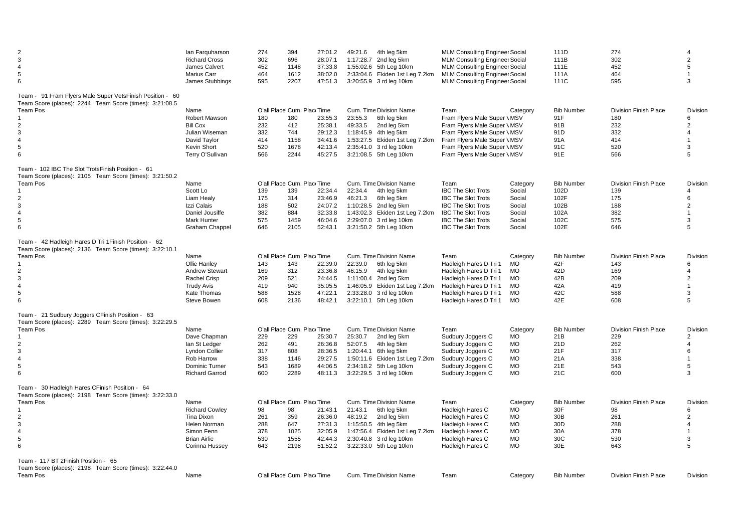| Team Pos | Name | O'all Place | Cum. Place | Time | Cum. Time | Division Name | Team | Category | Bib Number | Division Finish Place | Division |
|---|---|---|---|---|---|---|---|---|---|---|---|
| 2 | Ian Farquharson | 274 | 394 | 27:01.2 | 49:21.6 | 4th leg 5km | MLM Consulting Engineer Social | | 111D | 274 | 4 |
| 3 | Richard Cross | 302 | 696 | 28:07.1 | 1:17:28.7 | 2nd leg 5km | MLM Consulting Engineer Social | | 111B | 302 | 2 |
| 4 | James Calvert | 452 | 1148 | 37:33.8 | 1:55:02.6 | 5th Leg 10km | MLM Consulting Engineer Social | | 111E | 452 | 5 |
| 5 | Marius Carr | 464 | 1612 | 38:02.0 | 2:33:04.6 | Ekiden 1st Leg 7.2km | MLM Consulting Engineer Social | | 111A | 464 | 1 |
| 6 | James Stubbings | 595 | 2207 | 47:51.3 | 3:20:55.9 | 3 rd leg 10km | MLM Consulting Engineer Social | | 111C | 595 | 3 |

Team - 91 Fram Flyers Male Super VetsFinish Position - 60
Team Score (places): 2244 Team Score (times): 3:21:08.5

| Team Pos | Name | O'all Place | Cum. Place | Time | Cum. Time | Division Name | Team | Category | Bib Number | Division Finish Place | Division |
|---|---|---|---|---|---|---|---|---|---|---|---|
| 1 | Robert Mawson | 180 | 180 | 23:55.3 | 23:55.3 | 6th leg 5km | Fram Flyers Male Super \ MSV | | 91F | 180 | 6 |
| 2 | Bill Cox | 232 | 412 | 25:38.1 | 49:33.5 | 2nd leg 5km | Fram Flyers Male Super \ MSV | | 91B | 232 | 2 |
| 3 | Julian Wiseman | 332 | 744 | 29:12.3 | 1:18:45.9 | 4th leg 5km | Fram Flyers Male Super \ MSV | | 91D | 332 | 4 |
| 4 | David Taylor | 414 | 1158 | 34:41.6 | 1:53:27.5 | Ekiden 1st Leg 7.2km | Fram Flyers Male Super \ MSV | | 91A | 414 | 1 |
| 5 | Kevin Short | 520 | 1678 | 42:13.4 | 2:35:41.0 | 3 rd leg 10km | Fram Flyers Male Super \ MSV | | 91C | 520 | 3 |
| 6 | Terry O'Sullivan | 566 | 2244 | 45:27.5 | 3:21:08.5 | 5th Leg 10km | Fram Flyers Male Super \ MSV | | 91E | 566 | 5 |

Team - 102 IBC The Slot TrotsFinish Position - 61
Team Score (places): 2105 Team Score (times): 3:21:50.2

| Team Pos | Name | O'all Place | Cum. Place | Time | Cum. Time | Division Name | Team | Category | Bib Number | Division Finish Place | Division |
|---|---|---|---|---|---|---|---|---|---|---|---|
| 1 | Scott Lo | 139 | 139 | 22:34.4 | 22:34.4 | 4th leg 5km | IBC The Slot Trots | Social | 102D | 139 | 4 |
| 2 | Liam Healy | 175 | 314 | 23:46.9 | 46:21.3 | 6th leg 5km | IBC The Slot Trots | Social | 102F | 175 | 6 |
| 3 | Izzi Calais | 188 | 502 | 24:07.2 | 1:10:28.5 | 2nd leg 5km | IBC The Slot Trots | Social | 102B | 188 | 2 |
| 4 | Daniel Jousiffe | 382 | 884 | 32:33.8 | 1:43:02.3 | Ekiden 1st Leg 7.2km | IBC The Slot Trots | Social | 102A | 382 | 1 |
| 5 | Mark Hunter | 575 | 1459 | 46:04.6 | 2:29:07.0 | 3 rd leg 10km | IBC The Slot Trots | Social | 102C | 575 | 3 |
| 6 | Graham Chappel | 646 | 2105 | 52:43.1 | 3:21:50.2 | 5th Leg 10km | IBC The Slot Trots | Social | 102E | 646 | 5 |

Team - 42 Hadleigh Hares D Tri 1Finish Position - 62
Team Score (places): 2136 Team Score (times): 3:22:10.1

| Team Pos | Name | O'all Place | Cum. Place | Time | Cum. Time | Division Name | Team | Category | Bib Number | Division Finish Place | Division |
|---|---|---|---|---|---|---|---|---|---|---|---|
| 1 | Ollie Hanley | 143 | 143 | 22:39.0 | 22:39.0 | 6th leg 5km | Hadleigh Hares D Tri 1 | MO | 42F | 143 | 6 |
| 2 | Andrew Stewart | 169 | 312 | 23:36.8 | 46:15.9 | 4th leg 5km | Hadleigh Hares D Tri 1 | MO | 42D | 169 | 4 |
| 3 | Rachel Crisp | 209 | 521 | 24:44.5 | 1:11:00.4 | 2nd leg 5km | Hadleigh Hares D Tri 1 | MO | 42B | 209 | 2 |
| 4 | Trudy Avis | 419 | 940 | 35:05.5 | 1:46:05.9 | Ekiden 1st Leg 7.2km | Hadleigh Hares D Tri 1 | MO | 42A | 419 | 1 |
| 5 | Kate Thomas | 588 | 1528 | 47:22.1 | 2:33:28.0 | 3 rd leg 10km | Hadleigh Hares D Tri 1 | MO | 42C | 588 | 3 |
| 6 | Steve Bowen | 608 | 2136 | 48:42.1 | 3:22:10.1 | 5th Leg 10km | Hadleigh Hares D Tri 1 | MO | 42E | 608 | 5 |

Team - 21 Sudbury Joggers CFinish Position - 63
Team Score (places): 2289 Team Score (times): 3:22:29.5

| Team Pos | Name | O'all Place | Cum. Place | Time | Cum. Time | Division Name | Team | Category | Bib Number | Division Finish Place | Division |
|---|---|---|---|---|---|---|---|---|---|---|---|
| 1 | Dave Chapman | 229 | 229 | 25:30.7 | 25:30.7 | 2nd leg 5km | Sudbury Joggers C | MO | 21B | 229 | 2 |
| 2 | Ian St Ledger | 262 | 491 | 26:36.8 | 52:07.5 | 4th leg 5km | Sudbury Joggers C | MO | 21D | 262 | 4 |
| 3 | Lyndon Collier | 317 | 808 | 28:36.5 | 1:20:44.1 | 6th leg 5km | Sudbury Joggers C | MO | 21F | 317 | 6 |
| 4 | Rob Harrow | 338 | 1146 | 29:27.5 | 1:50:11.6 | Ekiden 1st Leg 7.2km | Sudbury Joggers C | MO | 21A | 338 | 1 |
| 5 | Dominic Turner | 543 | 1689 | 44:06.5 | 2:34:18.2 | 5th Leg 10km | Sudbury Joggers C | MO | 21E | 543 | 5 |
| 6 | Richard Garrod | 600 | 2289 | 48:11.3 | 3:22:29.5 | 3 rd leg 10km | Sudbury Joggers C | MO | 21C | 600 | 3 |

Team - 30 Hadleigh Hares CFinish Position - 64
Team Score (places): 2198 Team Score (times): 3:22:33.0

| Team Pos | Name | O'all Place | Cum. Place | Time | Cum. Time | Division Name | Team | Category | Bib Number | Division Finish Place | Division |
|---|---|---|---|---|---|---|---|---|---|---|---|
| 1 | Richard Cowley | 98 | 98 | 21:43.1 | 21:43.1 | 6th leg 5km | Hadleigh Hares C | MO | 30F | 98 | 6 |
| 2 | Tina Dixon | 261 | 359 | 26:36.0 | 48:19.2 | 2nd leg 5km | Hadleigh Hares C | MO | 30B | 261 | 2 |
| 3 | Helen Norman | 288 | 647 | 27:31.3 | 1:15:50.5 | 4th leg 5km | Hadleigh Hares C | MO | 30D | 288 | 4 |
| 4 | Simon Fenn | 378 | 1025 | 32:05.9 | 1:47:56.4 | Ekiden 1st Leg 7.2km | Hadleigh Hares C | MO | 30A | 378 | 1 |
| 5 | Brian Airlie | 530 | 1555 | 42:44.3 | 2:30:40.8 | 3 rd leg 10km | Hadleigh Hares C | MO | 30C | 530 | 3 |
| 6 | Corinna Hussey | 643 | 2198 | 51:52.2 | 3:22:33.0 | 5th Leg 10km | Hadleigh Hares C | MO | 30E | 643 | 5 |

Team - 117 BT 2Finish Position - 65
Team Score (places): 2198 Team Score (times): 3:22:44.0

| Team Pos | Name | O'all Place | Cum. Place | Time | Cum. Time | Division Name | Team | Category | Bib Number | Division Finish Place | Division |
|---|---|---|---|---|---|---|---|---|---|---|---|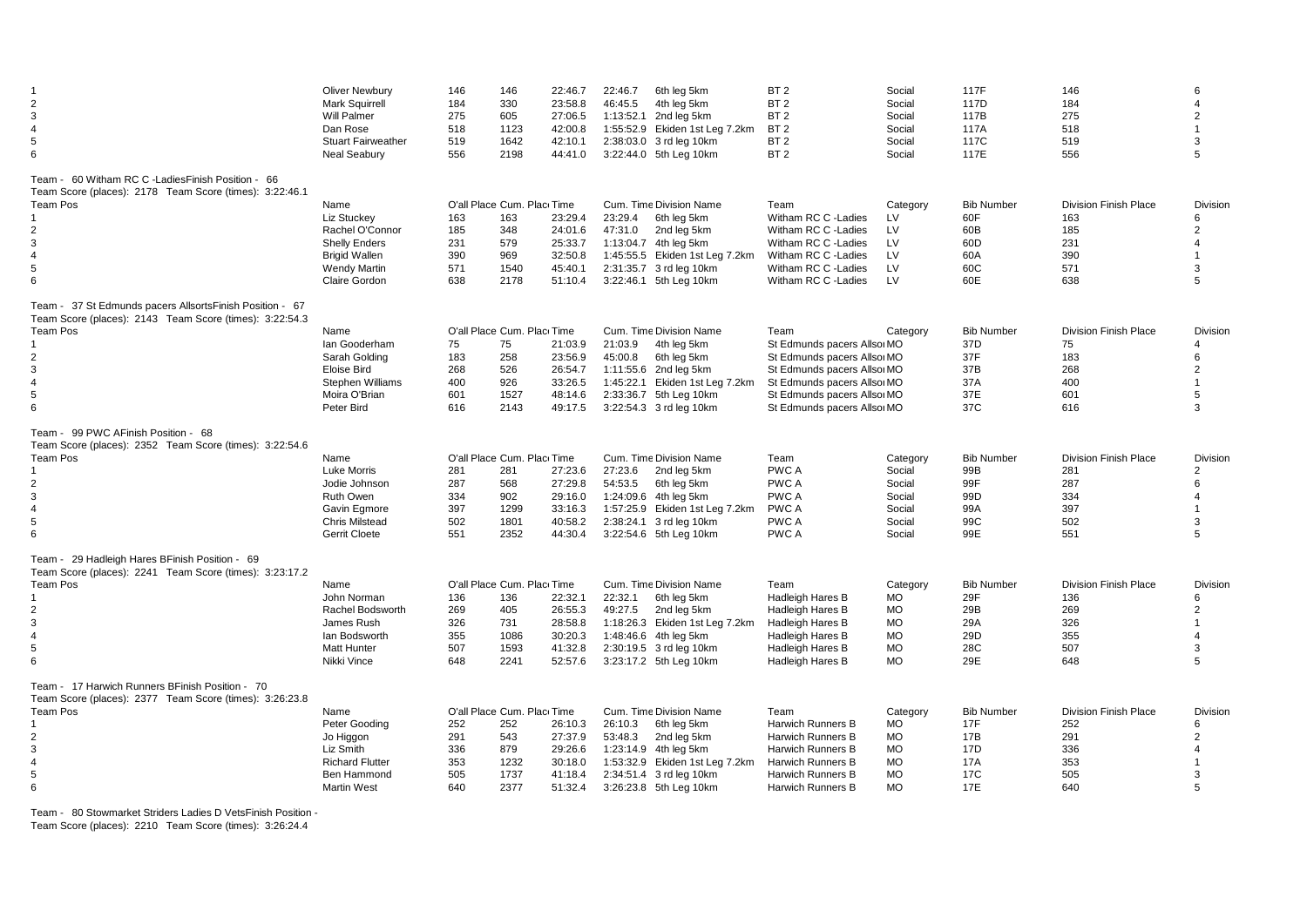| Team Pos | Name | O'all Place | Cum. Place | Time | Cum. Time | Division Name | Team | Category | Bib Number | Division Finish Place | Division |
|---|---|---|---|---|---|---|---|---|---|---|---|
| 1 | Oliver Newbury | 146 | 146 | 22:46.7 | 22:46.7 | 6th leg 5km | BT 2 | Social | 117F | 146 | 6 |
| 2 | Mark Squirrell | 184 | 330 | 23:58.8 | 46:45.5 | 4th leg 5km | BT 2 | Social | 117D | 184 | 4 |
| 3 | Will Palmer | 275 | 605 | 27:06.5 | 1:13:52.1 | 2nd leg 5km | BT 2 | Social | 117B | 275 | 2 |
| 4 | Dan Rose | 518 | 1123 | 42:00.8 | 1:55:52.9 | Ekiden 1st Leg 7.2km | BT 2 | Social | 117A | 518 | 1 |
| 5 | Stuart Fairweather | 519 | 1642 | 42:10.1 | 2:38:03.0 | 3 rd leg 10km | BT 2 | Social | 117C | 519 | 3 |
| 6 | Neal Seabury | 556 | 2198 | 44:41.0 | 3:22:44.0 | 5th Leg 10km | BT 2 | Social | 117E | 556 | 5 |

Team - 60 Witham RC C -LadiesFinish Position - 66
Team Score (places): 2178 Team Score (times): 3:22:46.1

| Team Pos | Name | O'all Place | Cum. Place | Time | Cum. Time | Division Name | Team | Category | Bib Number | Division Finish Place | Division |
|---|---|---|---|---|---|---|---|---|---|---|---|
| 1 | Liz Stuckey | 163 | 163 | 23:29.4 | 23:29.4 | 6th leg 5km | Witham RC C -Ladies | LV | 60F | 163 | 6 |
| 2 | Rachel O'Connor | 185 | 348 | 24:01.6 | 47:31.0 | 2nd leg 5km | Witham RC C -Ladies | LV | 60B | 185 | 2 |
| 3 | Shelly Enders | 231 | 579 | 25:33.7 | 1:13:04.7 | 4th leg 5km | Witham RC C -Ladies | LV | 60D | 231 | 4 |
| 4 | Brigid Wallen | 390 | 969 | 32:50.8 | 1:45:55.5 | Ekiden 1st Leg 7.2km | Witham RC C -Ladies | LV | 60A | 390 | 1 |
| 5 | Wendy Martin | 571 | 1540 | 45:40.1 | 2:31:35.7 | 3 rd leg 10km | Witham RC C -Ladies | LV | 60C | 571 | 3 |
| 6 | Claire Gordon | 638 | 2178 | 51:10.4 | 3:22:46.1 | 5th Leg 10km | Witham RC C -Ladies | LV | 60E | 638 | 5 |

Team - 37 St Edmunds pacers AllsortsFinish Position - 67
Team Score (places): 2143 Team Score (times): 3:22:54.3

| Team Pos | Name | O'all Place | Cum. Place | Time | Cum. Time | Division Name | Team | Category | Bib Number | Division Finish Place | Division |
|---|---|---|---|---|---|---|---|---|---|---|---|
| 1 | Ian Gooderham | 75 | 75 | 21:03.9 | 21:03.9 | 4th leg 5km | St Edmunds pacers Allsor | MO | 37D | 75 | 4 |
| 2 | Sarah Golding | 183 | 258 | 23:56.9 | 45:00.8 | 6th leg 5km | St Edmunds pacers Allsor | MO | 37F | 183 | 6 |
| 3 | Eloise Bird | 268 | 526 | 26:54.7 | 1:11:55.6 | 2nd leg 5km | St Edmunds pacers Allsor | MO | 37B | 268 | 2 |
| 4 | Stephen Williams | 400 | 926 | 33:26.5 | 1:45:22.1 | Ekiden 1st Leg 7.2km | St Edmunds pacers Allsor | MO | 37A | 400 | 1 |
| 5 | Moira O'Brian | 601 | 1527 | 48:14.6 | 2:33:36.7 | 5th Leg 10km | St Edmunds pacers Allsor | MO | 37E | 601 | 5 |
| 6 | Peter Bird | 616 | 2143 | 49:17.5 | 3:22:54.3 | 3 rd leg 10km | St Edmunds pacers Allsor | MO | 37C | 616 | 3 |

Team - 99 PWC AFinish Position - 68
Team Score (places): 2352 Team Score (times): 3:22:54.6

| Team Pos | Name | O'all Place | Cum. Place | Time | Cum. Time | Division Name | Team | Category | Bib Number | Division Finish Place | Division |
|---|---|---|---|---|---|---|---|---|---|---|---|
| 1 | Luke Morris | 281 | 281 | 27:23.6 | 27:23.6 | 2nd leg 5km | PWC A | Social | 99B | 281 | 2 |
| 2 | Jodie Johnson | 287 | 568 | 27:29.8 | 54:53.5 | 6th leg 5km | PWC A | Social | 99F | 287 | 6 |
| 3 | Ruth Owen | 334 | 902 | 29:16.0 | 1:24:09.6 | 4th leg 5km | PWC A | Social | 99D | 334 | 4 |
| 4 | Gavin Egmore | 397 | 1299 | 33:16.3 | 1:57:25.9 | Ekiden 1st Leg 7.2km | PWC A | Social | 99A | 397 | 1 |
| 5 | Chris Milstead | 502 | 1801 | 40:58.2 | 2:38:24.1 | 3 rd leg 10km | PWC A | Social | 99C | 502 | 3 |
| 6 | Gerrit Cloete | 551 | 2352 | 44:30.4 | 3:22:54.6 | 5th Leg 10km | PWC A | Social | 99E | 551 | 5 |

Team - 29 Hadleigh Hares BFinish Position - 69
Team Score (places): 2241 Team Score (times): 3:23:17.2

| Team Pos | Name | O'all Place | Cum. Place | Time | Cum. Time | Division Name | Team | Category | Bib Number | Division Finish Place | Division |
|---|---|---|---|---|---|---|---|---|---|---|---|
| 1 | John Norman | 136 | 136 | 22:32.1 | 22:32.1 | 6th leg 5km | Hadleigh Hares B | MO | 29F | 136 | 6 |
| 2 | Rachel Bodsworth | 269 | 405 | 26:55.3 | 49:27.5 | 2nd leg 5km | Hadleigh Hares B | MO | 29B | 269 | 2 |
| 3 | James Rush | 326 | 731 | 28:58.8 | 1:18:26.3 | Ekiden 1st Leg 7.2km | Hadleigh Hares B | MO | 29A | 326 | 1 |
| 4 | Ian Bodsworth | 355 | 1086 | 30:20.3 | 1:48:46.6 | 4th leg 5km | Hadleigh Hares B | MO | 29D | 355 | 4 |
| 5 | Matt Hunter | 507 | 1593 | 41:32.8 | 2:30:19.5 | 3 rd leg 10km | Hadleigh Hares B | MO | 28C | 507 | 3 |
| 6 | Nikki Vince | 648 | 2241 | 52:57.6 | 3:23:17.2 | 5th Leg 10km | Hadleigh Hares B | MO | 29E | 648 | 5 |

Team - 17 Harwich Runners BFinish Position - 70
Team Score (places): 2377 Team Score (times): 3:26:23.8

| Team Pos | Name | O'all Place | Cum. Place | Time | Cum. Time | Division Name | Team | Category | Bib Number | Division Finish Place | Division |
|---|---|---|---|---|---|---|---|---|---|---|---|
| 1 | Peter Gooding | 252 | 252 | 26:10.3 | 26:10.3 | 6th leg 5km | Harwich Runners B | MO | 17F | 252 | 6 |
| 2 | Jo Higgon | 291 | 543 | 27:37.9 | 53:48.3 | 2nd leg 5km | Harwich Runners B | MO | 17B | 291 | 2 |
| 3 | Liz Smith | 336 | 879 | 29:26.6 | 1:23:14.9 | 4th leg 5km | Harwich Runners B | MO | 17D | 336 | 4 |
| 4 | Richard Flutter | 353 | 1232 | 30:18.0 | 1:53:32.9 | Ekiden 1st Leg 7.2km | Harwich Runners B | MO | 17A | 353 | 1 |
| 5 | Ben Hammond | 505 | 1737 | 41:18.4 | 2:34:51.4 | 3 rd leg 10km | Harwich Runners B | MO | 17C | 505 | 3 |
| 6 | Martin West | 640 | 2377 | 51:32.4 | 3:26:23.8 | 5th Leg 10km | Harwich Runners B | MO | 17E | 640 | 5 |

Team - 80 Stowmarket Striders Ladies D VetsFinish Position -
Team Score (places): 2210 Team Score (times): 3:26:24.4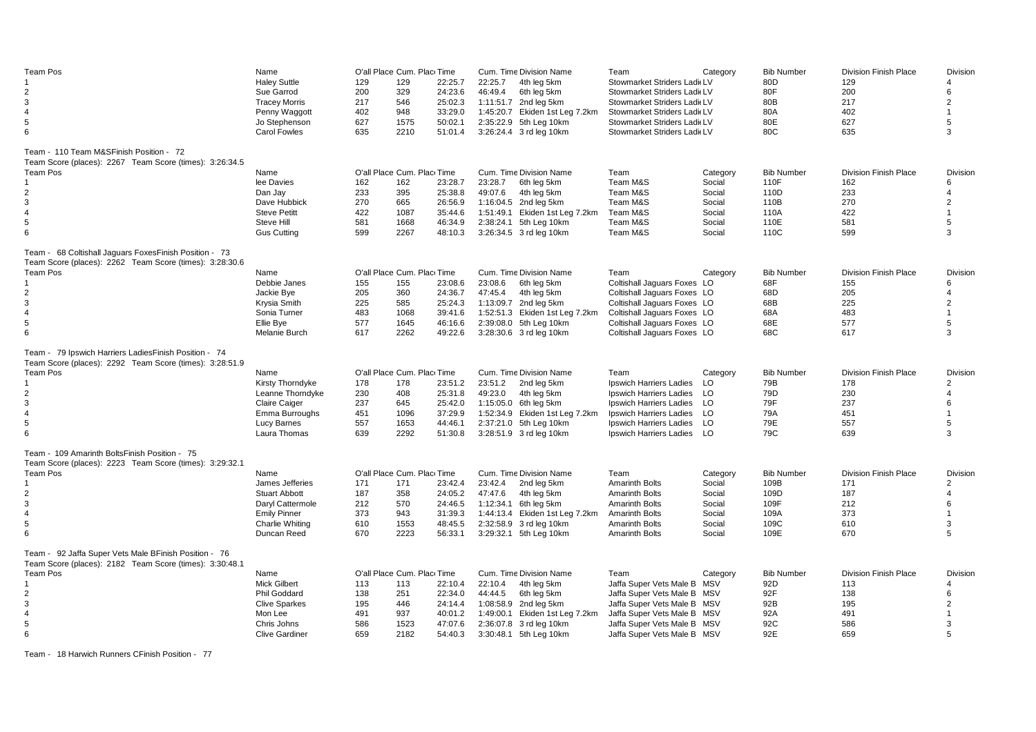| Team Pos | Name | O'all Place | Cum. Place | Time | Cum. Time | Division Name | Team | Category | Bib Number | Division Finish Place | Division |
|---|---|---|---|---|---|---|---|---|---|---|---|
| 1 | Haley Suttle | 129 | 129 | 22:25.7 | 22:25.7 | 4th leg 5km | Stowmarket Striders Ladie | LV | 80D | 129 | 4 |
| 2 | Sue Garrod | 200 | 329 | 24:23.6 | 46:49.4 | 6th leg 5km | Stowmarket Striders Ladie | LV | 80F | 200 | 6 |
| 3 | Tracey Morris | 217 | 546 | 25:02.3 | 1:11:51.7 | 2nd leg 5km | Stowmarket Striders Ladie | LV | 80B | 217 | 2 |
| 4 | Penny Waggott | 402 | 948 | 33:29.0 | 1:45:20.7 | Ekiden 1st Leg 7.2km | Stowmarket Striders Ladie | LV | 80A | 402 | 1 |
| 5 | Jo Stephenson | 627 | 1575 | 50:02.1 | 2:35:22.9 | 5th Leg 10km | Stowmarket Striders Ladie | LV | 80E | 627 | 5 |
| 6 | Carol Fowles | 635 | 2210 | 51:01.4 | 3:26:24.4 | 3 rd leg 10km | Stowmarket Striders Ladie | LV | 80C | 635 | 3 |

Team - 110 Team M&SFinish Position - 72
Team Score (places): 2267 Team Score (times): 3:26:34.5

| Team Pos | Name | O'all Place | Cum. Place | Time | Cum. Time | Division Name | Team | Category | Bib Number | Division Finish Place | Division |
|---|---|---|---|---|---|---|---|---|---|---|---|
| 1 | lee Davies | 162 | 162 | 23:28.7 | 23:28.7 | 6th leg 5km | Team M&S | Social | 110F | 162 | 6 |
| 2 | Dan Jay | 233 | 395 | 25:38.8 | 49:07.6 | 4th leg 5km | Team M&S | Social | 110D | 233 | 4 |
| 3 | Dave Hubbick | 270 | 665 | 26:56.9 | 1:16:04.5 | 2nd leg 5km | Team M&S | Social | 110B | 270 | 2 |
| 4 | Steve Petitt | 422 | 1087 | 35:44.6 | 1:51:49.1 | Ekiden 1st Leg 7.2km | Team M&S | Social | 110A | 422 | 1 |
| 5 | Steve Hill | 581 | 1668 | 46:34.9 | 2:38:24.1 | 5th Leg 10km | Team M&S | Social | 110E | 581 | 5 |
| 6 | Gus Cutting | 599 | 2267 | 48:10.3 | 3:26:34.5 | 3 rd leg 10km | Team M&S | Social | 110C | 599 | 3 |

Team - 68 Coltishall Jaguars FoxesFinish Position - 73
Team Score (places): 2262 Team Score (times): 3:28:30.6

| Team Pos | Name | O'all Place | Cum. Place | Time | Cum. Time | Division Name | Team | Category | Bib Number | Division Finish Place | Division |
|---|---|---|---|---|---|---|---|---|---|---|---|
| 1 | Debbie Janes | 155 | 155 | 23:08.6 | 23:08.6 | 6th leg 5km | Coltishall Jaguars Foxes | LO | 68F | 155 | 6 |
| 2 | Jackie Bye | 205 | 360 | 24:36.7 | 47:45.4 | 4th leg 5km | Coltishall Jaguars Foxes | LO | 68D | 205 | 4 |
| 3 | Krysia Smith | 225 | 585 | 25:24.3 | 1:13:09.7 | 2nd leg 5km | Coltishall Jaguars Foxes | LO | 68B | 225 | 2 |
| 4 | Sonia Turner | 483 | 1068 | 39:41.6 | 1:52:51.3 | Ekiden 1st Leg 7.2km | Coltishall Jaguars Foxes | LO | 68A | 483 | 1 |
| 5 | Ellie Bye | 577 | 1645 | 46:16.6 | 2:39:08.0 | 5th Leg 10km | Coltishall Jaguars Foxes | LO | 68E | 577 | 5 |
| 6 | Melanie Burch | 617 | 2262 | 49:22.6 | 3:28:30.6 | 3 rd leg 10km | Coltishall Jaguars Foxes | LO | 68C | 617 | 3 |

Team - 79 Ipswich Harriers LadiesFinish Position - 74
Team Score (places): 2292 Team Score (times): 3:28:51.9

| Team Pos | Name | O'all Place | Cum. Place | Time | Cum. Time | Division Name | Team | Category | Bib Number | Division Finish Place | Division |
|---|---|---|---|---|---|---|---|---|---|---|---|
| 1 | Kirsty Thorndyke | 178 | 178 | 23:51.2 | 23:51.2 | 2nd leg 5km | Ipswich Harriers Ladies | LO | 79B | 178 | 2 |
| 2 | Leanne Thorndyke | 230 | 408 | 25:31.8 | 49:23.0 | 4th leg 5km | Ipswich Harriers Ladies | LO | 79D | 230 | 4 |
| 3 | Claire Caiger | 237 | 645 | 25:42.0 | 1:15:05.0 | 6th leg 5km | Ipswich Harriers Ladies | LO | 79F | 237 | 6 |
| 4 | Emma Burroughs | 451 | 1096 | 37:29.9 | 1:52:34.9 | Ekiden 1st Leg 7.2km | Ipswich Harriers Ladies | LO | 79A | 451 | 1 |
| 5 | Lucy Barnes | 557 | 1653 | 44:46.1 | 2:37:21.0 | 5th Leg 10km | Ipswich Harriers Ladies | LO | 79E | 557 | 5 |
| 6 | Laura Thomas | 639 | 2292 | 51:30.8 | 3:28:51.9 | 3 rd leg 10km | Ipswich Harriers Ladies | LO | 79C | 639 | 3 |

Team - 109 Amarinth BoltsFinish Position - 75
Team Score (places): 2223 Team Score (times): 3:29:32.1

| Team Pos | Name | O'all Place | Cum. Place | Time | Cum. Time | Division Name | Team | Category | Bib Number | Division Finish Place | Division |
|---|---|---|---|---|---|---|---|---|---|---|---|
| 1 | James Jefferies | 171 | 171 | 23:42.4 | 23:42.4 | 2nd leg 5km | Amarinth Bolts | Social | 109B | 171 | 2 |
| 2 | Stuart Abbott | 187 | 358 | 24:05.2 | 47:47.6 | 4th leg 5km | Amarinth Bolts | Social | 109D | 187 | 4 |
| 3 | Daryl Cattermole | 212 | 570 | 24:46.5 | 1:12:34.1 | 6th leg 5km | Amarinth Bolts | Social | 109F | 212 | 6 |
| 4 | Emily Pinner | 373 | 943 | 31:39.3 | 1:44:13.4 | Ekiden 1st Leg 7.2km | Amarinth Bolts | Social | 109A | 373 | 1 |
| 5 | Charlie Whiting | 610 | 1553 | 48:45.5 | 2:32:58.9 | 3 rd leg 10km | Amarinth Bolts | Social | 109C | 610 | 3 |
| 6 | Duncan Reed | 670 | 2223 | 56:33.1 | 3:29:32.1 | 5th Leg 10km | Amarinth Bolts | Social | 109E | 670 | 5 |

Team - 92 Jaffa Super Vets Male BFinish Position - 76
Team Score (places): 2182 Team Score (times): 3:30:48.1

| Team Pos | Name | O'all Place | Cum. Place | Time | Cum. Time | Division Name | Team | Category | Bib Number | Division Finish Place | Division |
|---|---|---|---|---|---|---|---|---|---|---|---|
| 1 | Mick Gilbert | 113 | 113 | 22:10.4 | 22:10.4 | 4th leg 5km | Jaffa Super Vets Male B | MSV | 92D | 113 | 4 |
| 2 | Phil Goddard | 138 | 251 | 22:34.0 | 44:44.5 | 6th leg 5km | Jaffa Super Vets Male B | MSV | 92F | 138 | 6 |
| 3 | Clive Sparkes | 195 | 446 | 24:14.4 | 1:08:58.9 | 2nd leg 5km | Jaffa Super Vets Male B | MSV | 92B | 195 | 2 |
| 4 | Mon Lee | 491 | 937 | 40:01.2 | 1:49:00.1 | Ekiden 1st Leg 7.2km | Jaffa Super Vets Male B | MSV | 92A | 491 | 1 |
| 5 | Chris Johns | 586 | 1523 | 47:07.6 | 2:36:07.8 | 3 rd leg 10km | Jaffa Super Vets Male B | MSV | 92C | 586 | 3 |
| 6 | Clive Gardiner | 659 | 2182 | 54:40.3 | 3:30:48.1 | 5th Leg 10km | Jaffa Super Vets Male B | MSV | 92E | 659 | 5 |

Team - 18 Harwich Runners CFinish Position - 77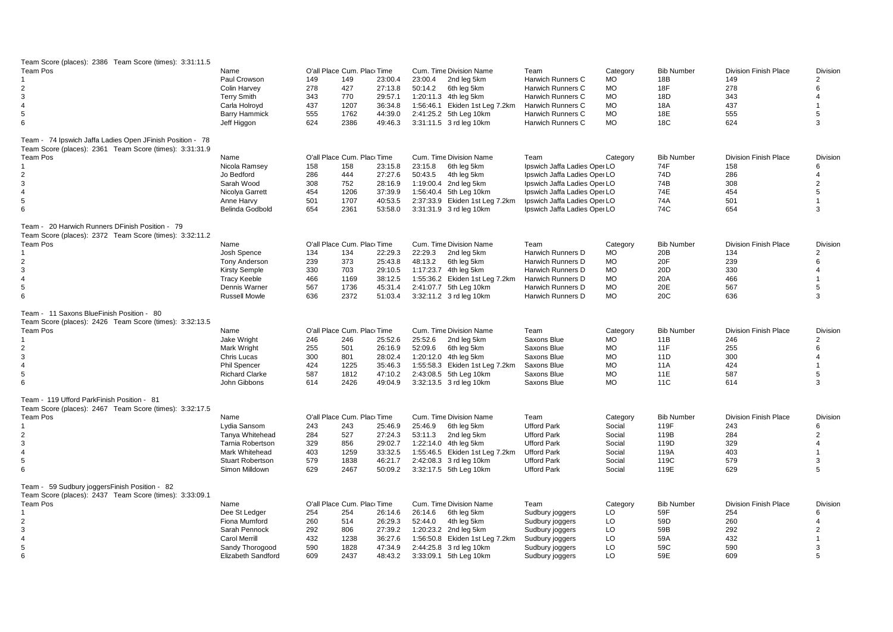Team Score (places): 2386 Team Score (times): 3:31:11.5

| Team Pos | Name | O'all Place | Cum. Place | Time | Cum. Time | Division Name | Team | Category | Bib Number | Division Finish Place | Division |
|---|---|---|---|---|---|---|---|---|---|---|---|
| 1 | Paul Crowson | 149 | 149 | 23:00.4 | 23:00.4 | 2nd leg 5km | Harwich Runners C | MO | 18B | 149 | 2 |
| 2 | Colin Harvey | 278 | 427 | 27:13.8 | 50:14.2 | 6th leg 5km | Harwich Runners C | MO | 18F | 278 | 6 |
| 3 | Terry Smith | 343 | 770 | 29:57.1 | 1:20:11.3 | 4th leg 5km | Harwich Runners C | MO | 18D | 343 | 4 |
| 4 | Carla Holroyd | 437 | 1207 | 36:34.8 | 1:56:46.1 | Ekiden 1st Leg 7.2km | Harwich Runners C | MO | 18A | 437 | 1 |
| 5 | Barry Hammick | 555 | 1762 | 44:39.0 | 2:41:25.2 | 5th Leg 10km | Harwich Runners C | MO | 18E | 555 | 5 |
| 6 | Jeff Higgon | 624 | 2386 | 49:46.3 | 3:31:11.5 | 3 rd leg 10km | Harwich Runners C | MO | 18C | 624 | 3 |

Team - 74 Ipswich Jaffa Ladies Open JFinish Position - 78
Team Score (places): 2361 Team Score (times): 3:31:31.9

| Team Pos | Name | O'all Place | Cum. Place | Time | Cum. Time | Division Name | Team | Category | Bib Number | Division Finish Place | Division |
|---|---|---|---|---|---|---|---|---|---|---|---|
| 1 | Nicola Ramsey | 158 | 158 | 23:15.8 | 23:15.8 | 6th leg 5km | Ipswich Jaffa Ladies Oper | LO | 74F | 158 | 6 |
| 2 | Jo Bedford | 286 | 444 | 27:27.6 | 50:43.5 | 4th leg 5km | Ipswich Jaffa Ladies Oper | LO | 74D | 286 | 4 |
| 3 | Sarah Wood | 308 | 752 | 28:16.9 | 1:19:00.4 | 2nd leg 5km | Ipswich Jaffa Ladies Oper | LO | 74B | 308 | 2 |
| 4 | Nicolya Garrett | 454 | 1206 | 37:39.9 | 1:56:40.4 | 5th Leg 10km | Ipswich Jaffa Ladies Oper | LO | 74E | 454 | 5 |
| 5 | Anne Harvy | 501 | 1707 | 40:53.5 | 2:37:33.9 | Ekiden 1st Leg 7.2km | Ipswich Jaffa Ladies Oper | LO | 74A | 501 | 1 |
| 6 | Belinda Godbold | 654 | 2361 | 53:58.0 | 3:31:31.9 | 3 rd leg 10km | Ipswich Jaffa Ladies Oper | LO | 74C | 654 | 3 |

Team - 20 Harwich Runners DFinish Position - 79
Team Score (places): 2372 Team Score (times): 3:32:11.2

| Team Pos | Name | O'all Place | Cum. Place | Time | Cum. Time | Division Name | Team | Category | Bib Number | Division Finish Place | Division |
|---|---|---|---|---|---|---|---|---|---|---|---|
| 1 | Josh Spence | 134 | 134 | 22:29.3 | 22:29.3 | 2nd leg 5km | Harwich Runners D | MO | 20B | 134 | 2 |
| 2 | Tony Anderson | 239 | 373 | 25:43.8 | 48:13.2 | 6th leg 5km | Harwich Runners D | MO | 20F | 239 | 6 |
| 3 | Kirsty Semple | 330 | 703 | 29:10.5 | 1:17:23.7 | 4th leg 5km | Harwich Runners D | MO | 20D | 330 | 4 |
| 4 | Tracy Keeble | 466 | 1169 | 38:12.5 | 1:55:36.2 | Ekiden 1st Leg 7.2km | Harwich Runners D | MO | 20A | 466 | 1 |
| 5 | Dennis Warner | 567 | 1736 | 45:31.4 | 2:41:07.7 | 5th Leg 10km | Harwich Runners D | MO | 20E | 567 | 5 |
| 6 | Russell Mowle | 636 | 2372 | 51:03.4 | 3:32:11.2 | 3 rd leg 10km | Harwich Runners D | MO | 20C | 636 | 3 |

Team - 11 Saxons BlueFinish Position - 80
Team Score (places): 2426 Team Score (times): 3:32:13.5

| Team Pos | Name | O'all Place | Cum. Place | Time | Cum. Time | Division Name | Team | Category | Bib Number | Division Finish Place | Division |
|---|---|---|---|---|---|---|---|---|---|---|---|
| 1 | Jake Wright | 246 | 246 | 25:52.6 | 25:52.6 | 2nd leg 5km | Saxons Blue | MO | 11B | 246 | 2 |
| 2 | Mark Wright | 255 | 501 | 26:16.9 | 52:09.6 | 6th leg 5km | Saxons Blue | MO | 11F | 255 | 6 |
| 3 | Chris Lucas | 300 | 801 | 28:02.4 | 1:20:12.0 | 4th leg 5km | Saxons Blue | MO | 11D | 300 | 4 |
| 4 | Phil Spencer | 424 | 1225 | 35:46.3 | 1:55:58.3 | Ekiden 1st Leg 7.2km | Saxons Blue | MO | 11A | 424 | 1 |
| 5 | Richard Clarke | 587 | 1812 | 47:10.2 | 2:43:08.5 | 5th Leg 10km | Saxons Blue | MO | 11E | 587 | 5 |
| 6 | John Gibbons | 614 | 2426 | 49:04.9 | 3:32:13.5 | 3 rd leg 10km | Saxons Blue | MO | 11C | 614 | 3 |

Team - 119 Ufford ParkFinish Position - 81
Team Score (places): 2467 Team Score (times): 3:32:17.5

| Team Pos | Name | O'all Place | Cum. Place | Time | Cum. Time | Division Name | Team | Category | Bib Number | Division Finish Place | Division |
|---|---|---|---|---|---|---|---|---|---|---|---|
| 1 | Lydia Sansom | 243 | 243 | 25:46.9 | 25:46.9 | 6th leg 5km | Ufford Park | Social | 119F | 243 | 6 |
| 2 | Tanya Whitehead | 284 | 527 | 27:24.3 | 53:11.3 | 2nd leg 5km | Ufford Park | Social | 119B | 284 | 2 |
| 3 | Tarnia Robertson | 329 | 856 | 29:02.7 | 1:22:14.0 | 4th leg 5km | Ufford Park | Social | 119D | 329 | 4 |
| 4 | Mark Whitehead | 403 | 1259 | 33:32.5 | 1:55:46.5 | Ekiden 1st Leg 7.2km | Ufford Park | Social | 119A | 403 | 1 |
| 5 | Stuart Robertson | 579 | 1838 | 46:21.7 | 2:42:08.3 | 3 rd leg 10km | Ufford Park | Social | 119C | 579 | 3 |
| 6 | Simon Milldown | 629 | 2467 | 50:09.2 | 3:32:17.5 | 5th Leg 10km | Ufford Park | Social | 119E | 629 | 5 |

Team - 59 Sudbury joggersFinish Position - 82
Team Score (places): 2437 Team Score (times): 3:33:09.1

| Team Pos | Name | O'all Place | Cum. Place | Time | Cum. Time | Division Name | Team | Category | Bib Number | Division Finish Place | Division |
|---|---|---|---|---|---|---|---|---|---|---|---|
| 1 | Dee St Ledger | 254 | 254 | 26:14.6 | 26:14.6 | 6th leg 5km | Sudbury joggers | LO | 59F | 254 | 6 |
| 2 | Fiona Mumford | 260 | 514 | 26:29.3 | 52:44.0 | 4th leg 5km | Sudbury joggers | LO | 59D | 260 | 4 |
| 3 | Sarah Pennock | 292 | 806 | 27:39.2 | 1:20:23.2 | 2nd leg 5km | Sudbury joggers | LO | 59B | 292 | 2 |
| 4 | Carol Merrill | 432 | 1238 | 36:27.6 | 1:56:50.8 | Ekiden 1st Leg 7.2km | Sudbury joggers | LO | 59A | 432 | 1 |
| 5 | Sandy Thorogood | 590 | 1828 | 47:34.9 | 2:44:25.8 | 3 rd leg 10km | Sudbury joggers | LO | 59C | 590 | 3 |
| 6 | Elizabeth Sandford | 609 | 2437 | 48:43.2 | 3:33:09.1 | 5th Leg 10km | Sudbury joggers | LO | 59E | 609 | 5 |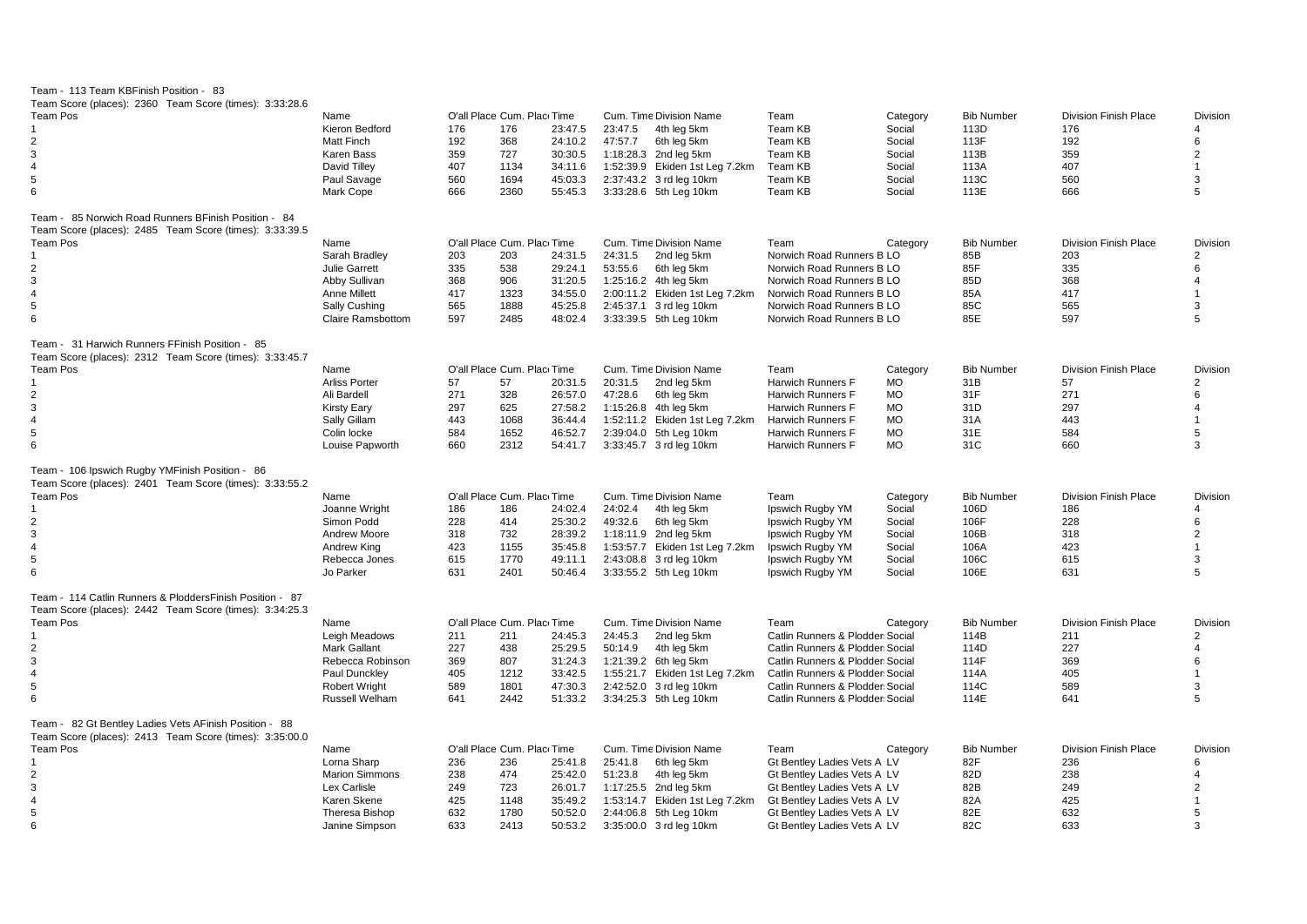Team - 113 Team KBFinish Position - 83
Team Score (places): 2360 Team Score (times): 3:33:28.6

| Team Pos | Name | O'all Place | Cum. Place | Time | Cum. Time | Division Name | Team | Category | Bib Number | Division Finish Place | Division |
|---|---|---|---|---|---|---|---|---|---|---|---|
| 1 | Kieron Bedford | 176 | 176 | 23:47.5 | 23:47.5 | 4th leg 5km | Team KB | Social | 113D | 176 | 4 |
| 2 | Matt Finch | 192 | 368 | 24:10.2 | 47:57.7 | 6th leg 5km | Team KB | Social | 113F | 192 | 6 |
| 3 | Karen Bass | 359 | 727 | 30:30.5 | 1:18:28.3 | 2nd leg 5km | Team KB | Social | 113B | 359 | 2 |
| 4 | David Tilley | 407 | 1134 | 34:11.6 | 1:52:39.9 | Ekiden 1st Leg 7.2km | Team KB | Social | 113A | 407 | 1 |
| 5 | Paul Savage | 560 | 1694 | 45:03.3 | 2:37:43.2 | 3 rd leg 10km | Team KB | Social | 113C | 560 | 3 |
| 6 | Mark Cope | 666 | 2360 | 55:45.3 | 3:33:28.6 | 5th Leg 10km | Team KB | Social | 113E | 666 | 5 |

Team - 85 Norwich Road Runners BFinish Position - 84
Team Score (places): 2485 Team Score (times): 3:33:39.5

| Team Pos | Name | O'all Place | Cum. Place | Time | Cum. Time | Division Name | Team | Category | Bib Number | Division Finish Place | Division |
|---|---|---|---|---|---|---|---|---|---|---|---|
| 1 | Sarah Bradley | 203 | 203 | 24:31.5 | 24:31.5 | 2nd leg 5km | Norwich Road Runners B | LO | 85B | 203 | 2 |
| 2 | Julie Garrett | 335 | 538 | 29:24.1 | 53:55.6 | 6th leg 5km | Norwich Road Runners B | LO | 85F | 335 | 6 |
| 3 | Abby Sullivan | 368 | 906 | 31:20.5 | 1:25:16.2 | 4th leg 5km | Norwich Road Runners B | LO | 85D | 368 | 4 |
| 4 | Anne Millett | 417 | 1323 | 34:55.0 | 2:00:11.2 | Ekiden 1st Leg 7.2km | Norwich Road Runners B | LO | 85A | 417 | 1 |
| 5 | Sally Cushing | 565 | 1888 | 45:25.8 | 2:45:37.1 | 3 rd leg 10km | Norwich Road Runners B | LO | 85C | 565 | 3 |
| 6 | Claire Ramsbottom | 597 | 2485 | 48:02.4 | 3:33:39.5 | 5th Leg 10km | Norwich Road Runners B | LO | 85E | 597 | 5 |

Team - 31 Harwich Runners FFinish Position - 85
Team Score (places): 2312 Team Score (times): 3:33:45.7

| Team Pos | Name | O'all Place | Cum. Place | Time | Cum. Time | Division Name | Team | Category | Bib Number | Division Finish Place | Division |
|---|---|---|---|---|---|---|---|---|---|---|---|
| 1 | Arliss Porter | 57 | 57 | 20:31.5 | 20:31.5 | 2nd leg 5km | Harwich Runners F | MO | 31B | 57 | 2 |
| 2 | Ali Bardell | 271 | 328 | 26:57.0 | 47:28.6 | 6th leg 5km | Harwich Runners F | MO | 31F | 271 | 6 |
| 3 | Kirsty Eary | 297 | 625 | 27:58.2 | 1:15:26.8 | 4th leg 5km | Harwich Runners F | MO | 31D | 297 | 4 |
| 4 | Sally Gillam | 443 | 1068 | 36:44.4 | 1:52:11.2 | Ekiden 1st Leg 7.2km | Harwich Runners F | MO | 31A | 443 | 1 |
| 5 | Colin locke | 584 | 1652 | 46:52.7 | 2:39:04.0 | 5th Leg 10km | Harwich Runners F | MO | 31E | 584 | 5 |
| 6 | Louise Papworth | 660 | 2312 | 54:41.7 | 3:33:45.7 | 3 rd leg 10km | Harwich Runners F | MO | 31C | 660 | 3 |

Team - 106 Ipswich Rugby YMFinish Position - 86
Team Score (places): 2401 Team Score (times): 3:33:55.2

| Team Pos | Name | O'all Place | Cum. Place | Time | Cum. Time | Division Name | Team | Category | Bib Number | Division Finish Place | Division |
|---|---|---|---|---|---|---|---|---|---|---|---|
| 1 | Joanne Wright | 186 | 186 | 24:02.4 | 24:02.4 | 4th leg 5km | Ipswich Rugby YM | Social | 106D | 186 | 4 |
| 2 | Simon Podd | 228 | 414 | 25:30.2 | 49:32.6 | 6th leg 5km | Ipswich Rugby YM | Social | 106F | 228 | 6 |
| 3 | Andrew Moore | 318 | 732 | 28:39.2 | 1:18:11.9 | 2nd leg 5km | Ipswich Rugby YM | Social | 106B | 318 | 2 |
| 4 | Andrew King | 423 | 1155 | 35:45.8 | 1:53:57.7 | Ekiden 1st Leg 7.2km | Ipswich Rugby YM | Social | 106A | 423 | 1 |
| 5 | Rebecca Jones | 615 | 1770 | 49:11.1 | 2:43:08.8 | 3 rd leg 10km | Ipswich Rugby YM | Social | 106C | 615 | 3 |
| 6 | Jo Parker | 631 | 2401 | 50:46.4 | 3:33:55.2 | 5th Leg 10km | Ipswich Rugby YM | Social | 106E | 631 | 5 |

Team - 114 Catlin Runners & PloddersFinish Position - 87
Team Score (places): 2442 Team Score (times): 3:34:25.3

| Team Pos | Name | O'all Place | Cum. Place | Time | Cum. Time | Division Name | Team | Category | Bib Number | Division Finish Place | Division |
|---|---|---|---|---|---|---|---|---|---|---|---|
| 1 | Leigh Meadows | 211 | 211 | 24:45.3 | 24:45.3 | 2nd leg 5km | Catlin Runners & Plodder | Social | 114B | 211 | 2 |
| 2 | Mark Gallant | 227 | 438 | 25:29.5 | 50:14.9 | 4th leg 5km | Catlin Runners & Plodder | Social | 114D | 227 | 4 |
| 3 | Rebecca Robinson | 369 | 807 | 31:24.3 | 1:21:39.2 | 6th leg 5km | Catlin Runners & Plodder | Social | 114F | 369 | 6 |
| 4 | Paul Dunckley | 405 | 1212 | 33:42.5 | 1:55:21.7 | Ekiden 1st Leg 7.2km | Catlin Runners & Plodder | Social | 114A | 405 | 1 |
| 5 | Robert Wright | 589 | 1801 | 47:30.3 | 2:42:52.0 | 3 rd leg 10km | Catlin Runners & Plodder | Social | 114C | 589 | 3 |
| 6 | Russell Welham | 641 | 2442 | 51:33.2 | 3:34:25.3 | 5th Leg 10km | Catlin Runners & Plodder | Social | 114E | 641 | 5 |

Team - 82 Gt Bentley Ladies Vets AFinish Position - 88
Team Score (places): 2413 Team Score (times): 3:35:00.0

| Team Pos | Name | O'all Place | Cum. Place | Time | Cum. Time | Division Name | Team | Category | Bib Number | Division Finish Place | Division |
|---|---|---|---|---|---|---|---|---|---|---|---|
| 1 | Lorna Sharp | 236 | 236 | 25:41.8 | 25:41.8 | 6th leg 5km | Gt Bentley Ladies Vets A | LV | 82F | 236 | 6 |
| 2 | Marion Simmons | 238 | 474 | 25:42.0 | 51:23.8 | 4th leg 5km | Gt Bentley Ladies Vets A | LV | 82D | 238 | 4 |
| 3 | Lex Carlisle | 249 | 723 | 26:01.7 | 1:17:25.5 | 2nd leg 5km | Gt Bentley Ladies Vets A | LV | 82B | 249 | 2 |
| 4 | Karen Skene | 425 | 1148 | 35:49.2 | 1:53:14.7 | Ekiden 1st Leg 7.2km | Gt Bentley Ladies Vets A | LV | 82A | 425 | 1 |
| 5 | Theresa Bishop | 632 | 1780 | 50:52.0 | 2:44:06.8 | 5th Leg 10km | Gt Bentley Ladies Vets A | LV | 82E | 632 | 5 |
| 6 | Janine Simpson | 633 | 2413 | 50:53.2 | 3:35:00.0 | 3 rd leg 10km | Gt Bentley Ladies Vets A | LV | 82C | 633 | 3 |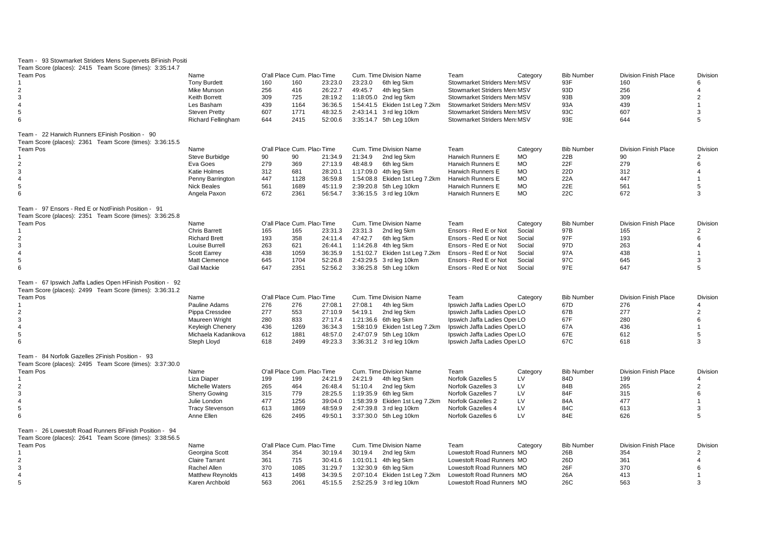Team - 93 Stowmarket Striders Mens Supervets BFinish Positi
Team Score (places): 2415 Team Score (times): 3:35:14.7

| Team Pos | Name | O'all Place | Cum. Place | Time | Cum. Time | Division Name | Team | Category | Bib Number | Division Finish Place | Division |
|---|---|---|---|---|---|---|---|---|---|---|---|
| 1 | Tony Burdett | 160 | 160 | 23:23.0 | 23:23.0 | 6th leg 5km | Stowmarket Striders Mens | MSV | 93F | 160 | 6 |
| 2 | Mike Munson | 256 | 416 | 26:22.7 | 49:45.7 | 4th leg 5km | Stowmarket Striders Mens | MSV | 93D | 256 | 4 |
| 3 | Keith Borrett | 309 | 725 | 28:19.2 | 1:18:05.0 | 2nd leg 5km | Stowmarket Striders Mens | MSV | 93B | 309 | 2 |
| 4 | Les Basham | 439 | 1164 | 36:36.5 | 1:54:41.5 | Ekiden 1st Leg 7.2km | Stowmarket Striders Mens | MSV | 93A | 439 | 1 |
| 5 | Steven Pretty | 607 | 1771 | 48:32.5 | 2:43:14.1 | 3 rd leg 10km | Stowmarket Striders Mens | MSV | 93C | 607 | 3 |
| 6 | Richard Fellingham | 644 | 2415 | 52:00.6 | 3:35:14.7 | 5th Leg 10km | Stowmarket Striders Mens | MSV | 93E | 644 | 5 |

Team - 22 Harwich Runners EFinish Position - 90
Team Score (places): 2361 Team Score (times): 3:36:15.5

| Team Pos | Name | O'all Place | Cum. Place | Time | Cum. Time | Division Name | Team | Category | Bib Number | Division Finish Place | Division |
|---|---|---|---|---|---|---|---|---|---|---|---|
| 1 | Steve Burbidge | 90 | 90 | 21:34.9 | 21:34.9 | 2nd leg 5km | Harwich Runners E | MO | 22B | 90 | 2 |
| 2 | Eva Goes | 279 | 369 | 27:13.9 | 48:48.9 | 6th leg 5km | Harwich Runners E | MO | 22F | 279 | 6 |
| 3 | Katie Holmes | 312 | 681 | 28:20.1 | 1:17:09.0 | 4th leg 5km | Harwich Runners E | MO | 22D | 312 | 4 |
| 4 | Penny Barrington | 447 | 1128 | 36:59.8 | 1:54:08.8 | Ekiden 1st Leg 7.2km | Harwich Runners E | MO | 22A | 447 | 1 |
| 5 | Nick Beales | 561 | 1689 | 45:11.9 | 2:39:20.8 | 5th Leg 10km | Harwich Runners E | MO | 22E | 561 | 5 |
| 6 | Angela Paxon | 672 | 2361 | 56:54.7 | 3:36:15.5 | 3 rd leg 10km | Harwich Runners E | MO | 22C | 672 | 3 |

Team - 97 Ensors - Red E or NotFinish Position - 91
Team Score (places): 2351 Team Score (times): 3:36:25.8

| Team Pos | Name | O'all Place | Cum. Place | Time | Cum. Time | Division Name | Team | Category | Bib Number | Division Finish Place | Division |
|---|---|---|---|---|---|---|---|---|---|---|---|
| 1 | Chris Barrett | 165 | 165 | 23:31.3 | 23:31.3 | 2nd leg 5km | Ensors - Red E or Not | Social | 97B | 165 | 2 |
| 2 | Richard Brett | 193 | 358 | 24:11.4 | 47:42.7 | 6th leg 5km | Ensors - Red E or Not | Social | 97F | 193 | 6 |
| 3 | Louise Burrell | 263 | 621 | 26:44.1 | 1:14:26.8 | 4th leg 5km | Ensors - Red E or Not | Social | 97D | 263 | 4 |
| 4 | Scott Earrey | 438 | 1059 | 36:35.9 | 1:51:02.7 | Ekiden 1st Leg 7.2km | Ensors - Red E or Not | Social | 97A | 438 | 1 |
| 5 | Matt Clemence | 645 | 1704 | 52:26.8 | 2:43:29.5 | 3 rd leg 10km | Ensors - Red E or Not | Social | 97C | 645 | 3 |
| 6 | Gail Mackie | 647 | 2351 | 52:56.2 | 3:36:25.8 | 5th Leg 10km | Ensors - Red E or Not | Social | 97E | 647 | 5 |

Team - 67 Ipswich Jaffa Ladies Open HFinish Position - 92
Team Score (places): 2499 Team Score (times): 3:36:31.2

| Team Pos | Name | O'all Place | Cum. Place | Time | Cum. Time | Division Name | Team | Category | Bib Number | Division Finish Place | Division |
|---|---|---|---|---|---|---|---|---|---|---|---|
| 1 | Pauline Adams | 276 | 276 | 27:08.1 | 27:08.1 | 4th leg 5km | Ipswich Jaffa Ladies Oper | LO | 67D | 276 | 4 |
| 2 | Pippa Cressdee | 277 | 553 | 27:10.9 | 54:19.1 | 2nd leg 5km | Ipswich Jaffa Ladies Oper | LO | 67B | 277 | 2 |
| 3 | Maureen Wright | 280 | 833 | 27:17.4 | 1:21:36.6 | 6th leg 5km | Ipswich Jaffa Ladies Oper | LO | 67F | 280 | 6 |
| 4 | Keyleigh Chenery | 436 | 1269 | 36:34.3 | 1:58:10.9 | Ekiden 1st Leg 7.2km | Ipswich Jaffa Ladies Oper | LO | 67A | 436 | 1 |
| 5 | Michaela Kadanikova | 612 | 1881 | 48:57.0 | 2:47:07.9 | 5th Leg 10km | Ipswich Jaffa Ladies Oper | LO | 67E | 612 | 5 |
| 6 | Steph Lloyd | 618 | 2499 | 49:23.3 | 3:36:31.2 | 3 rd leg 10km | Ipswich Jaffa Ladies Oper | LO | 67C | 618 | 3 |

Team - 84 Norfolk Gazelles 2Finish Position - 93
Team Score (places): 2495 Team Score (times): 3:37:30.0

| Team Pos | Name | O'all Place | Cum. Place | Time | Cum. Time | Division Name | Team | Category | Bib Number | Division Finish Place | Division |
|---|---|---|---|---|---|---|---|---|---|---|---|
| 1 | Liza Diaper | 199 | 199 | 24:21.9 | 24:21.9 | 4th leg 5km | Norfolk Gazelles 5 | LV | 84D | 199 | 4 |
| 2 | Michelle Waters | 265 | 464 | 26:48.4 | 51:10.4 | 2nd leg 5km | Norfolk Gazelles 3 | LV | 84B | 265 | 2 |
| 3 | Sherry Gowing | 315 | 779 | 28:25.5 | 1:19:35.9 | 6th leg 5km | Norfolk Gazelles 7 | LV | 84F | 315 | 6 |
| 4 | Julie London | 477 | 1256 | 39:04.0 | 1:58:39.9 | Ekiden 1st Leg 7.2km | Norfolk Gazelles 2 | LV | 84A | 477 | 1 |
| 5 | Tracy Stevenson | 613 | 1869 | 48:59.9 | 2:47:39.8 | 3 rd leg 10km | Norfolk Gazelles 4 | LV | 84C | 613 | 3 |
| 6 | Anne Ellen | 626 | 2495 | 49:50.1 | 3:37:30.0 | 5th Leg 10km | Norfolk Gazelles 6 | LV | 84E | 626 | 5 |

Team - 26 Lowestoft Road Runners BFinish Position - 94
Team Score (places): 2641 Team Score (times): 3:38:56.5

| Team Pos | Name | O'all Place | Cum. Place | Time | Cum. Time | Division Name | Team | Category | Bib Number | Division Finish Place | Division |
|---|---|---|---|---|---|---|---|---|---|---|---|
| 1 | Georgina Scott | 354 | 354 | 30:19.4 | 30:19.4 | 2nd leg 5km | Lowestoft Road Runners | MO | 26B | 354 | 2 |
| 2 | Claire Tarrant | 361 | 715 | 30:41.6 | 1:01:01.1 | 4th leg 5km | Lowestoft Road Runners | MO | 26D | 361 | 4 |
| 3 | Rachel Allen | 370 | 1085 | 31:29.7 | 1:32:30.9 | 6th leg 5km | Lowestoft Road Runners | MO | 26F | 370 | 6 |
| 4 | Matthew Reynolds | 413 | 1498 | 34:39.5 | 2:07:10.4 | Ekiden 1st Leg 7.2km | Lowestoft Road Runners | MO | 26A | 413 | 1 |
| 5 | Karen Archbold | 563 | 2061 | 45:15.5 | 2:52:25.9 | 3 rd leg 10km | Lowestoft Road Runners | MO | 26C | 563 | 3 |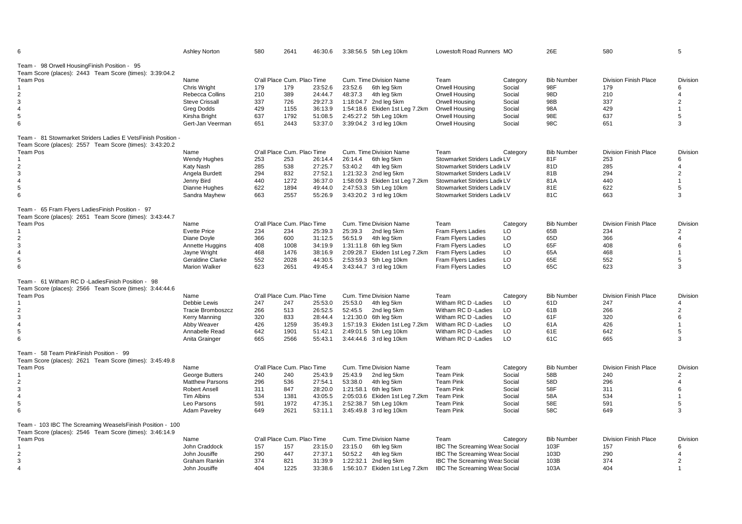| 6 | Ashley Norton | 580 | 2641 | 46:30.6 | 3:38:56.5 | 5th Leg 10km | Lowestoft Road Runners | MO | 26E | 580 | 5 |
|---|---|---|---|---|---|---|---|---|---|---|---|

Team - 98 Orwell HousingFinish Position - 95
Team Score (places): 2443 Team Score (times): 3:39:04.2

| Team Pos | Name | O'all Place | Cum. Place | Time | Cum. Time | Division Name | Team | Category | Bib Number | Division Finish Place | Division |
|---|---|---|---|---|---|---|---|---|---|---|---|
| 1 | Chris Wright | 179 | 179 | 23:52.6 | 23:52.6 | 6th leg 5km | Orwell Housing | Social | 98F | 179 | 6 |
| 2 | Rebecca Collins | 210 | 389 | 24:44.7 | 48:37.3 | 4th leg 5km | Orwell Housing | Social | 98D | 210 | 4 |
| 3 | Steve Crissall | 337 | 726 | 29:27.3 | 1:18:04.7 | 2nd leg 5km | Orwell Housing | Social | 98B | 337 | 2 |
| 4 | Greg Dodds | 429 | 1155 | 36:13.9 | 1:54:18.6 | Ekiden 1st Leg 7.2km | Orwell Housing | Social | 98A | 429 | 1 |
| 5 | Kirsha Bright | 637 | 1792 | 51:08.5 | 2:45:27.2 | 5th Leg 10km | Orwell Housing | Social | 98E | 637 | 5 |
| 6 | Gert-Jan Veerman | 651 | 2443 | 53:37.0 | 3:39:04.2 | 3 rd leg 10km | Orwell Housing | Social | 98C | 651 | 3 |

Team - 81 Stowmarket Striders Ladies E VetsFinish Position -
Team Score (places): 2557 Team Score (times): 3:43:20.2

| Team Pos | Name | O'all Place | Cum. Place | Time | Cum. Time | Division Name | Team | Category | Bib Number | Division Finish Place | Division |
|---|---|---|---|---|---|---|---|---|---|---|---|
| 1 | Wendy Hughes | 253 | 253 | 26:14.4 | 26:14.4 | 6th leg 5km | Stowmarket Striders Ladi | LV | 81F | 253 | 6 |
| 2 | Katy Nash | 285 | 538 | 27:25.7 | 53:40.2 | 4th leg 5km | Stowmarket Striders Ladi | LV | 81D | 285 | 4 |
| 3 | Angela Burdett | 294 | 832 | 27:52.1 | 1:21:32.3 | 2nd leg 5km | Stowmarket Striders Ladi | LV | 81B | 294 | 2 |
| 4 | Jenny Bird | 440 | 1272 | 36:37.0 | 1:58:09.3 | Ekiden 1st Leg 7.2km | Stowmarket Striders Ladi | LV | 81A | 440 | 1 |
| 5 | Dianne Hughes | 622 | 1894 | 49:44.0 | 2:47:53.3 | 5th Leg 10km | Stowmarket Striders Ladi | LV | 81E | 622 | 5 |
| 6 | Sandra Mayhew | 663 | 2557 | 55:26.9 | 3:43:20.2 | 3 rd leg 10km | Stowmarket Striders Ladi | LV | 81C | 663 | 3 |

Team - 65 Fram Flyers LadiesFinish Position - 97
Team Score (places): 2651 Team Score (times): 3:43:44.7

| Team Pos | Name | O'all Place | Cum. Place | Time | Cum. Time | Division Name | Team | Category | Bib Number | Division Finish Place | Division |
|---|---|---|---|---|---|---|---|---|---|---|---|
| 1 | Evette Price | 234 | 234 | 25:39.3 | 25:39.3 | 2nd leg 5km | Fram Flyers Ladies | LO | 65B | 234 | 2 |
| 2 | Diane Doyle | 366 | 600 | 31:12.5 | 56:51.9 | 4th leg 5km | Fram Flyers Ladies | LO | 65D | 366 | 4 |
| 3 | Annette Huggins | 408 | 1008 | 34:19.9 | 1:31:11.8 | 6th leg 5km | Fram Flyers Ladies | LO | 65F | 408 | 6 |
| 4 | Jayne Wright | 468 | 1476 | 38:16.9 | 2:09:28.7 | Ekiden 1st Leg 7.2km | Fram Flyers Ladies | LO | 65A | 468 | 1 |
| 5 | Geraldine Clarke | 552 | 2028 | 44:30.5 | 2:53:59.3 | 5th Leg 10km | Fram Flyers Ladies | LO | 65E | 552 | 5 |
| 6 | Marion Walker | 623 | 2651 | 49:45.4 | 3:43:44.7 | 3 rd leg 10km | Fram Flyers Ladies | LO | 65C | 623 | 3 |

Team - 61 Witham RC D -LadiesFinish Position - 98
Team Score (places): 2566 Team Score (times): 3:44:44.6

| Team Pos | Name | O'all Place | Cum. Place | Time | Cum. Time | Division Name | Team | Category | Bib Number | Division Finish Place | Division |
|---|---|---|---|---|---|---|---|---|---|---|---|
| 1 | Debbie Lewis | 247 | 247 | 25:53.0 | 25:53.0 | 4th leg 5km | Witham RC D -Ladies | LO | 61D | 247 | 4 |
| 2 | Tracie Bromboszcz | 266 | 513 | 26:52.5 | 52:45.5 | 2nd leg 5km | Witham RC D -Ladies | LO | 61B | 266 | 2 |
| 3 | Kerry Manning | 320 | 833 | 28:44.4 | 1:21:30.0 | 6th leg 5km | Witham RC D -Ladies | LO | 61F | 320 | 6 |
| 4 | Abby Weaver | 426 | 1259 | 35:49.3 | 1:57:19.3 | Ekiden 1st Leg 7.2km | Witham RC D -Ladies | LO | 61A | 426 | 1 |
| 5 | Annabelle Read | 642 | 1901 | 51:42.1 | 2:49:01.5 | 5th Leg 10km | Witham RC D -Ladies | LO | 61E | 642 | 5 |
| 6 | Anita Grainger | 665 | 2566 | 55:43.1 | 3:44:44.6 | 3 rd leg 10km | Witham RC D -Ladies | LO | 61C | 665 | 3 |

Team - 58 Team PinkFinish Position - 99
Team Score (places): 2621 Team Score (times): 3:45:49.8

| Team Pos | Name | O'all Place | Cum. Place | Time | Cum. Time | Division Name | Team | Category | Bib Number | Division Finish Place | Division |
|---|---|---|---|---|---|---|---|---|---|---|---|
| 1 | George Butters | 240 | 240 | 25:43.9 | 25:43.9 | 2nd leg 5km | Team Pink | Social | 58B | 240 | 2 |
| 2 | Matthew Parsons | 296 | 536 | 27:54.1 | 53:38.0 | 4th leg 5km | Team Pink | Social | 58D | 296 | 4 |
| 3 | Robert Ansell | 311 | 847 | 28:20.0 | 1:21:58.1 | 6th leg 5km | Team Pink | Social | 58F | 311 | 6 |
| 4 | Tim Albins | 534 | 1381 | 43:05.5 | 2:05:03.6 | Ekiden 1st Leg 7.2km | Team Pink | Social | 58A | 534 | 1 |
| 5 | Leo Parsons | 591 | 1972 | 47:35.1 | 2:52:38.7 | 5th Leg 10km | Team Pink | Social | 58E | 591 | 5 |
| 6 | Adam Paveley | 649 | 2621 | 53:11.1 | 3:45:49.8 | 3 rd leg 10km | Team Pink | Social | 58C | 649 | 3 |

Team - 103 IBC The Screaming WeaselsFinish Position - 100
Team Score (places): 2546 Team Score (times): 3:46:14.9

| Team Pos | Name | O'all Place | Cum. Place | Time | Cum. Time | Division Name | Team | Category | Bib Number | Division Finish Place | Division |
|---|---|---|---|---|---|---|---|---|---|---|---|
| 1 | John Craddock | 157 | 157 | 23:15.0 | 23:15.0 | 6th leg 5km | IBC The Screaming Weas | Social | 103F | 157 | 6 |
| 2 | John Jousiffe | 290 | 447 | 27:37.1 | 50:52.2 | 4th leg 5km | IBC The Screaming Weas | Social | 103D | 290 | 4 |
| 3 | Graham Rankin | 374 | 821 | 31:39.9 | 1:22:32.1 | 2nd leg 5km | IBC The Screaming Weas | Social | 103B | 374 | 2 |
| 4 | John Jousiffe | 404 | 1225 | 33:38.6 | 1:56:10.7 | Ekiden 1st Leg 7.2km | IBC The Screaming Weas | Social | 103A | 404 | 1 |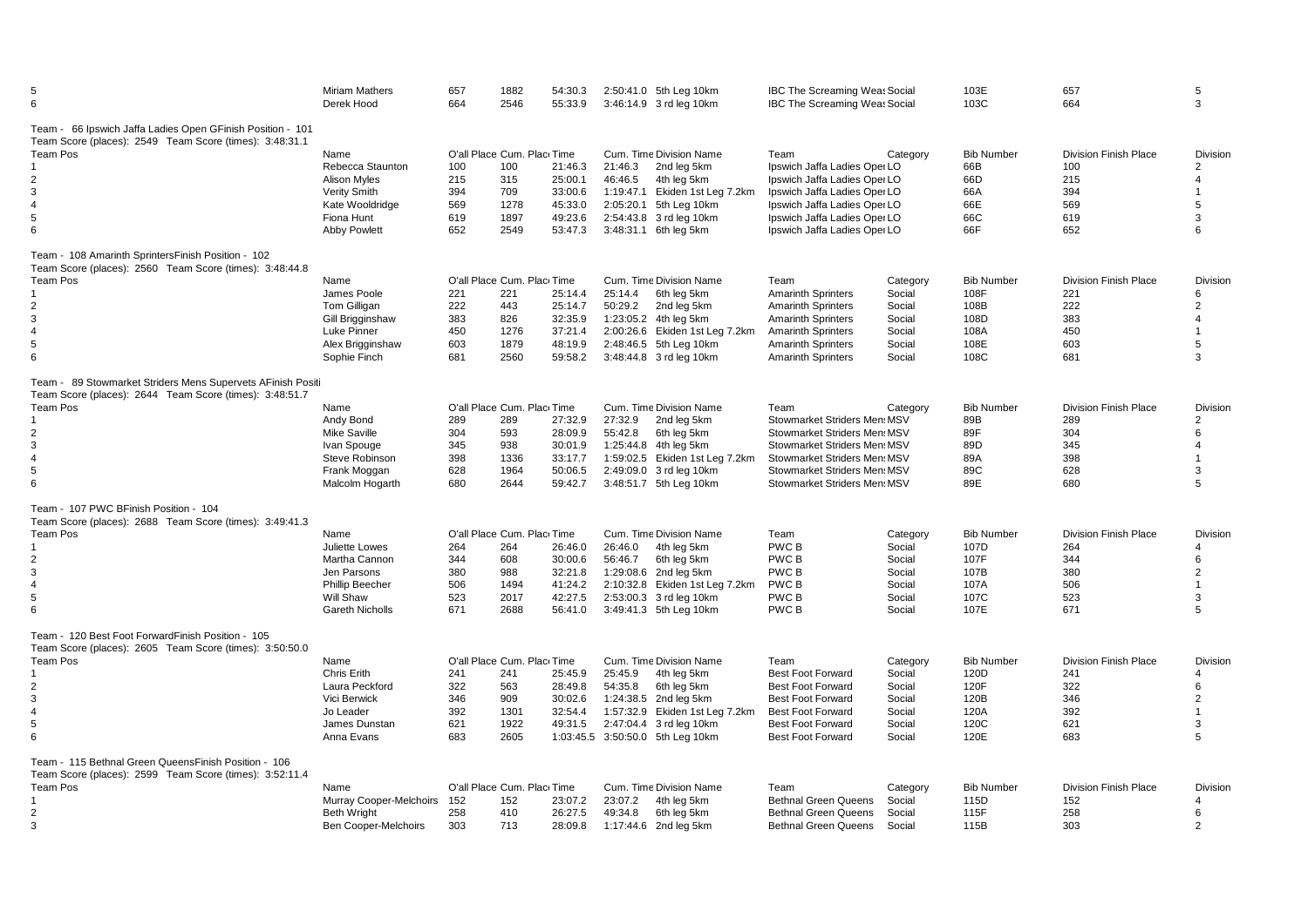| | | | | | | | | | | | |
|---|---|---|---|---|---|---|---|---|---|---|---|
| 5 | Miriam Mathers | 657 | 1882 | 54:30.3 | 2:50:41.0 | 5th Leg 10km | IBC The Screaming Weas Social | | 103E | 657 | 5 |
| 6 | Derek Hood | 664 | 2546 | 55:33.9 | 3:46:14.9 | 3 rd leg 10km | IBC The Screaming Weas Social | | 103C | 664 | 3 |

Team - 66 Ipswich Jaffa Ladies Open GFinish Position - 101
Team Score (places): 2549 Team Score (times): 3:48:31.1

| Team Pos | Name | O'all Place | Cum. Place | Time | Cum. Time | Division Name | Team | Category | Bib Number | Division Finish Place | Division |
|---|---|---|---|---|---|---|---|---|---|---|---|
| 1 | Rebecca Staunton | 100 | 100 | 21:46.3 | 21:46.3 | 2nd leg 5km | Ipswich Jaffa Ladies Oper | LO | 66B | 100 | 2 |
| 2 | Alison Myles | 215 | 315 | 25:00.1 | 46:46.5 | 4th leg 5km | Ipswich Jaffa Ladies Oper | LO | 66D | 215 | 4 |
| 3 | Verity Smith | 394 | 709 | 33:00.6 | 1:19:47.1 | Ekiden 1st Leg 7.2km | Ipswich Jaffa Ladies Oper | LO | 66A | 394 | 1 |
| 4 | Kate Wooldridge | 569 | 1278 | 45:33.0 | 2:05:20.1 | 5th Leg 10km | Ipswich Jaffa Ladies Oper | LO | 66E | 569 | 5 |
| 5 | Fiona Hunt | 619 | 1897 | 49:23.6 | 2:54:43.8 | 3 rd leg 10km | Ipswich Jaffa Ladies Oper | LO | 66C | 619 | 3 |
| 6 | Abby Powlett | 652 | 2549 | 53:47.3 | 3:48:31.1 | 6th leg 5km | Ipswich Jaffa Ladies Oper | LO | 66F | 652 | 6 |

Team - 108 Amarinth SprintersFinish Position - 102
Team Score (places): 2560 Team Score (times): 3:48:44.8

| Team Pos | Name | O'all Place | Cum. Place | Time | Cum. Time | Division Name | Team | Category | Bib Number | Division Finish Place | Division |
|---|---|---|---|---|---|---|---|---|---|---|---|
| 1 | James Poole | 221 | 221 | 25:14.4 | 25:14.4 | 6th leg 5km | Amarinth Sprinters | Social | 108F | 221 | 6 |
| 2 | Tom Gilligan | 222 | 443 | 25:14.7 | 50:29.2 | 2nd leg 5km | Amarinth Sprinters | Social | 108B | 222 | 2 |
| 3 | Gill Brigginshaw | 383 | 826 | 32:35.9 | 1:23:05.2 | 4th leg 5km | Amarinth Sprinters | Social | 108D | 383 | 4 |
| 4 | Luke Pinner | 450 | 1276 | 37:21.4 | 2:00:26.6 | Ekiden 1st Leg 7.2km | Amarinth Sprinters | Social | 108A | 450 | 1 |
| 5 | Alex Brigginshaw | 603 | 1879 | 48:19.9 | 2:48:46.5 | 5th Leg 10km | Amarinth Sprinters | Social | 108E | 603 | 5 |
| 6 | Sophie Finch | 681 | 2560 | 59:58.2 | 3:48:44.8 | 3 rd leg 10km | Amarinth Sprinters | Social | 108C | 681 | 3 |

Team - 89 Stowmarket Striders Mens Supervets AFinish Positi
Team Score (places): 2644 Team Score (times): 3:48:51.7

| Team Pos | Name | O'all Place | Cum. Place | Time | Cum. Time | Division Name | Team | Category | Bib Number | Division Finish Place | Division |
|---|---|---|---|---|---|---|---|---|---|---|---|
| 1 | Andy Bond | 289 | 289 | 27:32.9 | 27:32.9 | 2nd leg 5km | Stowmarket Striders Men | MSV | 89B | 289 | 2 |
| 2 | Mike Saville | 304 | 593 | 28:09.9 | 55:42.8 | 6th leg 5km | Stowmarket Striders Men | MSV | 89F | 304 | 6 |
| 3 | Ivan Spouge | 345 | 938 | 30:01.9 | 1:25:44.8 | 4th leg 5km | Stowmarket Striders Men | MSV | 89D | 345 | 4 |
| 4 | Steve Robinson | 398 | 1336 | 33:17.7 | 1:59:02.5 | Ekiden 1st Leg 7.2km | Stowmarket Striders Men | MSV | 89A | 398 | 1 |
| 5 | Frank Moggan | 628 | 1964 | 50:06.5 | 2:49:09.0 | 3 rd leg 10km | Stowmarket Striders Men | MSV | 89C | 628 | 3 |
| 6 | Malcolm Hogarth | 680 | 2644 | 59:42.7 | 3:48:51.7 | 5th Leg 10km | Stowmarket Striders Men | MSV | 89E | 680 | 5 |

Team - 107 PWC BFinish Position - 104
Team Score (places): 2688 Team Score (times): 3:49:41.3

| Team Pos | Name | O'all Place | Cum. Place | Time | Cum. Time | Division Name | Team | Category | Bib Number | Division Finish Place | Division |
|---|---|---|---|---|---|---|---|---|---|---|---|
| 1 | Juliette Lowes | 264 | 264 | 26:46.0 | 26:46.0 | 4th leg 5km | PWC B | Social | 107D | 264 | 4 |
| 2 | Martha Cannon | 344 | 608 | 30:00.6 | 56:46.7 | 6th leg 5km | PWC B | Social | 107F | 344 | 6 |
| 3 | Jen Parsons | 380 | 988 | 32:21.8 | 1:29:08.6 | 2nd leg 5km | PWC B | Social | 107B | 380 | 2 |
| 4 | Phillip Beecher | 506 | 1494 | 41:24.2 | 2:10:32.8 | Ekiden 1st Leg 7.2km | PWC B | Social | 107A | 506 | 1 |
| 5 | Will Shaw | 523 | 2017 | 42:27.5 | 2:53:00.3 | 3 rd leg 10km | PWC B | Social | 107C | 523 | 3 |
| 6 | Gareth Nicholls | 671 | 2688 | 56:41.0 | 3:49:41.3 | 5th Leg 10km | PWC B | Social | 107E | 671 | 5 |

Team - 120 Best Foot ForwardFinish Position - 105
Team Score (places): 2605 Team Score (times): 3:50:50.0

| Team Pos | Name | O'all Place | Cum. Place | Time | Cum. Time | Division Name | Team | Category | Bib Number | Division Finish Place | Division |
|---|---|---|---|---|---|---|---|---|---|---|---|
| 1 | Chris Erith | 241 | 241 | 25:45.9 | 25:45.9 | 4th leg 5km | Best Foot Forward | Social | 120D | 241 | 4 |
| 2 | Laura Peckford | 322 | 563 | 28:49.8 | 54:35.8 | 6th leg 5km | Best Foot Forward | Social | 120F | 322 | 6 |
| 3 | Vici Berwick | 346 | 909 | 30:02.6 | 1:24:38.5 | 2nd leg 5km | Best Foot Forward | Social | 120B | 346 | 2 |
| 4 | Jo Leader | 392 | 1301 | 32:54.4 | 1:57:32.9 | Ekiden 1st Leg 7.2km | Best Foot Forward | Social | 120A | 392 | 1 |
| 5 | James Dunstan | 621 | 1922 | 49:31.5 | 2:47:04.4 | 3 rd leg 10km | Best Foot Forward | Social | 120C | 621 | 3 |
| 6 | Anna Evans | 683 | 2605 | 1:03:45.5 | 3:50:50.0 | 5th Leg 10km | Best Foot Forward | Social | 120E | 683 | 5 |

Team - 115 Bethnal Green QueensFinish Position - 106
Team Score (places): 2599 Team Score (times): 3:52:11.4

| Team Pos | Name | O'all Place | Cum. Place | Time | Cum. Time | Division Name | Team | Category | Bib Number | Division Finish Place | Division |
|---|---|---|---|---|---|---|---|---|---|---|---|
| 1 | Murray Cooper-Melchoirs | 152 | 152 | 23:07.2 | 23:07.2 | 4th leg 5km | Bethnal Green Queens | Social | 115D | 152 | 4 |
| 2 | Beth Wright | 258 | 410 | 26:27.5 | 49:34.8 | 6th leg 5km | Bethnal Green Queens | Social | 115F | 258 | 6 |
| 3 | Ben Cooper-Melchoirs | 303 | 713 | 28:09.8 | 1:17:44.6 | 2nd leg 5km | Bethnal Green Queens | Social | 115B | 303 | 2 |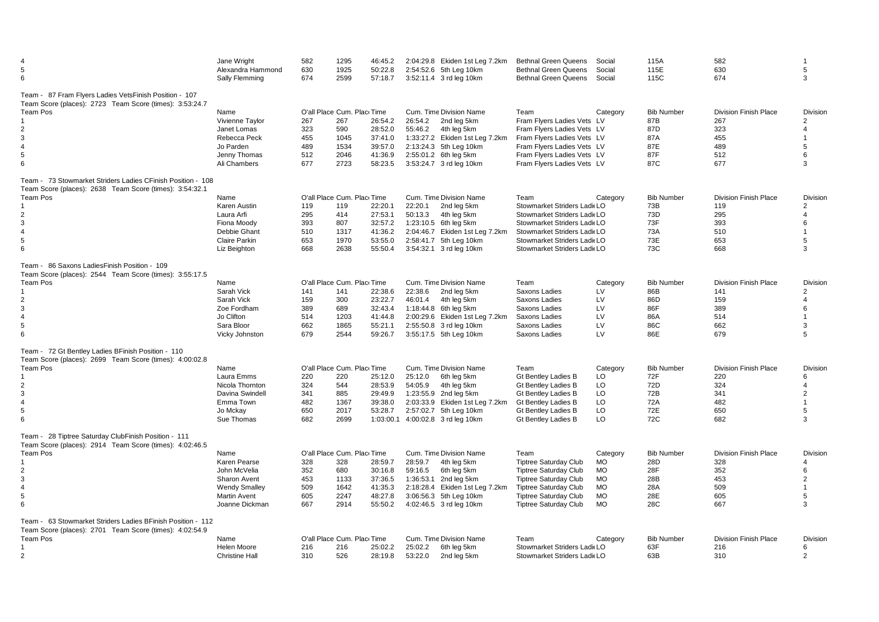| | | | | | | | | | | | |
|---|---|---|---|---|---|---|---|---|---|---|---|
| 4 | Jane Wright | 582 | 1295 | 46:45.2 | 2:04:29.8 | Ekiden 1st Leg 7.2km | Bethnal Green Queens | Social | 115A | 582 | 1 |
| 5 | Alexandra Hammond | 630 | 1925 | 50:22.8 | 2:54:52.6 | 5th Leg 10km | Bethnal Green Queens | Social | 115E | 630 | 5 |
| 6 | Sally Flemming | 674 | 2599 | 57:18.7 | 3:52:11.4 | 3 rd leg 10km | Bethnal Green Queens | Social | 115C | 674 | 3 |

Team - 87 Fram Flyers Ladies VetsFinish Position - 107
Team Score (places): 2723 Team Score (times): 3:53:24.7

| Team Pos | Name | O'all Place | Cum. Place | Time | Cum. Time | Division Name | Team | Category | Bib Number | Division Finish Place | Division |
|---|---|---|---|---|---|---|---|---|---|---|---|
| 1 | Vivienne Taylor | 267 | 267 | 26:54.2 | 26:54.2 | 2nd leg 5km | Fram Flyers Ladies Vets | LV | 87B | 267 | 2 |
| 2 | Janet Lomas | 323 | 590 | 28:52.0 | 55:46.2 | 4th leg 5km | Fram Flyers Ladies Vets | LV | 87D | 323 | 4 |
| 3 | Rebecca Peck | 455 | 1045 | 37:41.0 | 1:33:27.2 | Ekiden 1st Leg 7.2km | Fram Flyers Ladies Vets | LV | 87A | 455 | 1 |
| 4 | Jo Parden | 489 | 1534 | 39:57.0 | 2:13:24.3 | 5th Leg 10km | Fram Flyers Ladies Vets | LV | 87E | 489 | 5 |
| 5 | Jenny Thomas | 512 | 2046 | 41:36.9 | 2:55:01.2 | 6th leg 5km | Fram Flyers Ladies Vets | LV | 87F | 512 | 6 |
| 6 | Ali Chambers | 677 | 2723 | 58:23.5 | 3:53:24.7 | 3 rd leg 10km | Fram Flyers Ladies Vets | LV | 87C | 677 | 3 |

Team - 73 Stowmarket Striders Ladies CFinish Position - 108
Team Score (places): 2638 Team Score (times): 3:54:32.1

| Team Pos | Name | O'all Place | Cum. Place | Time | Cum. Time | Division Name | Team | Category | Bib Number | Division Finish Place | Division |
|---|---|---|---|---|---|---|---|---|---|---|---|
| 1 | Karen Austin | 119 | 119 | 22:20.1 | 22:20.1 | 2nd leg 5km | Stowmarket Striders Ladie | LO | 73B | 119 | 2 |
| 2 | Laura Arfi | 295 | 414 | 27:53.1 | 50:13.3 | 4th leg 5km | Stowmarket Striders Ladie | LO | 73D | 295 | 4 |
| 3 | Fiona Moody | 393 | 807 | 32:57.2 | 1:23:10.5 | 6th leg 5km | Stowmarket Striders Ladie | LO | 73F | 393 | 6 |
| 4 | Debbie Ghant | 510 | 1317 | 41:36.2 | 2:04:46.7 | Ekiden 1st Leg 7.2km | Stowmarket Striders Ladie | LO | 73A | 510 | 1 |
| 5 | Claire Parkin | 653 | 1970 | 53:55.0 | 2:58:41.7 | 5th Leg 10km | Stowmarket Striders Ladie | LO | 73E | 653 | 5 |
| 6 | Liz Beighton | 668 | 2638 | 55:50.4 | 3:54:32.1 | 3 rd leg 10km | Stowmarket Striders Ladie | LO | 73C | 668 | 3 |

Team - 86 Saxons LadiesFinish Position - 109
Team Score (places): 2544 Team Score (times): 3:55:17.5

| Team Pos | Name | O'all Place | Cum. Place | Time | Cum. Time | Division Name | Team | Category | Bib Number | Division Finish Place | Division |
|---|---|---|---|---|---|---|---|---|---|---|---|
| 1 | Sarah Vick | 141 | 141 | 22:38.6 | 22:38.6 | 2nd leg 5km | Saxons Ladies | LV | 86B | 141 | 2 |
| 2 | Sarah Vick | 159 | 300 | 23:22.7 | 46:01.4 | 4th leg 5km | Saxons Ladies | LV | 86D | 159 | 4 |
| 3 | Zoe Fordham | 389 | 689 | 32:43.4 | 1:18:44.8 | 6th leg 5km | Saxons Ladies | LV | 86F | 389 | 6 |
| 4 | Jo Clifton | 514 | 1203 | 41:44.8 | 2:00:29.6 | Ekiden 1st Leg 7.2km | Saxons Ladies | LV | 86A | 514 | 1 |
| 5 | Sara Bloor | 662 | 1865 | 55:21.1 | 2:55:50.8 | 3 rd leg 10km | Saxons Ladies | LV | 86C | 662 | 3 |
| 6 | Vicky Johnston | 679 | 2544 | 59:26.7 | 3:55:17.5 | 5th Leg 10km | Saxons Ladies | LV | 86E | 679 | 5 |

Team - 72 Gt Bentley Ladies BFinish Position - 110
Team Score (places): 2699 Team Score (times): 4:00:02.8

| Team Pos | Name | O'all Place | Cum. Place | Time | Cum. Time | Division Name | Team | Category | Bib Number | Division Finish Place | Division |
|---|---|---|---|---|---|---|---|---|---|---|---|
| 1 | Laura Emms | 220 | 220 | 25:12.0 | 25:12.0 | 6th leg 5km | Gt Bentley Ladies B | LO | 72F | 220 | 6 |
| 2 | Nicola Thornton | 324 | 544 | 28:53.9 | 54:05.9 | 4th leg 5km | Gt Bentley Ladies B | LO | 72D | 324 | 4 |
| 3 | Davina Swindell | 341 | 885 | 29:49.9 | 1:23:55.9 | 2nd leg 5km | Gt Bentley Ladies B | LO | 72B | 341 | 2 |
| 4 | Emma Town | 482 | 1367 | 39:38.0 | 2:03:33.9 | Ekiden 1st Leg 7.2km | Gt Bentley Ladies B | LO | 72A | 482 | 1 |
| 5 | Jo Mckay | 650 | 2017 | 53:28.7 | 2:57:02.7 | 5th Leg 10km | Gt Bentley Ladies B | LO | 72E | 650 | 5 |
| 6 | Sue Thomas | 682 | 2699 | 1:03:00.1 | 4:00:02.8 | 3 rd leg 10km | Gt Bentley Ladies B | LO | 72C | 682 | 3 |

Team - 28 Tiptree Saturday ClubFinish Position - 111
Team Score (places): 2914 Team Score (times): 4:02:46.5

| Team Pos | Name | O'all Place | Cum. Place | Time | Cum. Time | Division Name | Team | Category | Bib Number | Division Finish Place | Division |
|---|---|---|---|---|---|---|---|---|---|---|---|
| 1 | Karen Pearse | 328 | 328 | 28:59.7 | 28:59.7 | 4th leg 5km | Tiptree Saturday Club | MO | 28D | 328 | 4 |
| 2 | John McVelia | 352 | 680 | 30:16.8 | 59:16.5 | 6th leg 5km | Tiptree Saturday Club | MO | 28F | 352 | 6 |
| 3 | Sharon Avent | 453 | 1133 | 37:36.5 | 1:36:53.1 | 2nd leg 5km | Tiptree Saturday Club | MO | 28B | 453 | 2 |
| 4 | Wendy Smalley | 509 | 1642 | 41:35.3 | 2:18:28.4 | Ekiden 1st Leg 7.2km | Tiptree Saturday Club | MO | 28A | 509 | 1 |
| 5 | Martin Avent | 605 | 2247 | 48:27.8 | 3:06:56.3 | 5th Leg 10km | Tiptree Saturday Club | MO | 28E | 605 | 5 |
| 6 | Joanne Dickman | 667 | 2914 | 55:50.2 | 4:02:46.5 | 3 rd leg 10km | Tiptree Saturday Club | MO | 28C | 667 | 3 |

Team - 63 Stowmarket Striders Ladies BFinish Position - 112
Team Score (places): 2701 Team Score (times): 4:02:54.9

| Team Pos | Name | O'all Place | Cum. Place | Time | Cum. Time | Division Name | Team | Category | Bib Number | Division Finish Place | Division |
|---|---|---|---|---|---|---|---|---|---|---|---|
| 1 | Helen Moore | 216 | 216 | 25:02.2 | 25:02.2 | 6th leg 5km | Stowmarket Striders Ladie | LO | 63F | 216 | 6 |
| 2 | Christine Hall | 310 | 526 | 28:19.8 | 53:22.0 | 2nd leg 5km | Stowmarket Striders Ladie | LO | 63B | 310 | 2 |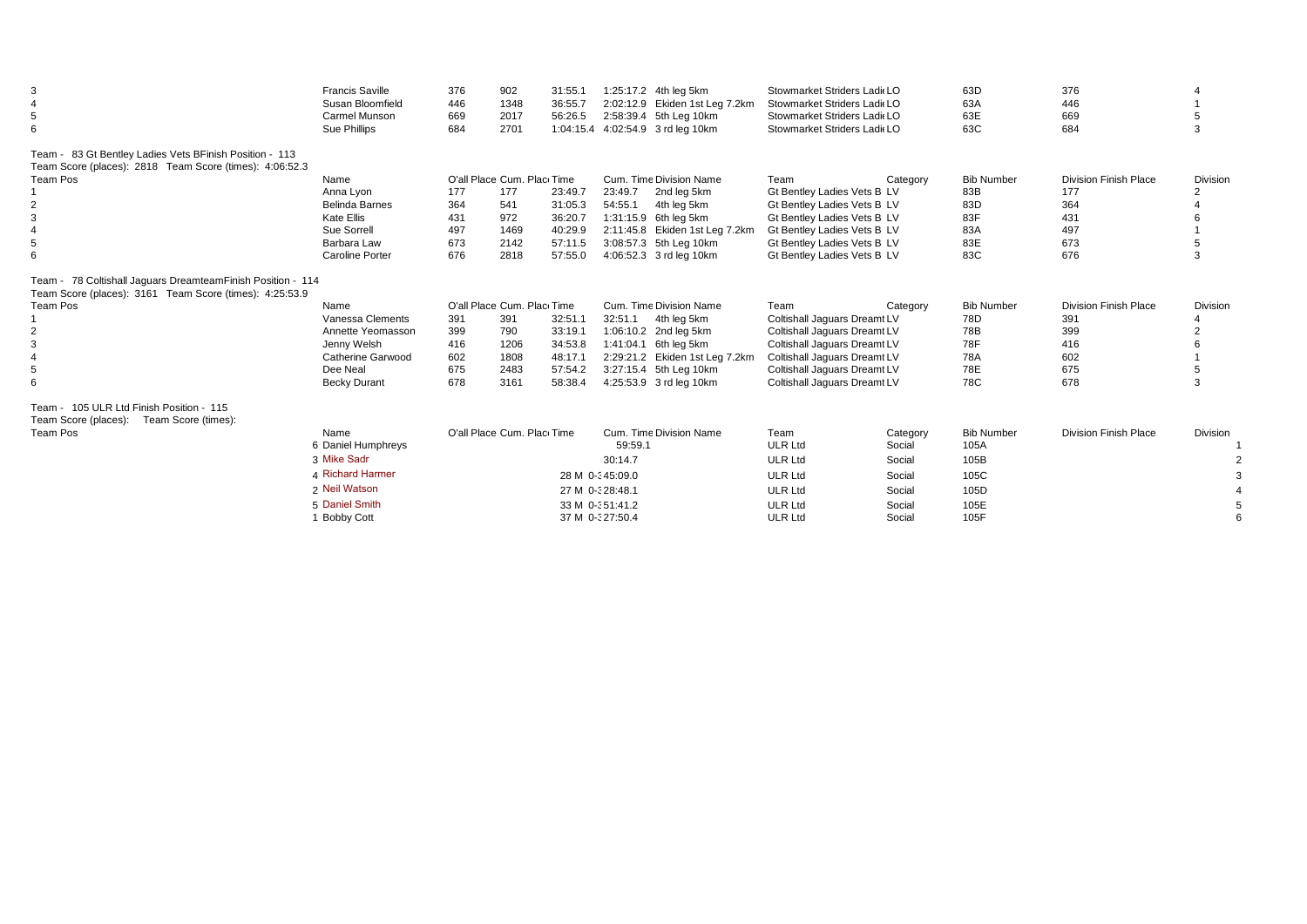| | | | | | | | | | | | | |
|---|---|---|---|---|---|---|---|---|---|---|---|---|
| 3 | Francis Saville | 376 | 902 | 31:55.1 | 1:25:17.2 | 4th leg 5km | Stowmarket Striders Ladie | LO | 63D | 376 | 4 |
| 4 | Susan Bloomfield | 446 | 1348 | 36:55.7 | 2:02:12.9 | Ekiden 1st Leg 7.2km | Stowmarket Striders Ladie | LO | 63A | 446 | 1 |
| 5 | Carmel Munson | 669 | 2017 | 56:26.5 | 2:58:39.4 | 5th Leg 10km | Stowmarket Striders Ladie | LO | 63E | 669 | 5 |
| 6 | Sue Phillips | 684 | 2701 | 1:04:15.4 | 4:02:54.9 | 3 rd leg 10km | Stowmarket Striders Ladie | LO | 63C | 684 | 3 |

Team - 83 Gt Bentley Ladies Vets BFinish Position - 113
Team Score (places): 2818 Team Score (times): 4:06:52.3

| Team Pos | Name | O'all Place | Cum. Place | Time | Cum. Time | Division Name | Team | Category | Bib Number | Division Finish Place | Division |
|---|---|---|---|---|---|---|---|---|---|---|---|
| 1 | Anna Lyon | 177 | 177 | 23:49.7 | 23:49.7 | 2nd leg 5km | Gt Bentley Ladies Vets B | LV | 83B | 177 | 2 |
| 2 | Belinda Barnes | 364 | 541 | 31:05.3 | 54:55.1 | 4th leg 5km | Gt Bentley Ladies Vets B | LV | 83D | 364 | 4 |
| 3 | Kate Ellis | 431 | 972 | 36:20.7 | 1:31:15.9 | 6th leg 5km | Gt Bentley Ladies Vets B | LV | 83F | 431 | 6 |
| 4 | Sue Sorrell | 497 | 1469 | 40:29.9 | 2:11:45.8 | Ekiden 1st Leg 7.2km | Gt Bentley Ladies Vets B | LV | 83A | 497 | 1 |
| 5 | Barbara Law | 673 | 2142 | 57:11.5 | 3:08:57.3 | 5th Leg 10km | Gt Bentley Ladies Vets B | LV | 83E | 673 | 5 |
| 6 | Caroline Porter | 676 | 2818 | 57:55.0 | 4:06:52.3 | 3 rd leg 10km | Gt Bentley Ladies Vets B | LV | 83C | 676 | 3 |

Team - 78 Coltishall Jaguars DreamteamFinish Position - 114
Team Score (places): 3161 Team Score (times): 4:25:53.9

| Team Pos | Name | O'all Place | Cum. Place | Time | Cum. Time | Division Name | Team | Category | Bib Number | Division Finish Place | Division |
|---|---|---|---|---|---|---|---|---|---|---|---|
| 1 | Vanessa Clements | 391 | 391 | 32:51.1 | 32:51.1 | 4th leg 5km | Coltishall Jaguars Dreamt | LV | 78D | 391 | 4 |
| 2 | Annette Yeomasson | 399 | 790 | 33:19.1 | 1:06:10.2 | 2nd leg 5km | Coltishall Jaguars Dreamt | LV | 78B | 399 | 2 |
| 3 | Jenny Welsh | 416 | 1206 | 34:53.8 | 1:41:04.1 | 6th leg 5km | Coltishall Jaguars Dreamt | LV | 78F | 416 | 6 |
| 4 | Catherine Garwood | 602 | 1808 | 48:17.1 | 2:29:21.2 | Ekiden 1st Leg 7.2km | Coltishall Jaguars Dreamt | LV | 78A | 602 | 1 |
| 5 | Dee Neal | 675 | 2483 | 57:54.2 | 3:27:15.4 | 5th Leg 10km | Coltishall Jaguars Dreamt | LV | 78E | 675 | 5 |
| 6 | Becky Durant | 678 | 3161 | 58:38.4 | 4:25:53.9 | 3 rd leg 10km | Coltishall Jaguars Dreamt | LV | 78C | 678 | 3 |

Team - 105 ULR Ltd Finish Position - 115
Team Score (places): Team Score (times):

| Team Pos | Name | O'all Place | Cum. Place | Time | Cum. Time | Division Name | Team | Category | Bib Number | Division Finish Place | Division |
|---|---|---|---|---|---|---|---|---|---|---|---|
| | 6 Daniel Humphreys | | | | 59:59.1 | | ULR Ltd | Social | 105A | | 1 |
| | 3 Mike Sadr | | | | 30:14.7 | | ULR Ltd | Social | 105B | | 2 |
| | 4 Richard Harmer | | | 28 M 0-3 | 45:09.0 | | ULR Ltd | Social | 105C | | 3 |
| | 2 Neil Watson | | | 27 M 0-3 | 28:48.1 | | ULR Ltd | Social | 105D | | 4 |
| | 5 Daniel Smith | | | 33 M 0-3 | 51:41.2 | | ULR Ltd | Social | 105E | | 5 |
| | 1 Bobby Cott | | | 37 M 0-3 | 27:50.4 | | ULR Ltd | Social | 105F | | 6 |